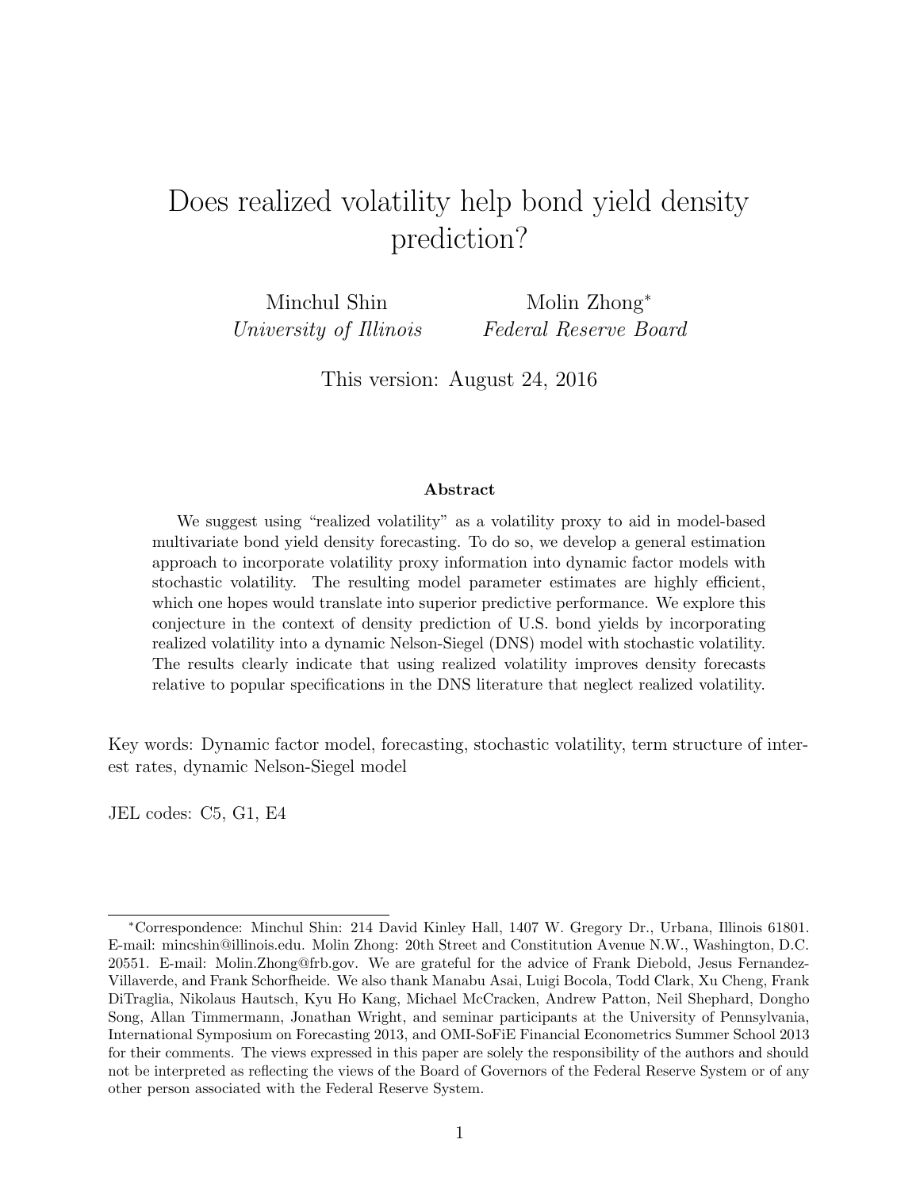# Does realized volatility help bond yield density prediction?

Minchul Shin
*University of Illinois*

Molin Zhong[*]
*Federal Reserve Board*

This version: August 24, 2016

### Abstract

We suggest using "realized volatility" as a volatility proxy to aid in model-based multivariate bond yield density forecasting. To do so, we develop a general estimation approach to incorporate volatility proxy information into dynamic factor models with stochastic volatility. The resulting model parameter estimates are highly efficient, which one hopes would translate into superior predictive performance. We explore this conjecture in the context of density prediction of U.S. bond yields by incorporating realized volatility into a dynamic Nelson-Siegel (DNS) model with stochastic volatility. The results clearly indicate that using realized volatility improves density forecasts relative to popular specifications in the DNS literature that neglect realized volatility.

Key words: Dynamic factor model, forecasting, stochastic volatility, term structure of interest rates, dynamic Nelson-Siegel model

JEL codes: C5, G1, E4

[*]Correspondence: Minchul Shin: 214 David Kinley Hall, 1407 W. Gregory Dr., Urbana, Illinois 61801. E-mail: mincshin@illinois.edu. Molin Zhong: 20th Street and Constitution Avenue N.W., Washington, D.C. 20551. E-mail: Molin.Zhong@frb.gov. We are grateful for the advice of Frank Diebold, Jesus Fernandez-Villaverde, and Frank Schorfheide. We also thank Manabu Asai, Luigi Bocola, Todd Clark, Xu Cheng, Frank DiTraglia, Nikolaus Hautsch, Kyu Ho Kang, Michael McCracken, Andrew Patton, Neil Shephard, Dongho Song, Allan Timmermann, Jonathan Wright, and seminar participants at the University of Pennsylvania, International Symposium on Forecasting 2013, and OMI-SoFiE Financial Econometrics Summer School 2013 for their comments. The views expressed in this paper are solely the responsibility of the authors and should not be interpreted as reflecting the views of the Board of Governors of the Federal Reserve System or of any other person associated with the Federal Reserve System.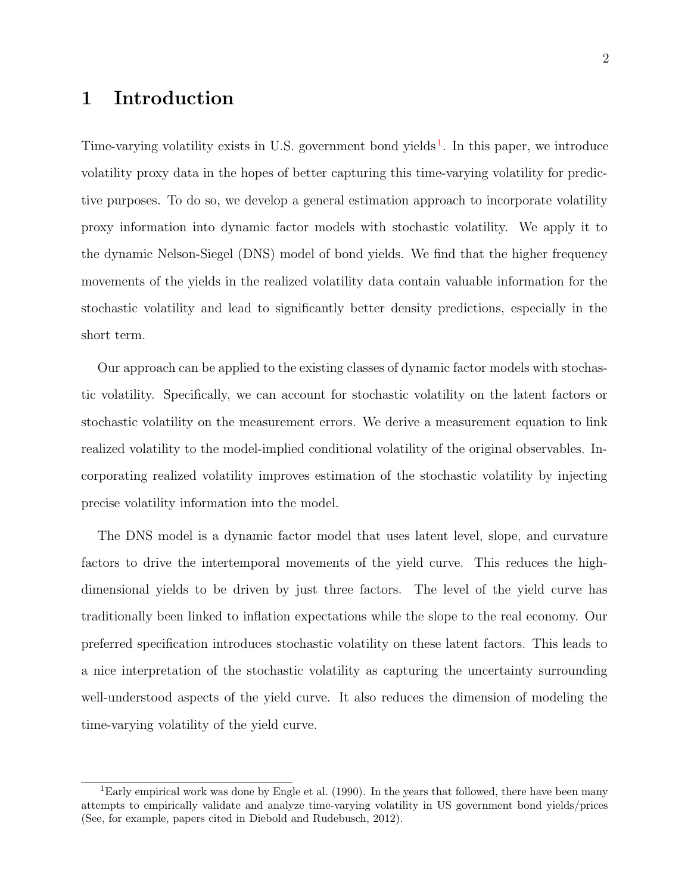# 1 Introduction

Time-varying volatility exists in U.S. government bond yields[1]. In this paper, we introduce volatility proxy data in the hopes of better capturing this time-varying volatility for predictive purposes. To do so, we develop a general estimation approach to incorporate volatility proxy information into dynamic factor models with stochastic volatility. We apply it to the dynamic Nelson-Siegel (DNS) model of bond yields. We find that the higher frequency movements of the yields in the realized volatility data contain valuable information for the stochastic volatility and lead to significantly better density predictions, especially in the short term.

Our approach can be applied to the existing classes of dynamic factor models with stochastic volatility. Specifically, we can account for stochastic volatility on the latent factors or stochastic volatility on the measurement errors. We derive a measurement equation to link realized volatility to the model-implied conditional volatility of the original observables. Incorporating realized volatility improves estimation of the stochastic volatility by injecting precise volatility information into the model.

The DNS model is a dynamic factor model that uses latent level, slope, and curvature factors to drive the intertemporal movements of the yield curve. This reduces the high-dimensional yields to be driven by just three factors. The level of the yield curve has traditionally been linked to inflation expectations while the slope to the real economy. Our preferred specification introduces stochastic volatility on these latent factors. This leads to a nice interpretation of the stochastic volatility as capturing the uncertainty surrounding well-understood aspects of the yield curve. It also reduces the dimension of modeling the time-varying volatility of the yield curve.

[1] Early empirical work was done by Engle et al. (1990). In the years that followed, there have been many attempts to empirically validate and analyze time-varying volatility in US government bond yields/prices (See, for example, papers cited in Diebold and Rudebusch, 2012).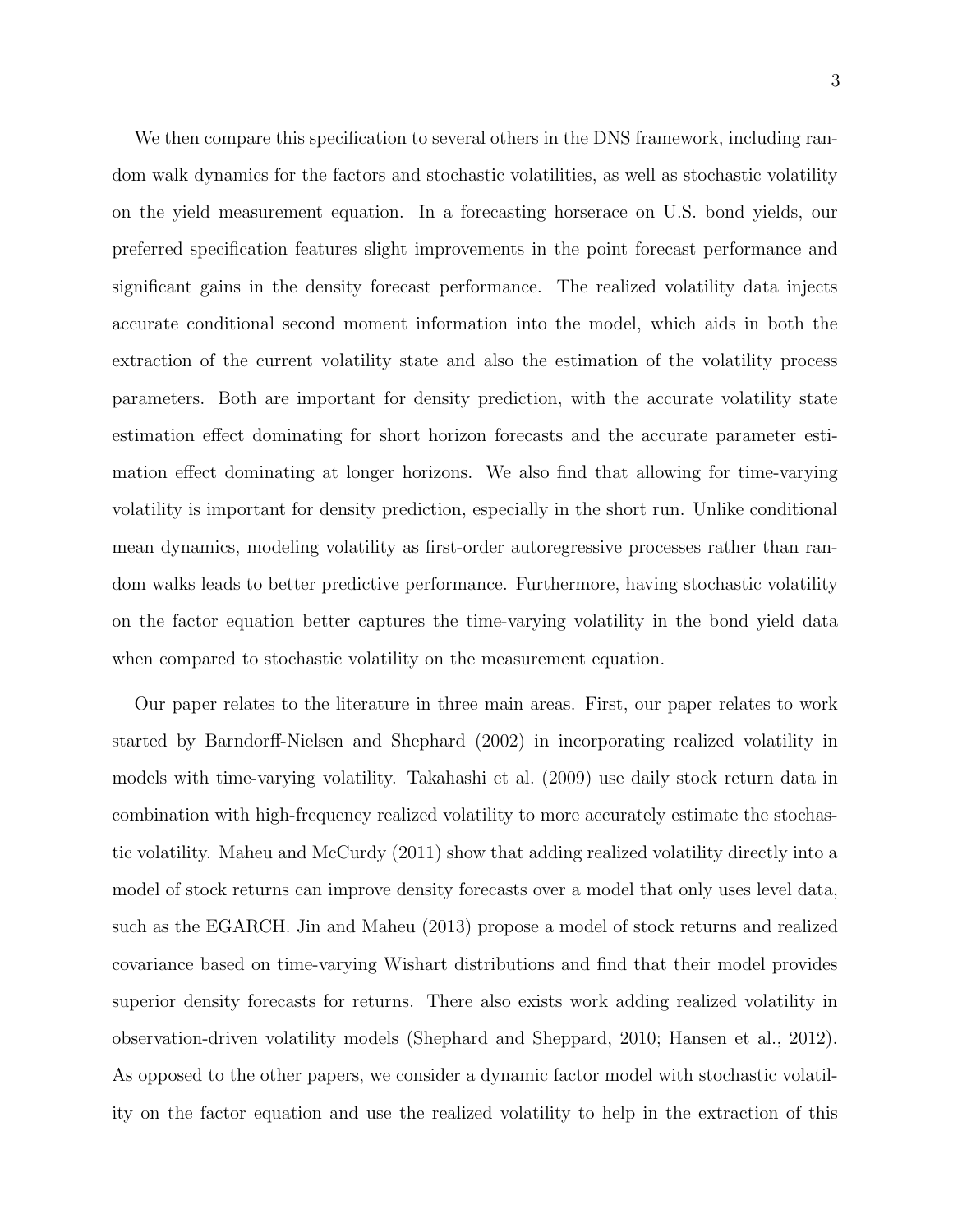We then compare this specification to several others in the DNS framework, including random walk dynamics for the factors and stochastic volatilities, as well as stochastic volatility on the yield measurement equation. In a forecasting horserace on U.S. bond yields, our preferred specification features slight improvements in the point forecast performance and significant gains in the density forecast performance. The realized volatility data injects accurate conditional second moment information into the model, which aids in both the extraction of the current volatility state and also the estimation of the volatility process parameters. Both are important for density prediction, with the accurate volatility state estimation effect dominating for short horizon forecasts and the accurate parameter estimation effect dominating at longer horizons. We also find that allowing for time-varying volatility is important for density prediction, especially in the short run. Unlike conditional mean dynamics, modeling volatility as first-order autoregressive processes rather than random walks leads to better predictive performance. Furthermore, having stochastic volatility on the factor equation better captures the time-varying volatility in the bond yield data when compared to stochastic volatility on the measurement equation.

Our paper relates to the literature in three main areas. First, our paper relates to work started by Barndorff-Nielsen and Shephard (2002) in incorporating realized volatility in models with time-varying volatility. Takahashi et al. (2009) use daily stock return data in combination with high-frequency realized volatility to more accurately estimate the stochastic volatility. Maheu and McCurdy (2011) show that adding realized volatility directly into a model of stock returns can improve density forecasts over a model that only uses level data, such as the EGARCH. Jin and Maheu (2013) propose a model of stock returns and realized covariance based on time-varying Wishart distributions and find that their model provides superior density forecasts for returns. There also exists work adding realized volatility in observation-driven volatility models (Shephard and Sheppard, 2010; Hansen et al., 2012). As opposed to the other papers, we consider a dynamic factor model with stochastic volatility on the factor equation and use the realized volatility to help in the extraction of this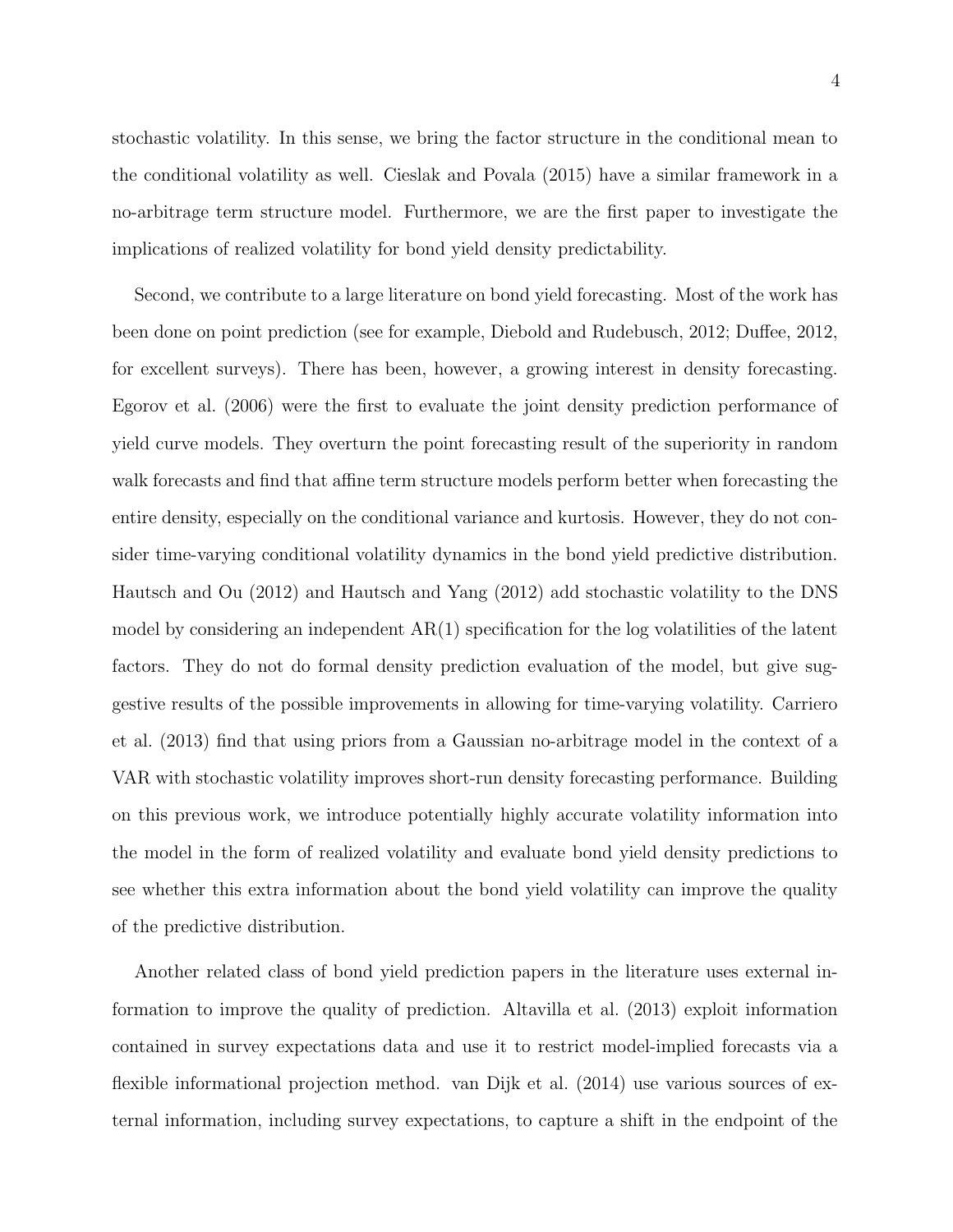stochastic volatility. In this sense, we bring the factor structure in the conditional mean to the conditional volatility as well. Cieslak and Povala (2015) have a similar framework in a no-arbitrage term structure model. Furthermore, we are the first paper to investigate the implications of realized volatility for bond yield density predictability.

Second, we contribute to a large literature on bond yield forecasting. Most of the work has been done on point prediction (see for example, Diebold and Rudebusch, 2012; Duffee, 2012, for excellent surveys). There has been, however, a growing interest in density forecasting. Egorov et al. (2006) were the first to evaluate the joint density prediction performance of yield curve models. They overturn the point forecasting result of the superiority in random walk forecasts and find that affine term structure models perform better when forecasting the entire density, especially on the conditional variance and kurtosis. However, they do not consider time-varying conditional volatility dynamics in the bond yield predictive distribution. Hautsch and Ou (2012) and Hautsch and Yang (2012) add stochastic volatility to the DNS model by considering an independent AR(1) specification for the log volatilities of the latent factors. They do not do formal density prediction evaluation of the model, but give suggestive results of the possible improvements in allowing for time-varying volatility. Carriero et al. (2013) find that using priors from a Gaussian no-arbitrage model in the context of a VAR with stochastic volatility improves short-run density forecasting performance. Building on this previous work, we introduce potentially highly accurate volatility information into the model in the form of realized volatility and evaluate bond yield density predictions to see whether this extra information about the bond yield volatility can improve the quality of the predictive distribution.

Another related class of bond yield prediction papers in the literature uses external information to improve the quality of prediction. Altavilla et al. (2013) exploit information contained in survey expectations data and use it to restrict model-implied forecasts via a flexible informational projection method. van Dijk et al. (2014) use various sources of external information, including survey expectations, to capture a shift in the endpoint of the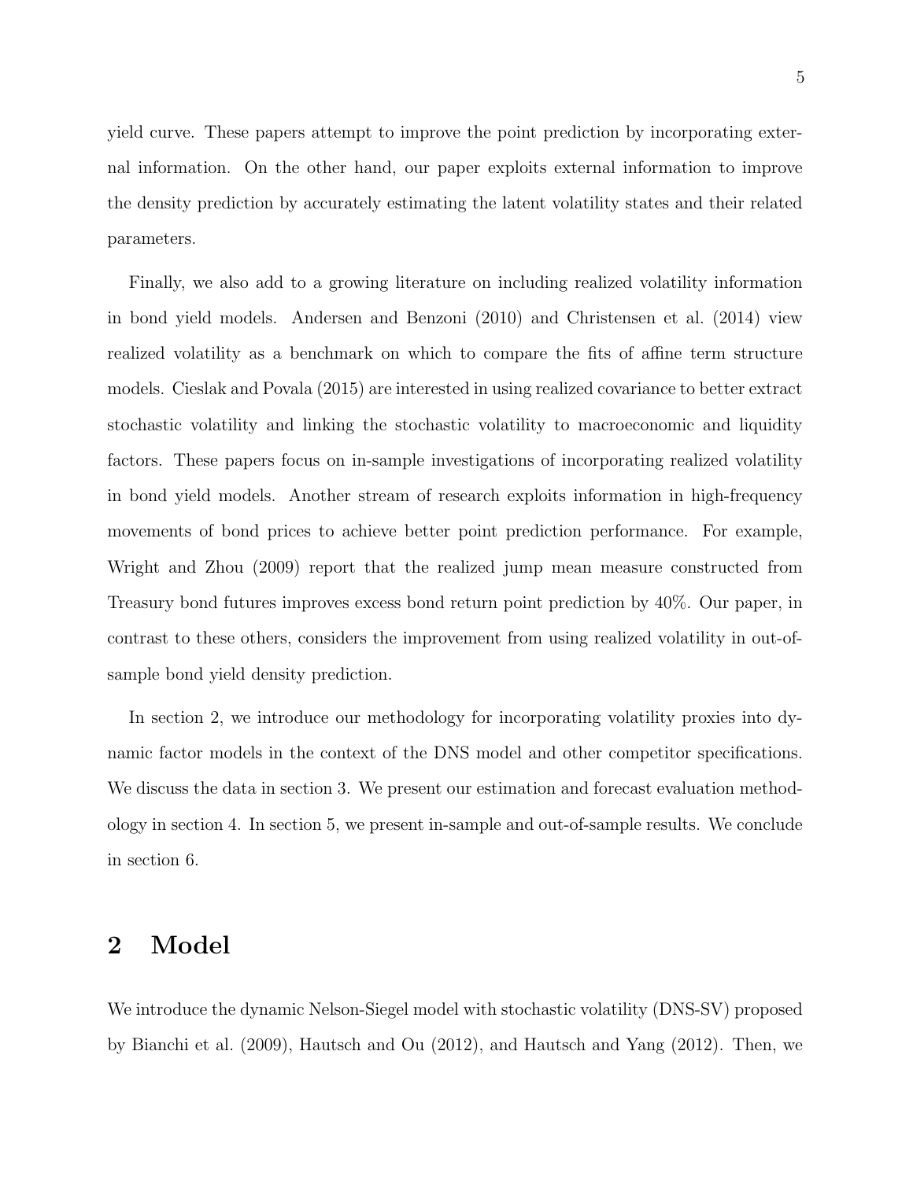yield curve. These papers attempt to improve the point prediction by incorporating external information. On the other hand, our paper exploits external information to improve the density prediction by accurately estimating the latent volatility states and their related parameters.

Finally, we also add to a growing literature on including realized volatility information in bond yield models. Andersen and Benzoni (2010) and Christensen et al. (2014) view realized volatility as a benchmark on which to compare the fits of affine term structure models. Cieslak and Povala (2015) are interested in using realized covariance to better extract stochastic volatility and linking the stochastic volatility to macroeconomic and liquidity factors. These papers focus on in-sample investigations of incorporating realized volatility in bond yield models. Another stream of research exploits information in high-frequency movements of bond prices to achieve better point prediction performance. For example, Wright and Zhou (2009) report that the realized jump mean measure constructed from Treasury bond futures improves excess bond return point prediction by 40%. Our paper, in contrast to these others, considers the improvement from using realized volatility in out-of-sample bond yield density prediction.

In section 2, we introduce our methodology for incorporating volatility proxies into dynamic factor models in the context of the DNS model and other competitor specifications. We discuss the data in section 3. We present our estimation and forecast evaluation methodology in section 4. In section 5, we present in-sample and out-of-sample results. We conclude in section 6.

# 2 Model

We introduce the dynamic Nelson-Siegel model with stochastic volatility (DNS-SV) proposed by Bianchi et al. (2009), Hautsch and Ou (2012), and Hautsch and Yang (2012). Then, we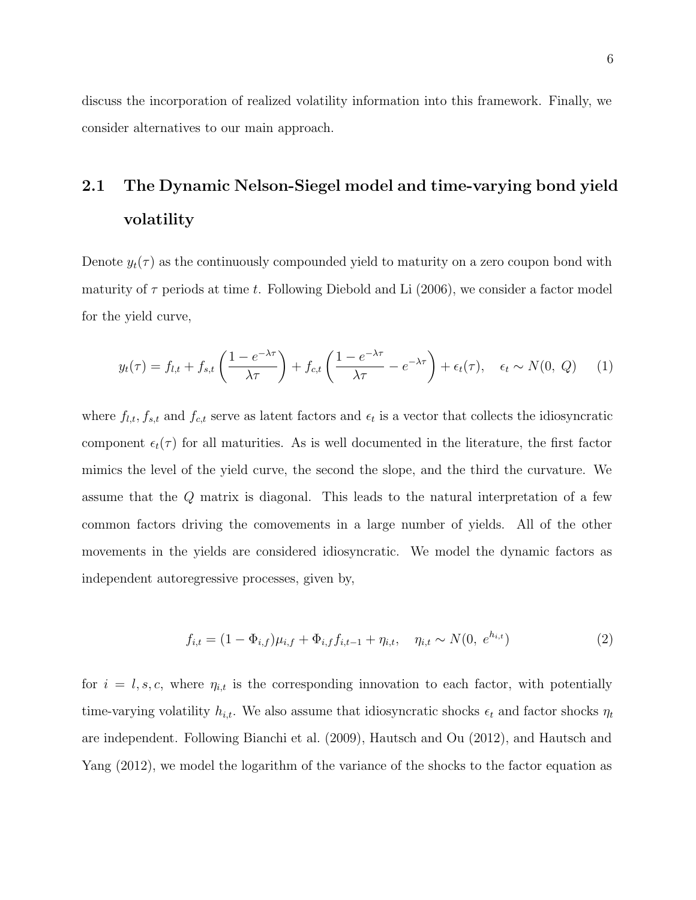discuss the incorporation of realized volatility information into this framework. Finally, we consider alternatives to our main approach.

## 2.1 The Dynamic Nelson-Siegel model and time-varying bond yield volatility

Denote $y_t(\tau)$ as the continuously compounded yield to maturity on a zero coupon bond with maturity of $\tau$ periods at time $t$. Following Diebold and Li (2006), we consider a factor model for the yield curve,

$$y_t(\tau) = f_{l,t} + f_{s,t}\left(\frac{1-e^{-\lambda\tau}}{\lambda\tau}\right) + f_{c,t}\left(\frac{1-e^{-\lambda\tau}}{\lambda\tau} - e^{-\lambda\tau}\right) + \epsilon_t(\tau), \quad \epsilon_t \sim N(0,\ Q) \tag{1}$$

where $f_{l,t}, f_{s,t}$ and $f_{c,t}$ serve as latent factors and $\epsilon_t$ is a vector that collects the idiosyncratic component $\epsilon_t(\tau)$ for all maturities. As is well documented in the literature, the first factor mimics the level of the yield curve, the second the slope, and the third the curvature. We assume that the $Q$ matrix is diagonal. This leads to the natural interpretation of a few common factors driving the comovements in a large number of yields. All of the other movements in the yields are considered idiosyncratic. We model the dynamic factors as independent autoregressive processes, given by,

$$f_{i,t} = (1 - \Phi_{i,f})\mu_{i,f} + \Phi_{i,f} f_{i,t-1} + \eta_{i,t}, \quad \eta_{i,t} \sim N(0,\ e^{h_{i,t}}) \tag{2}$$

for $i = l, s, c$, where $\eta_{i,t}$ is the corresponding innovation to each factor, with potentially time-varying volatility $h_{i,t}$. We also assume that idiosyncratic shocks $\epsilon_t$ and factor shocks $\eta_t$ are independent. Following Bianchi et al. (2009), Hautsch and Ou (2012), and Hautsch and Yang (2012), we model the logarithm of the variance of the shocks to the factor equation as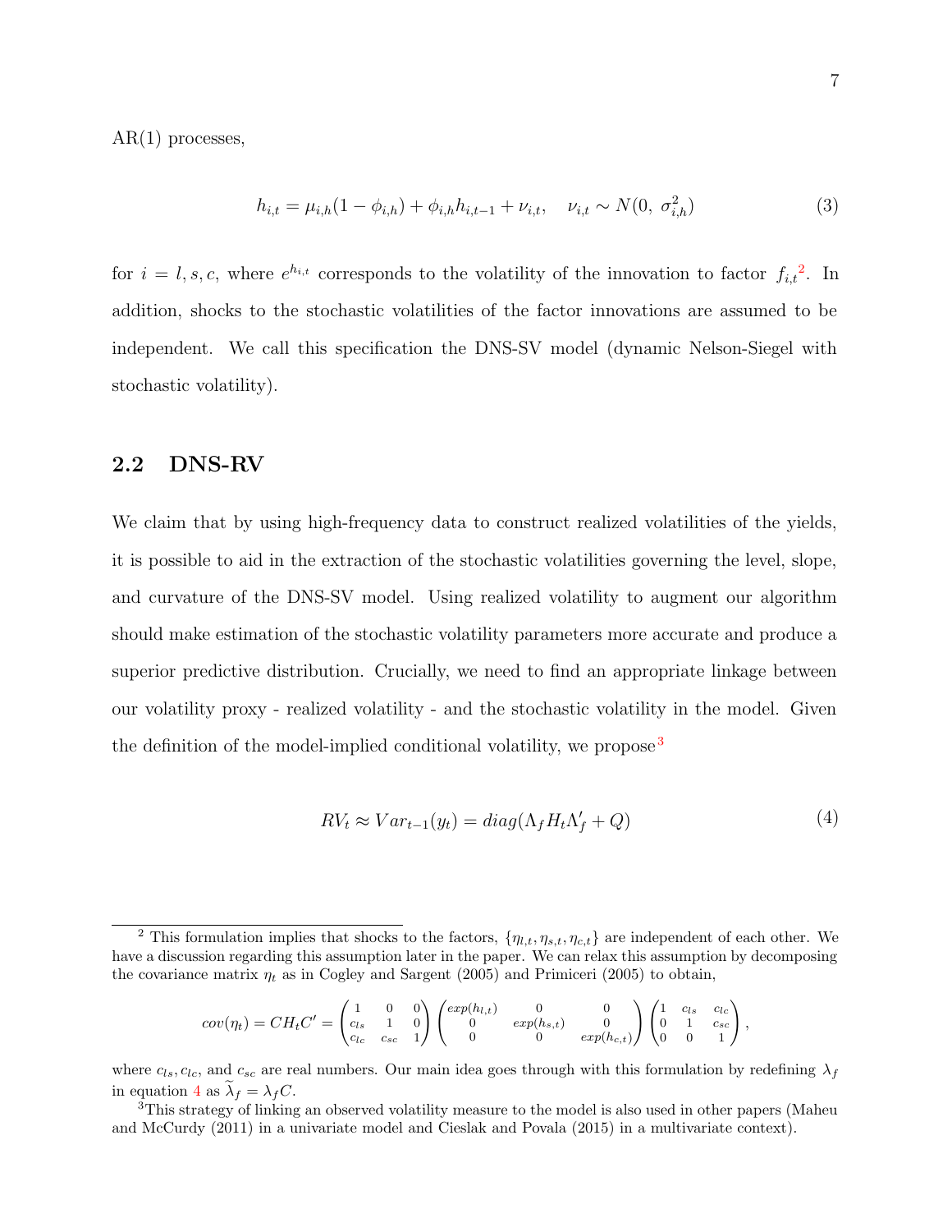AR(1) processes,

$$h_{i,t} = \mu_{i,h}(1 - \phi_{i,h}) + \phi_{i,h} h_{i,t-1} + \nu_{i,t}, \quad \nu_{i,t} \sim N(0,\ \sigma_{i,h}^2) \tag{3}$$

for $i = l, s, c$, where $e^{h_{i,t}}$ corresponds to the volatility of the innovation to factor $f_{i,t}$[2]. In addition, shocks to the stochastic volatilities of the factor innovations are assumed to be independent. We call this specification the DNS-SV model (dynamic Nelson-Siegel with stochastic volatility).

## 2.2 DNS-RV

We claim that by using high-frequency data to construct realized volatilities of the yields, it is possible to aid in the extraction of the stochastic volatilities governing the level, slope, and curvature of the DNS-SV model. Using realized volatility to augment our algorithm should make estimation of the stochastic volatility parameters more accurate and produce a superior predictive distribution. Crucially, we need to find an appropriate linkage between our volatility proxy - realized volatility - and the stochastic volatility in the model. Given the definition of the model-implied conditional volatility, we propose[3]

$$RV_t \approx Var_{t-1}(y_t) = diag(\Lambda_f H_t \Lambda_f' + Q) \tag{4}$$

---

[2] This formulation implies that shocks to the factors, $\{\eta_{l,t}, \eta_{s,t}, \eta_{c,t}\}$ are independent of each other. We have a discussion regarding this assumption later in the paper. We can relax this assumption by decomposing the covariance matrix $\eta_t$ as in Cogley and Sargent (2005) and Primiceri (2005) to obtain,

$$cov(\eta_t) = CH_tC' = \begin{pmatrix} 1 & 0 & 0 \\ c_{ls} & 1 & 0 \\ c_{lc} & c_{sc} & 1 \end{pmatrix} \begin{pmatrix} exp(h_{l,t}) & 0 & 0 \\ 0 & exp(h_{s,t}) & 0 \\ 0 & 0 & exp(h_{c,t}) \end{pmatrix} \begin{pmatrix} 1 & c_{ls} & c_{lc} \\ 0 & 1 & c_{sc} \\ 0 & 0 & 1 \end{pmatrix},$$

where $c_{ls}, c_{lc}$, and $c_{sc}$ are real numbers. Our main idea goes through with this formulation by redefining $\lambda_f$ in equation 4 as $\widetilde{\lambda}_f = \lambda_f C$.

[3] This strategy of linking an observed volatility measure to the model is also used in other papers (Maheu and McCurdy (2011) in a univariate model and Cieslak and Povala (2015) in a multivariate context).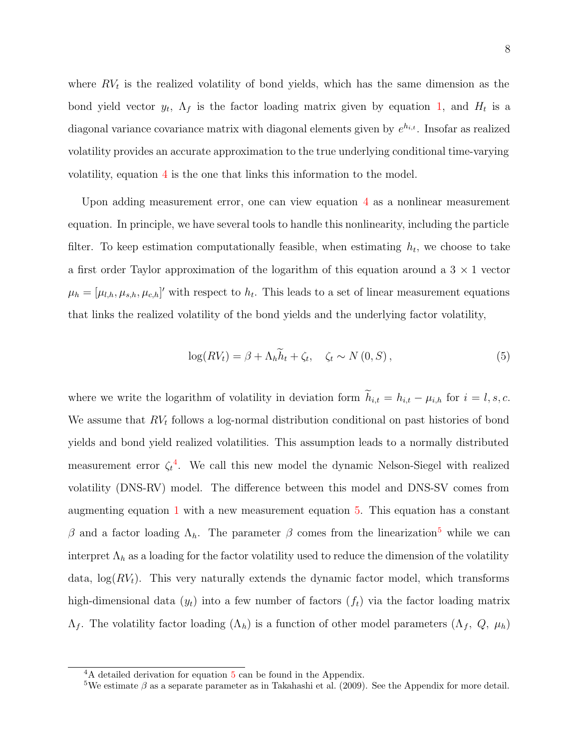where $RV_t$ is the realized volatility of bond yields, which has the same dimension as the bond yield vector $y_t$, $\Lambda_f$ is the factor loading matrix given by equation 1, and $H_t$ is a diagonal variance covariance matrix with diagonal elements given by $e^{h_{i,t}}$. Insofar as realized volatility provides an accurate approximation to the true underlying conditional time-varying volatility, equation 4 is the one that links this information to the model.

Upon adding measurement error, one can view equation 4 as a nonlinear measurement equation. In principle, we have several tools to handle this nonlinearity, including the particle filter. To keep estimation computationally feasible, when estimating $h_t$, we choose to take a first order Taylor approximation of the logarithm of this equation around a $3 \times 1$ vector $\mu_h = [\mu_{l,h}, \mu_{s,h}, \mu_{c,h}]'$ with respect to $h_t$. This leads to a set of linear measurement equations that links the realized volatility of the bond yields and the underlying factor volatility,

$$\log(RV_t) = \beta + \Lambda_h \widetilde{h}_t + \zeta_t, \quad \zeta_t \sim N(0, S), \tag{5}$$

where we write the logarithm of volatility in deviation form $\widetilde{h}_{i,t} = h_{i,t} - \mu_{i,h}$ for $i = l, s, c$. We assume that $RV_t$ follows a log-normal distribution conditional on past histories of bond yields and bond yield realized volatilities. This assumption leads to a normally distributed measurement error $\zeta_t$[4]. We call this new model the dynamic Nelson-Siegel with realized volatility (DNS-RV) model. The difference between this model and DNS-SV comes from augmenting equation 1 with a new measurement equation 5. This equation has a constant $\beta$ and a factor loading $\Lambda_h$. The parameter $\beta$ comes from the linearization[5] while we can interpret $\Lambda_h$ as a loading for the factor volatility used to reduce the dimension of the volatility data, $\log(RV_t)$. This very naturally extends the dynamic factor model, which transforms high-dimensional data ($y_t$) into a few number of factors ($f_t$) via the factor loading matrix $\Lambda_f$. The volatility factor loading ($\Lambda_h$) is a function of other model parameters ($\Lambda_f$, $Q$, $\mu_h$)

[4] A detailed derivation for equation 5 can be found in the Appendix.

[5] We estimate $\beta$ as a separate parameter as in Takahashi et al. (2009). See the Appendix for more detail.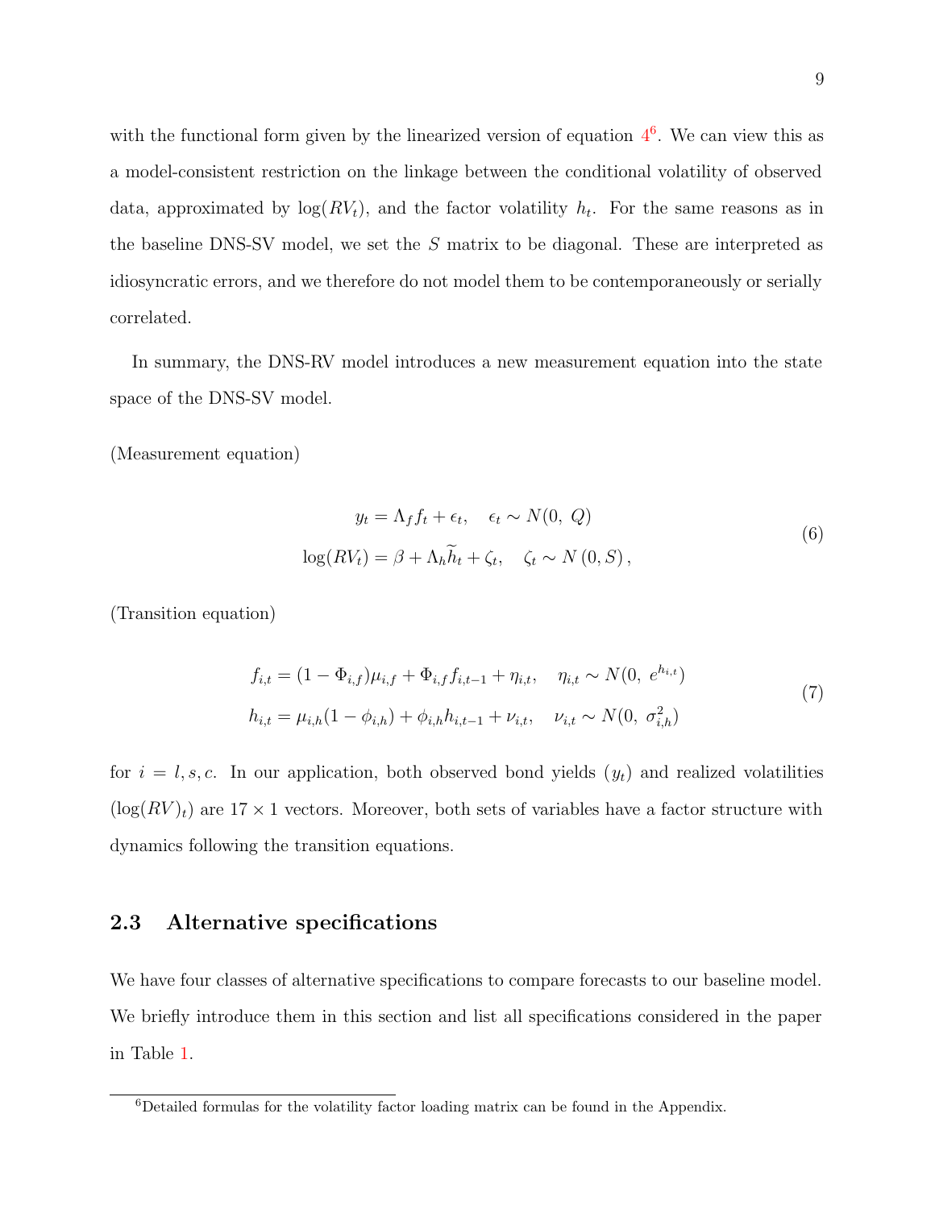with the functional form given by the linearized version of equation 4[6]. We can view this as a model-consistent restriction on the linkage between the conditional volatility of observed data, approximated by $\log(RV_t)$, and the factor volatility $h_t$. For the same reasons as in the baseline DNS-SV model, we set the $S$ matrix to be diagonal. These are interpreted as idiosyncratic errors, and we therefore do not model them to be contemporaneously or serially correlated.

In summary, the DNS-RV model introduces a new measurement equation into the state space of the DNS-SV model.

(Measurement equation)

$$
\begin{aligned}
y_t &= \Lambda_f f_t + \epsilon_t, \quad \epsilon_t \sim N(0,\ Q) \\
\log(RV_t) &= \beta + \Lambda_h \widetilde{h}_t + \zeta_t, \quad \zeta_t \sim N\left(0, S\right),
\end{aligned}
\tag{6}
$$

(Transition equation)

$$
\begin{aligned}
f_{i,t} &= (1 - \Phi_{i,f})\mu_{i,f} + \Phi_{i,f} f_{i,t-1} + \eta_{i,t}, \quad \eta_{i,t} \sim N(0,\ e^{h_{i,t}}) \\
h_{i,t} &= \mu_{i,h}(1 - \phi_{i,h}) + \phi_{i,h} h_{i,t-1} + \nu_{i,t}, \quad \nu_{i,t} \sim N(0,\ \sigma^2_{i,h})
\end{aligned}
\tag{7}
$$

for $i = l, s, c$. In our application, both observed bond yields ($y_t$) and realized volatilities ($\log(RV)_t$) are $17 \times 1$ vectors. Moreover, both sets of variables have a factor structure with dynamics following the transition equations.

## 2.3 Alternative specifications

We have four classes of alternative specifications to compare forecasts to our baseline model. We briefly introduce them in this section and list all specifications considered in the paper in Table 1.

[6] Detailed formulas for the volatility factor loading matrix can be found in the Appendix.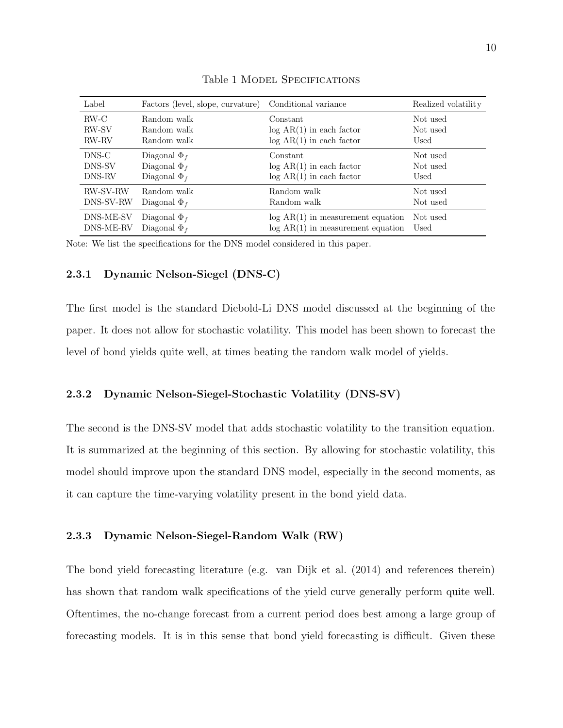Table 1 Model Specifications

| Label | Factors (level, slope, curvature) | Conditional variance | Realized volatility |
|---|---|---|---|
| RW-C | Random walk | Constant | Not used |
| RW-SV | Random walk | log AR(1) in each factor | Not used |
| RW-RV | Random walk | log AR(1) in each factor | Used |
| DNS-C | Diagonal $\Phi_f$ | Constant | Not used |
| DNS-SV | Diagonal $\Phi_f$ | log AR(1) in each factor | Not used |
| DNS-RV | Diagonal $\Phi_f$ | log AR(1) in each factor | Used |
| RW-SV-RW | Random walk | Random walk | Not used |
| DNS-SV-RW | Diagonal $\Phi_f$ | Random walk | Not used |
| DNS-ME-SV | Diagonal $\Phi_f$ | log AR(1) in measurement equation | Not used |
| DNS-ME-RV | Diagonal $\Phi_f$ | log AR(1) in measurement equation | Used |

Note: We list the specifications for the DNS model considered in this paper.

### 2.3.1 Dynamic Nelson-Siegel (DNS-C)

The first model is the standard Diebold-Li DNS model discussed at the beginning of the paper. It does not allow for stochastic volatility. This model has been shown to forecast the level of bond yields quite well, at times beating the random walk model of yields.

### 2.3.2 Dynamic Nelson-Siegel-Stochastic Volatility (DNS-SV)

The second is the DNS-SV model that adds stochastic volatility to the transition equation. It is summarized at the beginning of this section. By allowing for stochastic volatility, this model should improve upon the standard DNS model, especially in the second moments, as it can capture the time-varying volatility present in the bond yield data.

### 2.3.3 Dynamic Nelson-Siegel-Random Walk (RW)

The bond yield forecasting literature (e.g. van Dijk et al. (2014) and references therein) has shown that random walk specifications of the yield curve generally perform quite well. Oftentimes, the no-change forecast from a current period does best among a large group of forecasting models. It is in this sense that bond yield forecasting is difficult. Given these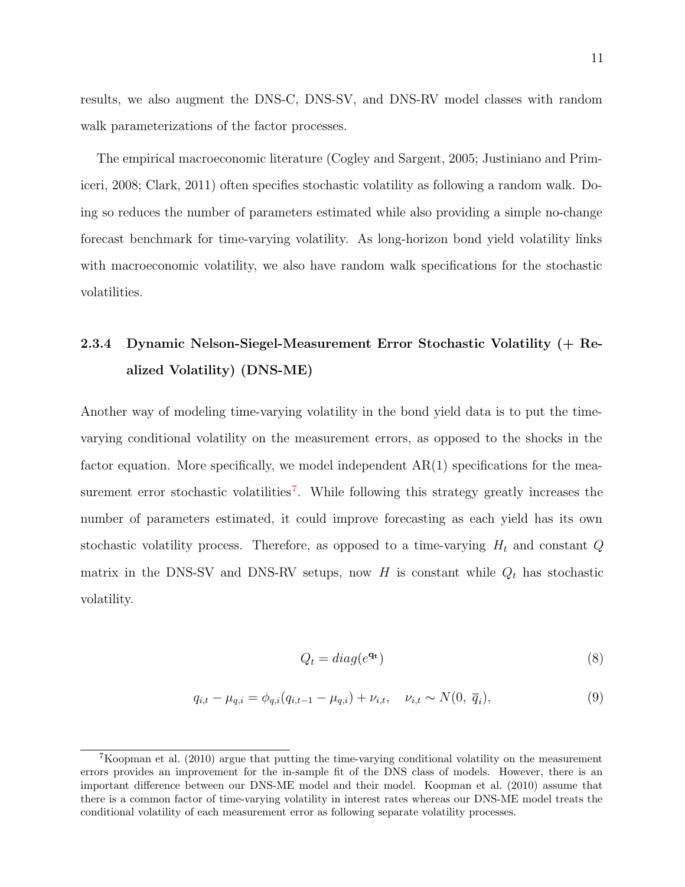results, we also augment the DNS-C, DNS-SV, and DNS-RV model classes with random walk parameterizations of the factor processes.

The empirical macroeconomic literature (Cogley and Sargent, 2005; Justiniano and Primiceri, 2008; Clark, 2011) often specifies stochastic volatility as following a random walk. Doing so reduces the number of parameters estimated while also providing a simple no-change forecast benchmark for time-varying volatility. As long-horizon bond yield volatility links with macroeconomic volatility, we also have random walk specifications for the stochastic volatilities.

#### 2.3.4 Dynamic Nelson-Siegel-Measurement Error Stochastic Volatility (+ Realized Volatility) (DNS-ME)

Another way of modeling time-varying volatility in the bond yield data is to put the time-varying conditional volatility on the measurement errors, as opposed to the shocks in the factor equation. More specifically, we model independent AR(1) specifications for the measurement error stochastic volatilities[7]. While following this strategy greatly increases the number of parameters estimated, it could improve forecasting as each yield has its own stochastic volatility process. Therefore, as opposed to a time-varying $H_t$ and constant $Q$ matrix in the DNS-SV and DNS-RV setups, now $H$ is constant while $Q_t$ has stochastic volatility.

$$Q_t = diag(e^{\mathbf{q_t}}) \tag{8}$$

$$q_{i,t} - \mu_{q,i} = \phi_{q,i}(q_{i,t-1} - \mu_{q,i}) + \nu_{i,t}, \quad \nu_{i,t} \sim N(0,\ \overline{q}_i), \tag{9}$$

[7]Koopman et al. (2010) argue that putting the time-varying conditional volatility on the measurement errors provides an improvement for the in-sample fit of the DNS class of models. However, there is an important difference between our DNS-ME model and their model. Koopman et al. (2010) assume that there is a common factor of time-varying volatility in interest rates whereas our DNS-ME model treats the conditional volatility of each measurement error as following separate volatility processes.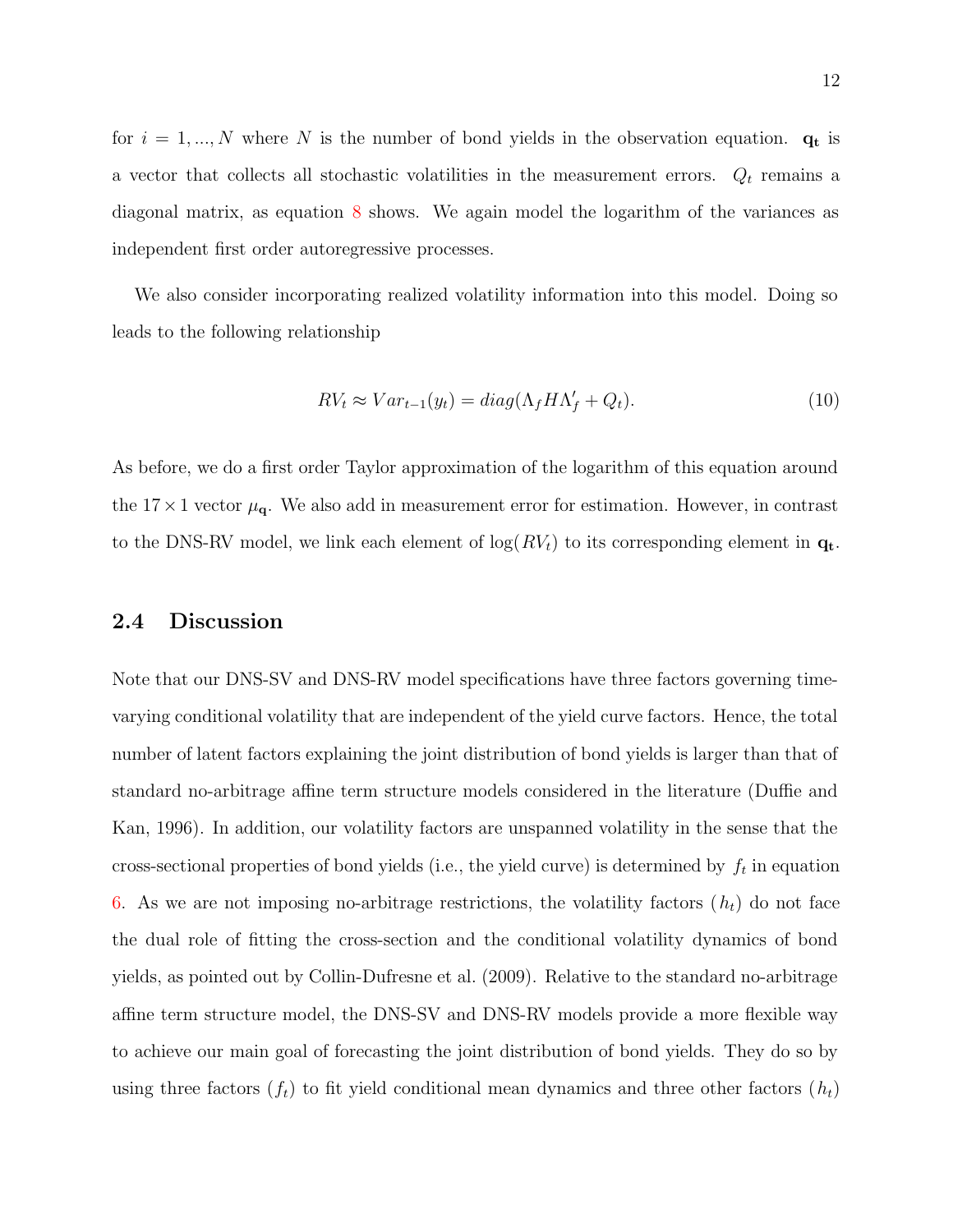for $i = 1, ..., N$ where $N$ is the number of bond yields in the observation equation. $\mathbf{q_t}$ is a vector that collects all stochastic volatilities in the measurement errors. $Q_t$ remains a diagonal matrix, as equation 8 shows. We again model the logarithm of the variances as independent first order autoregressive processes.

We also consider incorporating realized volatility information into this model. Doing so leads to the following relationship

$$RV_t \approx Var_{t-1}(y_t) = diag(\Lambda_f H \Lambda_f' + Q_t). \tag{10}$$

As before, we do a first order Taylor approximation of the logarithm of this equation around the $17 \times 1$ vector $\mu_{\mathbf{q}}$. We also add in measurement error for estimation. However, in contrast to the DNS-RV model, we link each element of $\log(RV_t)$ to its corresponding element in $\mathbf{q_t}$.

## 2.4 Discussion

Note that our DNS-SV and DNS-RV model specifications have three factors governing time-varying conditional volatility that are independent of the yield curve factors. Hence, the total number of latent factors explaining the joint distribution of bond yields is larger than that of standard no-arbitrage affine term structure models considered in the literature (Duffie and Kan, 1996). In addition, our volatility factors are unspanned volatility in the sense that the cross-sectional properties of bond yields (i.e., the yield curve) is determined by $f_t$ in equation 6. As we are not imposing no-arbitrage restrictions, the volatility factors ($h_t$) do not face the dual role of fitting the cross-section and the conditional volatility dynamics of bond yields, as pointed out by Collin-Dufresne et al. (2009). Relative to the standard no-arbitrage affine term structure model, the DNS-SV and DNS-RV models provide a more flexible way to achieve our main goal of forecasting the joint distribution of bond yields. They do so by using three factors ($f_t$) to fit yield conditional mean dynamics and three other factors ($h_t$)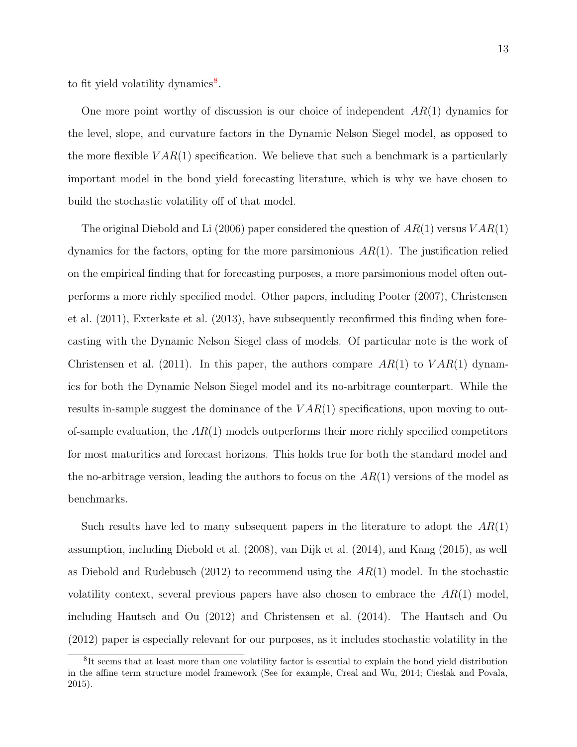to fit yield volatility dynamics[8].

One more point worthy of discussion is our choice of independent $AR(1)$ dynamics for the level, slope, and curvature factors in the Dynamic Nelson Siegel model, as opposed to the more flexible $VAR(1)$ specification. We believe that such a benchmark is a particularly important model in the bond yield forecasting literature, which is why we have chosen to build the stochastic volatility off of that model.

The original Diebold and Li (2006) paper considered the question of $AR(1)$ versus $VAR(1)$ dynamics for the factors, opting for the more parsimonious $AR(1)$. The justification relied on the empirical finding that for forecasting purposes, a more parsimonious model often outperforms a more richly specified model. Other papers, including Pooter (2007), Christensen et al. (2011), Exterkate et al. (2013), have subsequently reconfirmed this finding when forecasting with the Dynamic Nelson Siegel class of models. Of particular note is the work of Christensen et al. (2011). In this paper, the authors compare $AR(1)$ to $VAR(1)$ dynamics for both the Dynamic Nelson Siegel model and its no-arbitrage counterpart. While the results in-sample suggest the dominance of the $VAR(1)$ specifications, upon moving to out-of-sample evaluation, the $AR(1)$ models outperforms their more richly specified competitors for most maturities and forecast horizons. This holds true for both the standard model and the no-arbitrage version, leading the authors to focus on the $AR(1)$ versions of the model as benchmarks.

Such results have led to many subsequent papers in the literature to adopt the $AR(1)$ assumption, including Diebold et al. (2008), van Dijk et al. (2014), and Kang (2015), as well as Diebold and Rudebusch (2012) to recommend using the $AR(1)$ model. In the stochastic volatility context, several previous papers have also chosen to embrace the $AR(1)$ model, including Hautsch and Ou (2012) and Christensen et al. (2014). The Hautsch and Ou (2012) paper is especially relevant for our purposes, as it includes stochastic volatility in the

[8] It seems that at least more than one volatility factor is essential to explain the bond yield distribution in the affine term structure model framework (See for example, Creal and Wu, 2014; Cieslak and Povala, 2015).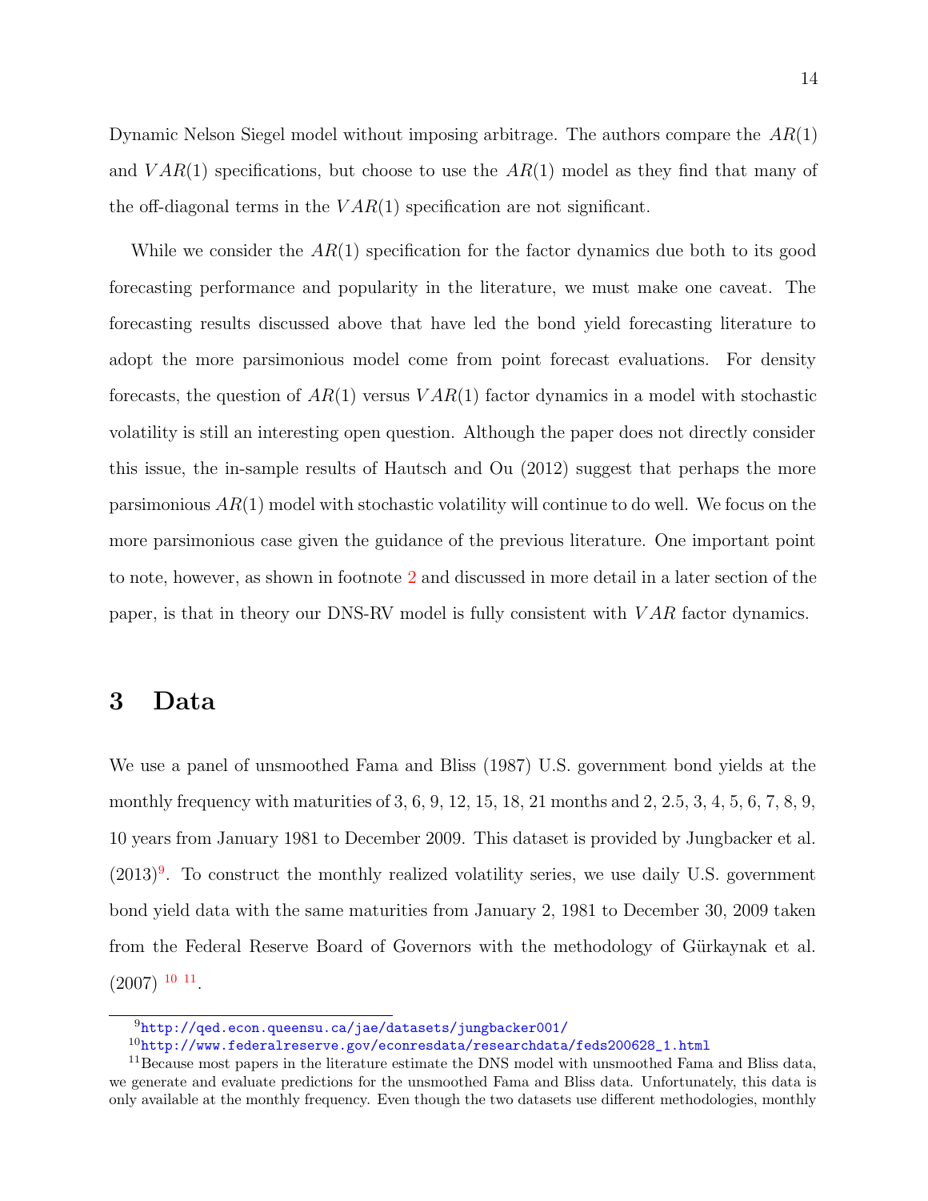Dynamic Nelson Siegel model without imposing arbitrage. The authors compare the $AR(1)$ and $VAR(1)$ specifications, but choose to use the $AR(1)$ model as they find that many of the off-diagonal terms in the $VAR(1)$ specification are not significant.

While we consider the $AR(1)$ specification for the factor dynamics due both to its good forecasting performance and popularity in the literature, we must make one caveat. The forecasting results discussed above that have led the bond yield forecasting literature to adopt the more parsimonious model come from point forecast evaluations. For density forecasts, the question of $AR(1)$ versus $VAR(1)$ factor dynamics in a model with stochastic volatility is still an interesting open question. Although the paper does not directly consider this issue, the in-sample results of Hautsch and Ou (2012) suggest that perhaps the more parsimonious $AR(1)$ model with stochastic volatility will continue to do well. We focus on the more parsimonious case given the guidance of the previous literature. One important point to note, however, as shown in footnote 2 and discussed in more detail in a later section of the paper, is that in theory our DNS-RV model is fully consistent with $VAR$ factor dynamics.

# 3 Data

We use a panel of unsmoothed Fama and Bliss (1987) U.S. government bond yields at the monthly frequency with maturities of 3, 6, 9, 12, 15, 18, 21 months and 2, 2.5, 3, 4, 5, 6, 7, 8, 9, 10 years from January 1981 to December 2009. This dataset is provided by Jungbacker et al. (2013)[9]. To construct the monthly realized volatility series, we use daily U.S. government bond yield data with the same maturities from January 2, 1981 to December 30, 2009 taken from the Federal Reserve Board of Governors with the methodology of Gürkaynak et al. (2007) [10] [11].

[9] http://qed.econ.queensu.ca/jae/datasets/jungbacker001/

[10] http://www.federalreserve.gov/econresdata/researchdata/feds200628_1.html

[11] Because most papers in the literature estimate the DNS model with unsmoothed Fama and Bliss data, we generate and evaluate predictions for the unsmoothed Fama and Bliss data. Unfortunately, this data is only available at the monthly frequency. Even though the two datasets use different methodologies, monthly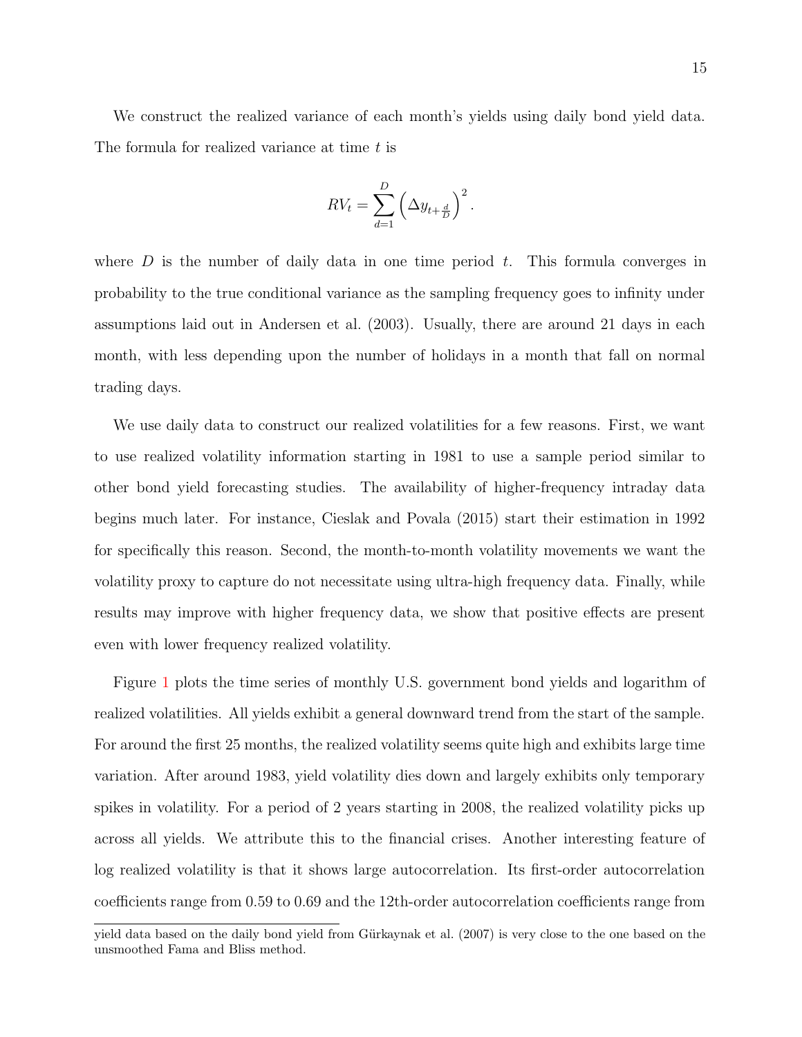We construct the realized variance of each month's yields using daily bond yield data. The formula for realized variance at time $t$ is

$$RV_t = \sum_{d=1}^{D} \left( \Delta y_{t+\frac{d}{D}} \right)^2 .$$

where $D$ is the number of daily data in one time period $t$. This formula converges in probability to the true conditional variance as the sampling frequency goes to infinity under assumptions laid out in Andersen et al. (2003). Usually, there are around 21 days in each month, with less depending upon the number of holidays in a month that fall on normal trading days.

We use daily data to construct our realized volatilities for a few reasons. First, we want to use realized volatility information starting in 1981 to use a sample period similar to other bond yield forecasting studies. The availability of higher-frequency intraday data begins much later. For instance, Cieslak and Povala (2015) start their estimation in 1992 for specifically this reason. Second, the month-to-month volatility movements we want the volatility proxy to capture do not necessitate using ultra-high frequency data. Finally, while results may improve with higher frequency data, we show that positive effects are present even with lower frequency realized volatility.

Figure 1 plots the time series of monthly U.S. government bond yields and logarithm of realized volatilities. All yields exhibit a general downward trend from the start of the sample. For around the first 25 months, the realized volatility seems quite high and exhibits large time variation. After around 1983, yield volatility dies down and largely exhibits only temporary spikes in volatility. For a period of 2 years starting in 2008, the realized volatility picks up across all yields. We attribute this to the financial crises. Another interesting feature of log realized volatility is that it shows large autocorrelation. Its first-order autocorrelation coefficients range from 0.59 to 0.69 and the 12th-order autocorrelation coefficients range from

yield data based on the daily bond yield from Gürkaynak et al. (2007) is very close to the one based on the unsmoothed Fama and Bliss method.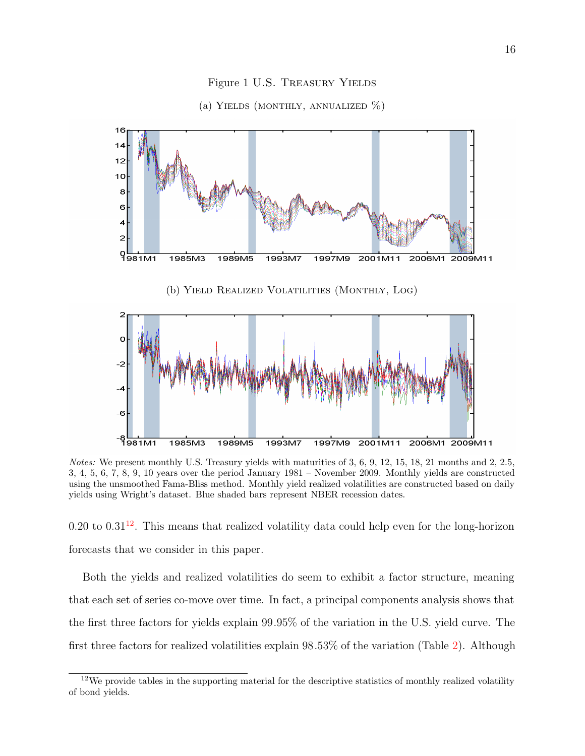Figure 1 U.S. Treasury Yields

(a) Yields (monthly, annualized %)

(b) Yield Realized Volatilities (Monthly, Log)

*Notes:* We present monthly U.S. Treasury yields with maturities of 3, 6, 9, 12, 15, 18, 21 months and 2, 2.5, 3, 4, 5, 6, 7, 8, 9, 10 years over the period January 1981 – November 2009. Monthly yields are constructed using the unsmoothed Fama-Bliss method. Monthly yield realized volatilities are constructed based on daily yields using Wright's dataset. Blue shaded bars represent NBER recession dates.

0.20 to 0.31[12]. This means that realized volatility data could help even for the long-horizon forecasts that we consider in this paper.

Both the yields and realized volatilities do seem to exhibit a factor structure, meaning that each set of series co-move over time. In fact, a principal components analysis shows that the first three factors for yields explain 99.95% of the variation in the U.S. yield curve. The first three factors for realized volatilities explain 98.53% of the variation (Table 2). Although

[12] We provide tables in the supporting material for the descriptive statistics of monthly realized volatility of bond yields.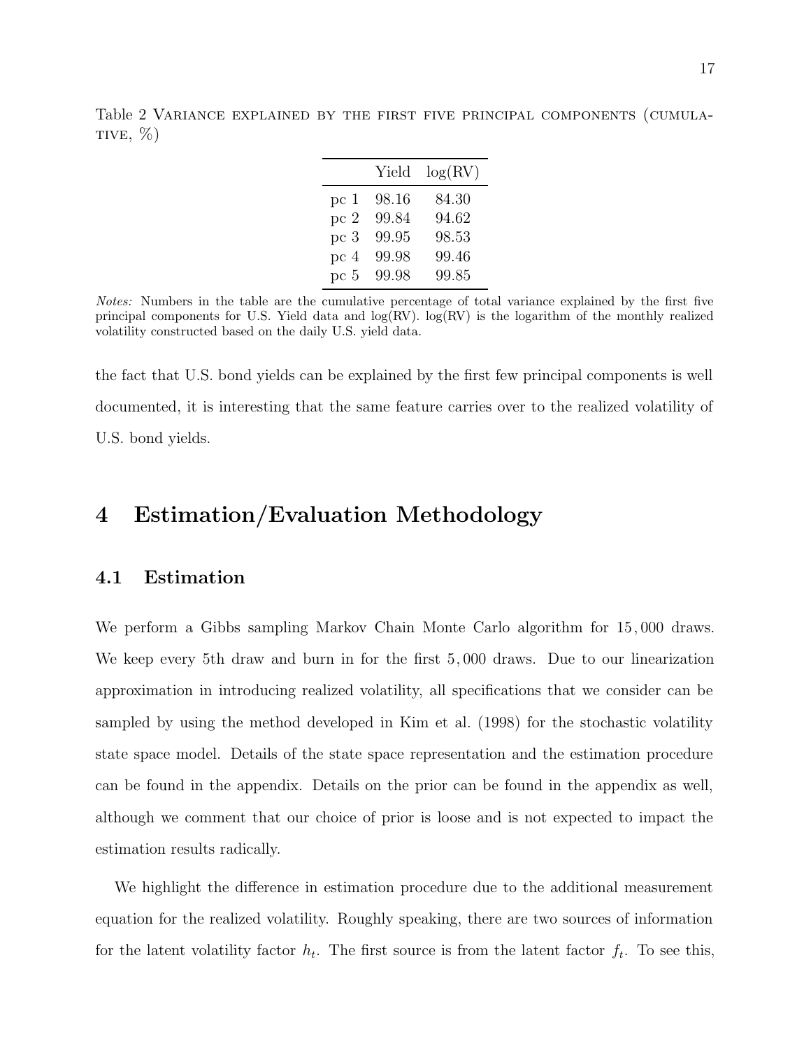Table 2 Variance explained by the first five principal components (cumulative, %)

|  | Yield | log(RV) |
|---|---|---|
| pc 1 | 98.16 | 84.30 |
| pc 2 | 99.84 | 94.62 |
| pc 3 | 99.95 | 98.53 |
| pc 4 | 99.98 | 99.46 |
| pc 5 | 99.98 | 99.85 |

*Notes:* Numbers in the table are the cumulative percentage of total variance explained by the first five principal components for U.S. Yield data and log(RV). log(RV) is the logarithm of the monthly realized volatility constructed based on the daily U.S. yield data.

the fact that U.S. bond yields can be explained by the first few principal components is well documented, it is interesting that the same feature carries over to the realized volatility of U.S. bond yields.

# 4 Estimation/Evaluation Methodology

## 4.1 Estimation

We perform a Gibbs sampling Markov Chain Monte Carlo algorithm for 15,000 draws. We keep every 5th draw and burn in for the first 5,000 draws. Due to our linearization approximation in introducing realized volatility, all specifications that we consider can be sampled by using the method developed in Kim et al. (1998) for the stochastic volatility state space model. Details of the state space representation and the estimation procedure can be found in the appendix. Details on the prior can be found in the appendix as well, although we comment that our choice of prior is loose and is not expected to impact the estimation results radically.

We highlight the difference in estimation procedure due to the additional measurement equation for the realized volatility. Roughly speaking, there are two sources of information for the latent volatility factor $h_t$. The first source is from the latent factor $f_t$. To see this,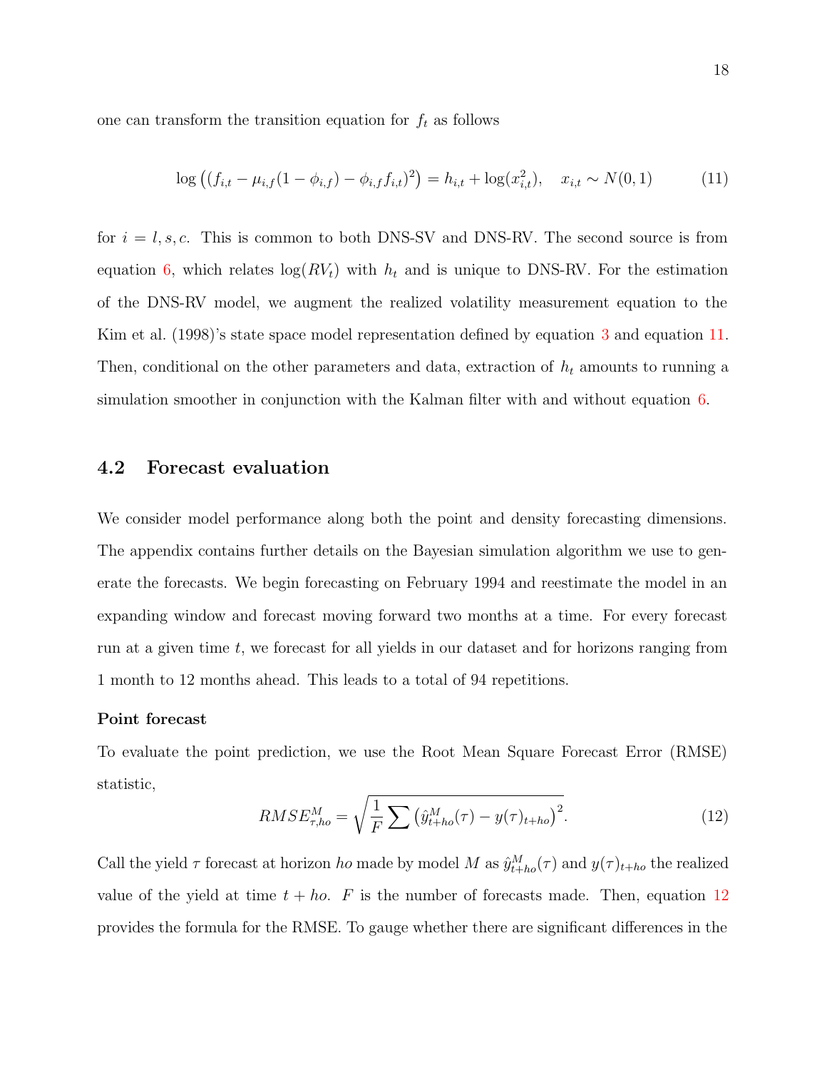one can transform the transition equation for $f_t$ as follows

$$\log\left((f_{i,t} - \mu_{i,f}(1-\phi_{i,f}) - \phi_{i,f} f_{i,t})^2\right) = h_{i,t} + \log(x_{i,t}^2), \quad x_{i,t} \sim N(0,1) \tag{11}$$

for $i = l, s, c$. This is common to both DNS-SV and DNS-RV. The second source is from equation 6, which relates $\log(RV_t)$ with $h_t$ and is unique to DNS-RV. For the estimation of the DNS-RV model, we augment the realized volatility measurement equation to the Kim et al. (1998)'s state space model representation defined by equation 3 and equation 11. Then, conditional on the other parameters and data, extraction of $h_t$ amounts to running a simulation smoother in conjunction with the Kalman filter with and without equation 6.

## 4.2 Forecast evaluation

We consider model performance along both the point and density forecasting dimensions. The appendix contains further details on the Bayesian simulation algorithm we use to generate the forecasts. We begin forecasting on February 1994 and reestimate the model in an expanding window and forecast moving forward two months at a time. For every forecast run at a given time $t$, we forecast for all yields in our dataset and for horizons ranging from 1 month to 12 months ahead. This leads to a total of 94 repetitions.

**Point forecast**

To evaluate the point prediction, we use the Root Mean Square Forecast Error (RMSE) statistic,

$$RMSE^M_{\tau,ho} = \sqrt{\frac{1}{F}\sum\left(\hat{y}^M_{t+ho}(\tau) - y(\tau)_{t+ho}\right)^2}. \tag{12}$$

Call the yield $\tau$ forecast at horizon $ho$ made by model $M$ as $\hat{y}^M_{t+ho}(\tau)$ and $y(\tau)_{t+ho}$ the realized value of the yield at time $t + ho$. $F$ is the number of forecasts made. Then, equation 12 provides the formula for the RMSE. To gauge whether there are significant differences in the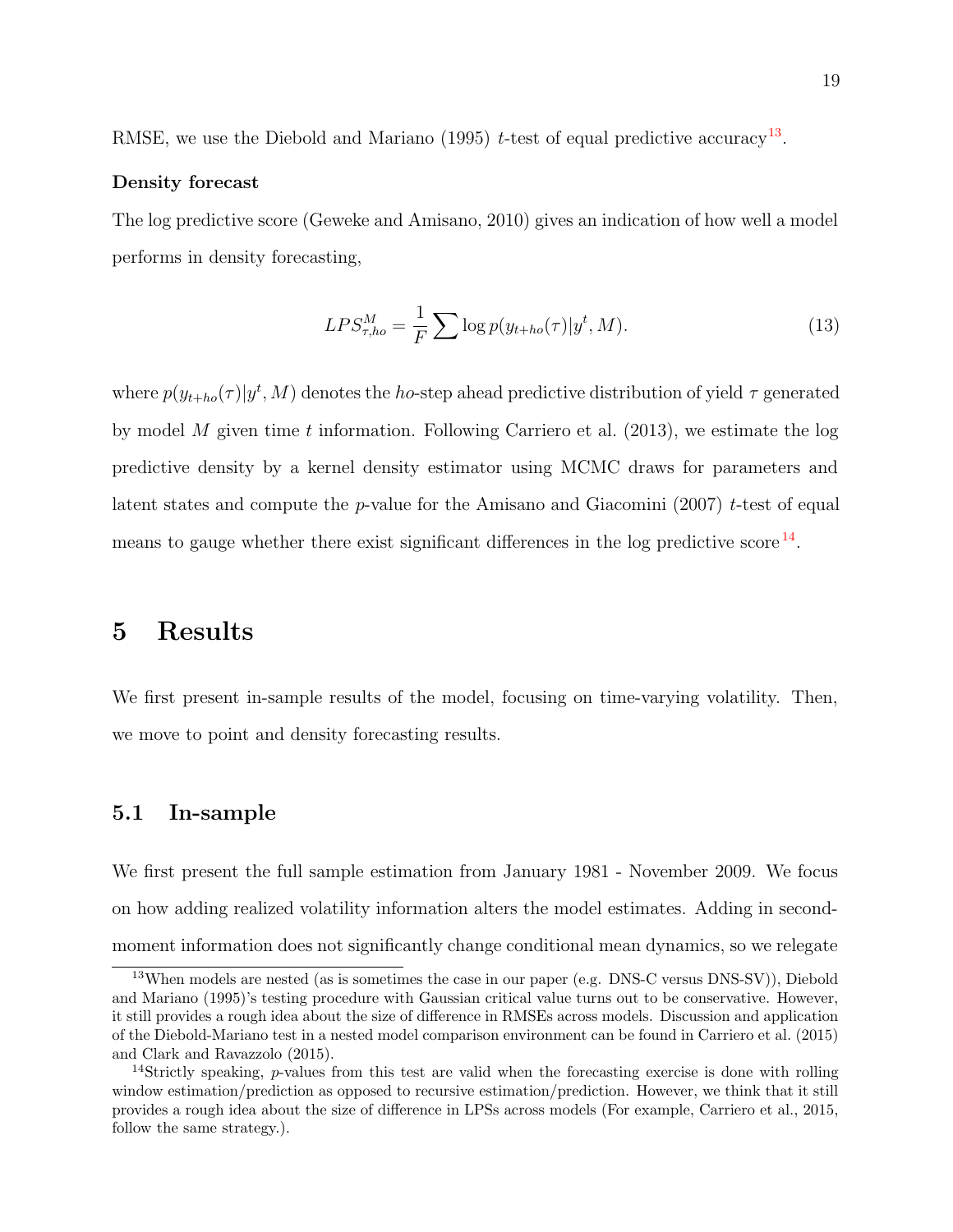RMSE, we use the Diebold and Mariano (1995) $t$-test of equal predictive accuracy[13].

**Density forecast**

The log predictive score (Geweke and Amisano, 2010) gives an indication of how well a model performs in density forecasting,

$$LPS_{\tau,ho}^{M} = \frac{1}{F} \sum \log p(y_{t+ho}(\tau)|y^t, M). \tag{13}$$

where $p(y_{t+ho}(\tau)|y^t, M)$ denotes the $ho$-step ahead predictive distribution of yield $\tau$ generated by model $M$ given time $t$ information. Following Carriero et al. (2013), we estimate the log predictive density by a kernel density estimator using MCMC draws for parameters and latent states and compute the $p$-value for the Amisano and Giacomini (2007) $t$-test of equal means to gauge whether there exist significant differences in the log predictive score[14].

# 5 Results

We first present in-sample results of the model, focusing on time-varying volatility. Then, we move to point and density forecasting results.

## 5.1 In-sample

We first present the full sample estimation from January 1981 - November 2009. We focus on how adding realized volatility information alters the model estimates. Adding in second-moment information does not significantly change conditional mean dynamics, so we relegate

---

[13]When models are nested (as is sometimes the case in our paper (e.g. DNS-C versus DNS-SV)), Diebold and Mariano (1995)'s testing procedure with Gaussian critical value turns out to be conservative. However, it still provides a rough idea about the size of difference in RMSEs across models. Discussion and application of the Diebold-Mariano test in a nested model comparison environment can be found in Carriero et al. (2015) and Clark and Ravazzolo (2015).

[14]Strictly speaking, $p$-values from this test are valid when the forecasting exercise is done with rolling window estimation/prediction as opposed to recursive estimation/prediction. However, we think that it still provides a rough idea about the size of difference in LPSs across models (For example, Carriero et al., 2015, follow the same strategy.).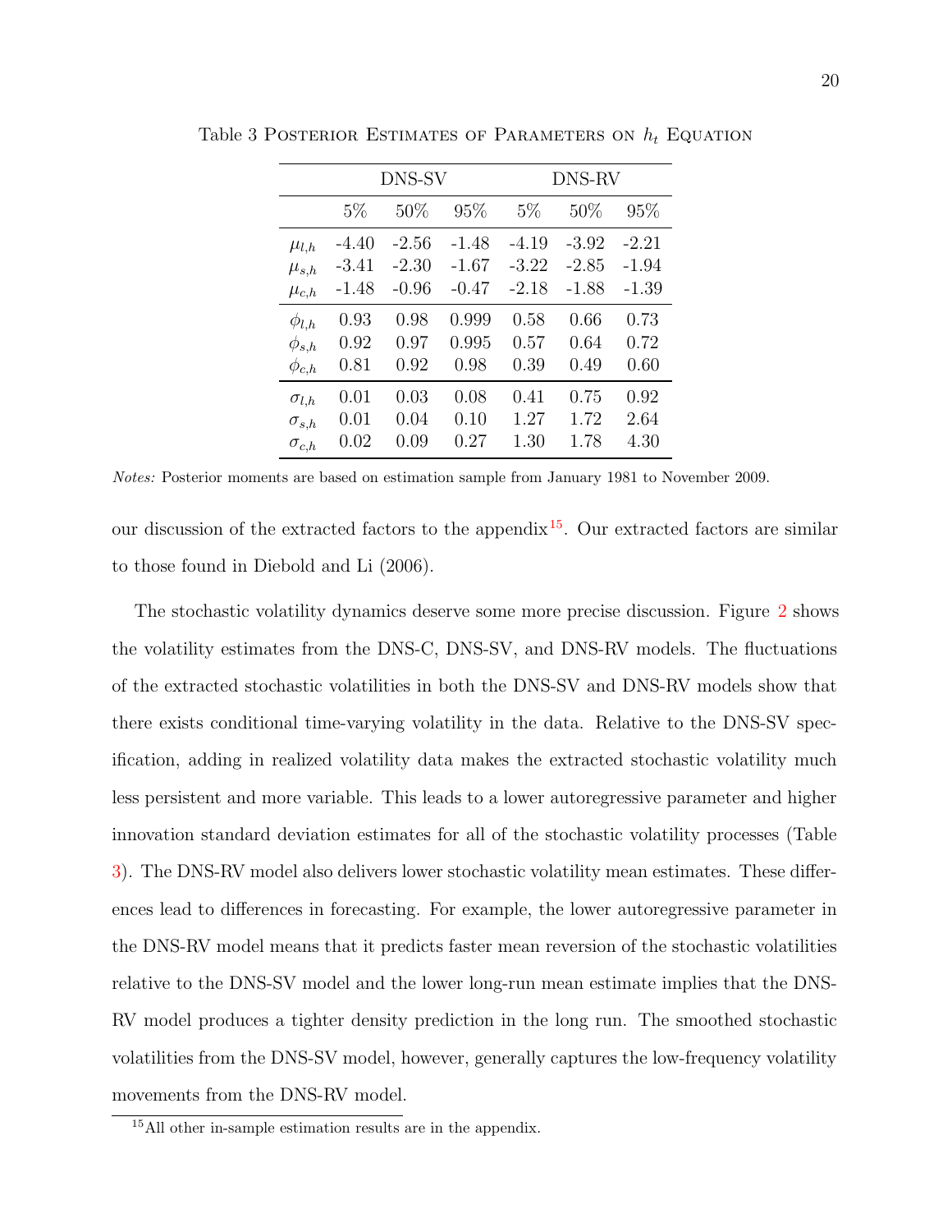Table 3 Posterior Estimates of Parameters on $h_t$ Equation

| | DNS-SV | | | DNS-RV | | |
|---|---|---|---|---|---|---|
| | 5% | 50% | 95% | 5% | 50% | 95% |
| $\mu_{l,h}$ | -4.40 | -2.56 | -1.48 | -4.19 | -3.92 | -2.21 |
| $\mu_{s,h}$ | -3.41 | -2.30 | -1.67 | -3.22 | -2.85 | -1.94 |
| $\mu_{c,h}$ | -1.48 | -0.96 | -0.47 | -2.18 | -1.88 | -1.39 |
| $\phi_{l,h}$ | 0.93 | 0.98 | 0.999 | 0.58 | 0.66 | 0.73 |
| $\phi_{s,h}$ | 0.92 | 0.97 | 0.995 | 0.57 | 0.64 | 0.72 |
| $\phi_{c,h}$ | 0.81 | 0.92 | 0.98 | 0.39 | 0.49 | 0.60 |
| $\sigma_{l,h}$ | 0.01 | 0.03 | 0.08 | 0.41 | 0.75 | 0.92 |
| $\sigma_{s,h}$ | 0.01 | 0.04 | 0.10 | 1.27 | 1.72 | 2.64 |
| $\sigma_{c,h}$ | 0.02 | 0.09 | 0.27 | 1.30 | 1.78 | 4.30 |

*Notes:* Posterior moments are based on estimation sample from January 1981 to November 2009.

our discussion of the extracted factors to the appendix[15]. Our extracted factors are similar to those found in Diebold and Li (2006).

The stochastic volatility dynamics deserve some more precise discussion. Figure 2 shows the volatility estimates from the DNS-C, DNS-SV, and DNS-RV models. The fluctuations of the extracted stochastic volatilities in both the DNS-SV and DNS-RV models show that there exists conditional time-varying volatility in the data. Relative to the DNS-SV specification, adding in realized volatility data makes the extracted stochastic volatility much less persistent and more variable. This leads to a lower autoregressive parameter and higher innovation standard deviation estimates for all of the stochastic volatility processes (Table 3). The DNS-RV model also delivers lower stochastic volatility mean estimates. These differences lead to differences in forecasting. For example, the lower autoregressive parameter in the DNS-RV model means that it predicts faster mean reversion of the stochastic volatilities relative to the DNS-SV model and the lower long-run mean estimate implies that the DNS-RV model produces a tighter density prediction in the long run. The smoothed stochastic volatilities from the DNS-SV model, however, generally captures the low-frequency volatility movements from the DNS-RV model.

[15] All other in-sample estimation results are in the appendix.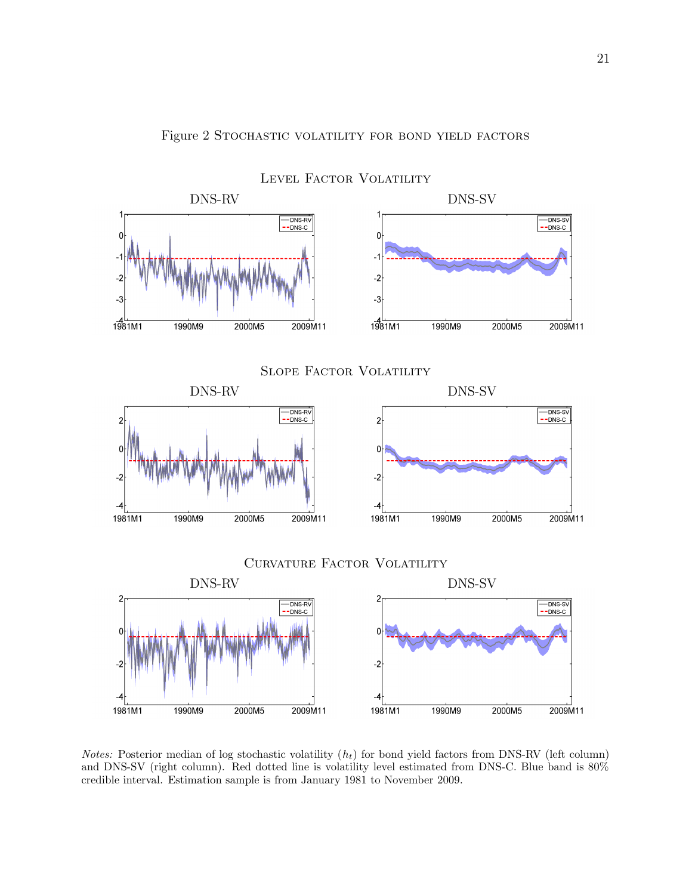Figure 2 Stochastic volatility for bond yield factors

Level Factor Volatility

DNS-RV

DNS-SV

Slope Factor Volatility

DNS-RV

DNS-SV

Curvature Factor Volatility

DNS-RV

DNS-SV

*Notes:* Posterior median of log stochastic volatility ($h_t$) for bond yield factors from DNS-RV (left column) and DNS-SV (right column). Red dotted line is volatility level estimated from DNS-C. Blue band is 80% credible interval. Estimation sample is from January 1981 to November 2009.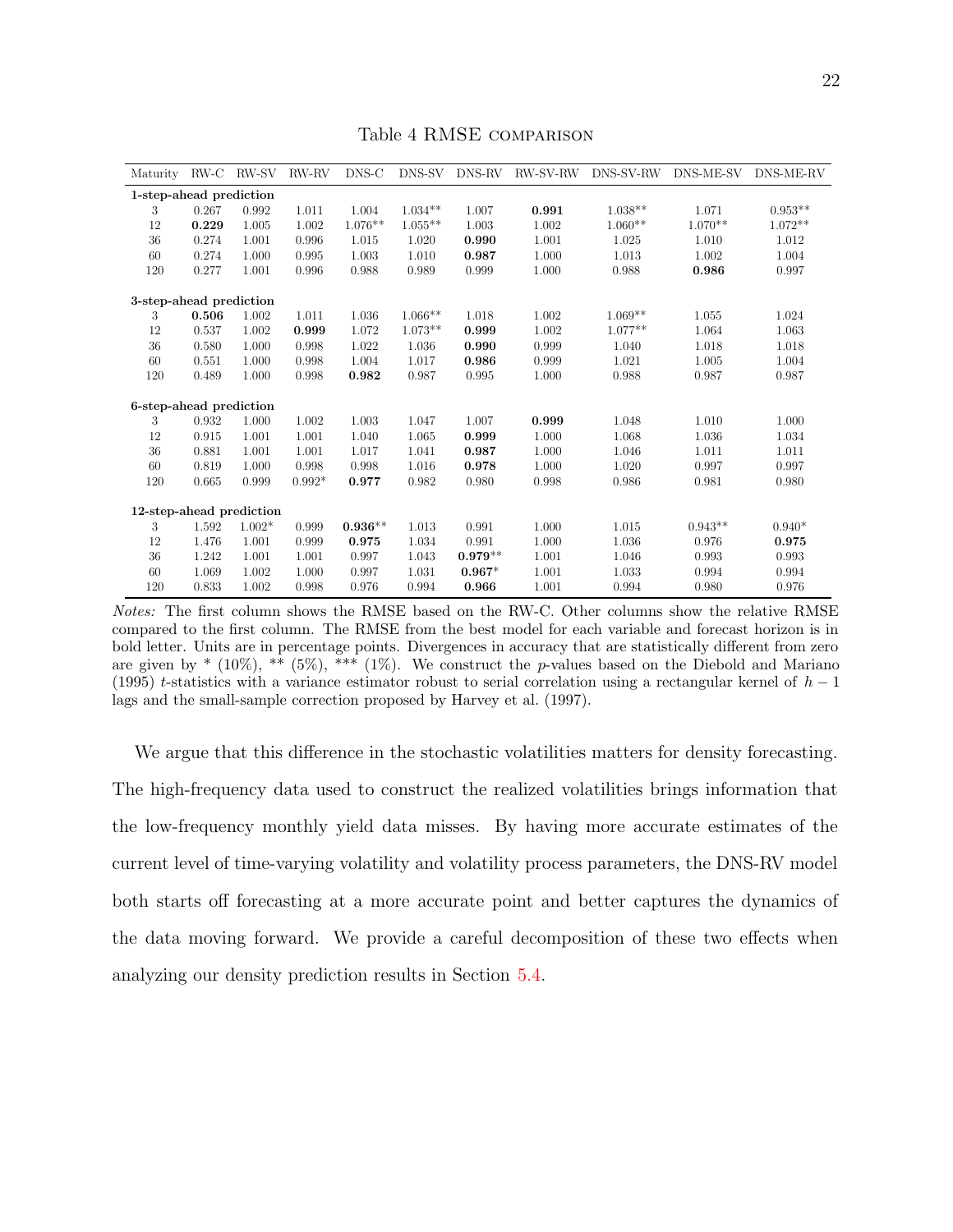Table 4 RMSE COMPARISON

| Maturity | RW-C | RW-SV | RW-RV | DNS-C | DNS-SV | DNS-RV | RW-SV-RW | DNS-SV-RW | DNS-ME-SV | DNS-ME-RV |
|---|---|---|---|---|---|---|---|---|---|---|
| **1-step-ahead prediction** | | | | | | | | | | |
| 3 | 0.267 | 0.992 | 1.011 | 1.004 | 1.034** | 1.007 | **0.991** | 1.038** | 1.071 | 0.953** |
| 12 | **0.229** | 1.005 | 1.002 | 1.076** | 1.055** | 1.003 | 1.002 | 1.060** | 1.070** | 1.072** |
| 36 | 0.274 | 1.001 | 0.996 | 1.015 | 1.020 | **0.990** | 1.001 | 1.025 | 1.010 | 1.012 |
| 60 | 0.274 | 1.000 | 0.995 | 1.003 | 1.010 | **0.987** | 1.000 | 1.013 | 1.002 | 1.004 |
| 120 | 0.277 | 1.001 | 0.996 | 0.988 | 0.989 | 0.999 | 1.000 | 0.988 | **0.986** | 0.997 |
| **3-step-ahead prediction** | | | | | | | | | | |
| 3 | **0.506** | 1.002 | 1.011 | 1.036 | 1.066** | 1.018 | 1.002 | 1.069** | 1.055 | 1.024 |
| 12 | 0.537 | 1.002 | **0.999** | 1.072 | 1.073** | **0.999** | 1.002 | 1.077** | 1.064 | 1.063 |
| 36 | 0.580 | 1.000 | 0.998 | 1.022 | 1.036 | **0.990** | 0.999 | 1.040 | 1.018 | 1.018 |
| 60 | 0.551 | 1.000 | 0.998 | 1.004 | 1.017 | **0.986** | 0.999 | 1.021 | 1.005 | 1.004 |
| 120 | 0.489 | 1.000 | 0.998 | **0.982** | 0.987 | 0.995 | 1.000 | 0.988 | 0.987 | 0.987 |
| **6-step-ahead prediction** | | | | | | | | | | |
| 3 | 0.932 | 1.000 | 1.002 | 1.003 | 1.047 | 1.007 | **0.999** | 1.048 | 1.010 | 1.000 |
| 12 | 0.915 | 1.001 | 1.001 | 1.040 | 1.065 | **0.999** | 1.000 | 1.068 | 1.036 | 1.034 |
| 36 | 0.881 | 1.001 | 1.001 | 1.017 | 1.041 | **0.987** | 1.000 | 1.046 | 1.011 | 1.011 |
| 60 | 0.819 | 1.000 | 0.998 | 0.998 | 1.016 | **0.978** | 1.000 | 1.020 | 0.997 | 0.997 |
| 120 | 0.665 | 0.999 | 0.992* | **0.977** | 0.982 | 0.980 | 0.998 | 0.986 | 0.981 | 0.980 |
| **12-step-ahead prediction** | | | | | | | | | | |
| 3 | 1.592 | 1.002* | 0.999 | **0.936**** | 1.013 | 0.991 | 1.000 | 1.015 | 0.943** | 0.940* |
| 12 | 1.476 | 1.001 | 0.999 | **0.975** | 1.034 | 0.991 | 1.000 | 1.036 | 0.976 | **0.975** |
| 36 | 1.242 | 1.001 | 1.001 | 0.997 | 1.043 | **0.979**** | 1.001 | 1.046 | 0.993 | 0.993 |
| 60 | 1.069 | 1.002 | 1.000 | 0.997 | 1.031 | **0.967*** | 1.001 | 1.033 | 0.994 | 0.994 |
| 120 | 0.833 | 1.002 | 0.998 | 0.976 | 0.994 | **0.966** | 1.001 | 0.994 | 0.980 | 0.976 |

*Notes:* The first column shows the RMSE based on the RW-C. Other columns show the relative RMSE compared to the first column. The RMSE from the best model for each variable and forecast horizon is in bold letter. Units are in percentage points. Divergences in accuracy that are statistically different from zero are given by * (10%), ** (5%), *** (1%). We construct the $p$-values based on the Diebold and Mariano (1995) $t$-statistics with a variance estimator robust to serial correlation using a rectangular kernel of $h-1$ lags and the small-sample correction proposed by Harvey et al. (1997).

We argue that this difference in the stochastic volatilities matters for density forecasting. The high-frequency data used to construct the realized volatilities brings information that the low-frequency monthly yield data misses. By having more accurate estimates of the current level of time-varying volatility and volatility process parameters, the DNS-RV model both starts off forecasting at a more accurate point and better captures the dynamics of the data moving forward. We provide a careful decomposition of these two effects when analyzing our density prediction results in Section 5.4.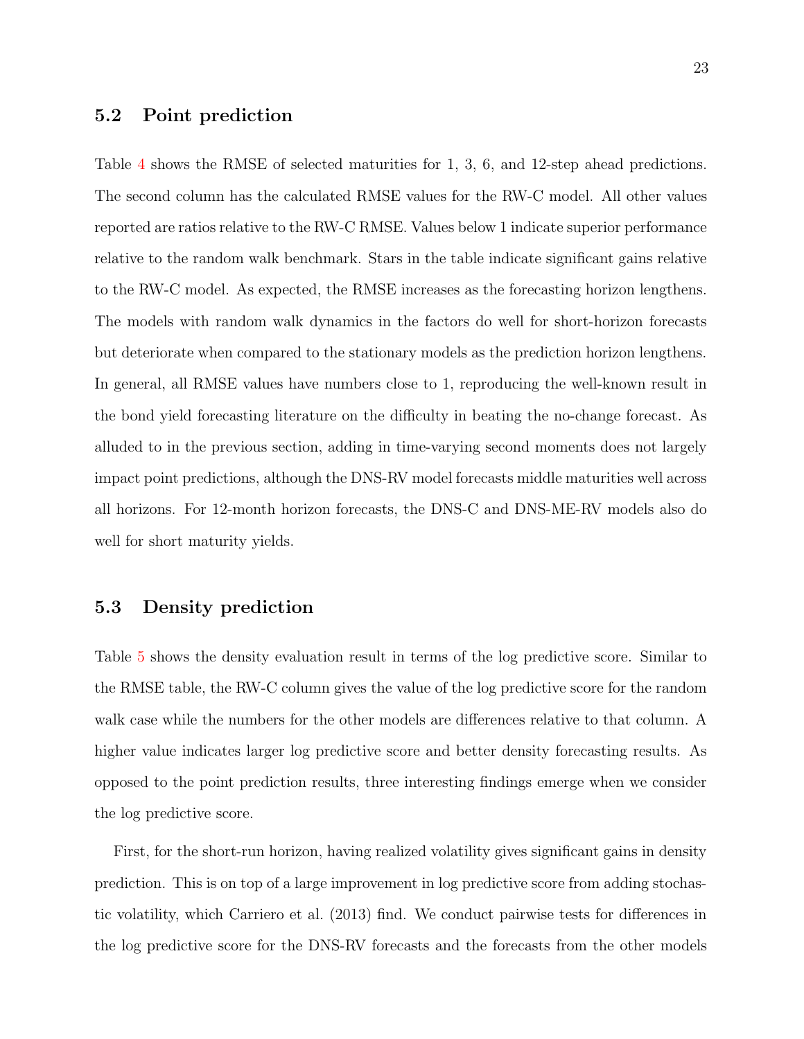## 5.2 Point prediction

Table 4 shows the RMSE of selected maturities for 1, 3, 6, and 12-step ahead predictions. The second column has the calculated RMSE values for the RW-C model. All other values reported are ratios relative to the RW-C RMSE. Values below 1 indicate superior performance relative to the random walk benchmark. Stars in the table indicate significant gains relative to the RW-C model. As expected, the RMSE increases as the forecasting horizon lengthens. The models with random walk dynamics in the factors do well for short-horizon forecasts but deteriorate when compared to the stationary models as the prediction horizon lengthens. In general, all RMSE values have numbers close to 1, reproducing the well-known result in the bond yield forecasting literature on the difficulty in beating the no-change forecast. As alluded to in the previous section, adding in time-varying second moments does not largely impact point predictions, although the DNS-RV model forecasts middle maturities well across all horizons. For 12-month horizon forecasts, the DNS-C and DNS-ME-RV models also do well for short maturity yields.

## 5.3 Density prediction

Table 5 shows the density evaluation result in terms of the log predictive score. Similar to the RMSE table, the RW-C column gives the value of the log predictive score for the random walk case while the numbers for the other models are differences relative to that column. A higher value indicates larger log predictive score and better density forecasting results. As opposed to the point prediction results, three interesting findings emerge when we consider the log predictive score.

First, for the short-run horizon, having realized volatility gives significant gains in density prediction. This is on top of a large improvement in log predictive score from adding stochastic volatility, which Carriero et al. (2013) find. We conduct pairwise tests for differences in the log predictive score for the DNS-RV forecasts and the forecasts from the other models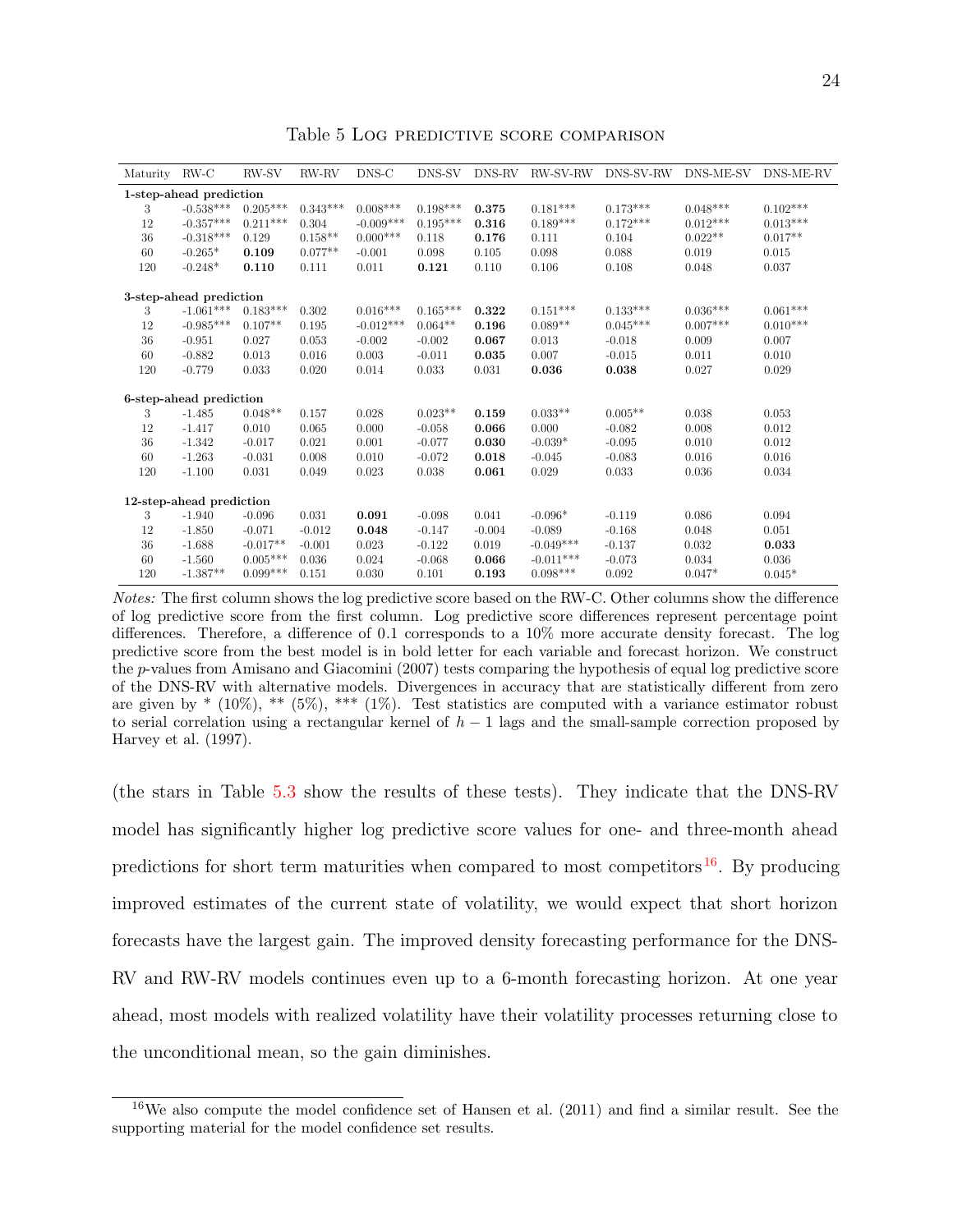Table 5 Log predictive score comparison

| Maturity | RW-C | RW-SV | RW-RV | DNS-C | DNS-SV | DNS-RV | RW-SV-RW | DNS-SV-RW | DNS-ME-SV | DNS-ME-RV |
|---|---|---|---|---|---|---|---|---|---|---|
| **1-step-ahead prediction** | | | | | | | | | | |
| 3 | -0.538*** | 0.205*** | 0.343*** | 0.008*** | 0.198*** | **0.375** | 0.181*** | 0.173*** | 0.048*** | 0.102*** |
| 12 | -0.357*** | 0.211*** | 0.304 | -0.009*** | 0.195*** | **0.316** | 0.189*** | 0.172*** | 0.012*** | 0.013*** |
| 36 | -0.318*** | 0.129 | 0.158** | 0.000*** | 0.118 | **0.176** | 0.111 | 0.104 | 0.022** | 0.017** |
| 60 | -0.265* | **0.109** | 0.077** | -0.001 | 0.098 | 0.105 | 0.098 | 0.088 | 0.019 | 0.015 |
| 120 | -0.248* | **0.110** | 0.111 | 0.011 | **0.121** | 0.110 | 0.106 | 0.108 | 0.048 | 0.037 |
| **3-step-ahead prediction** | | | | | | | | | | |
| 3 | -1.061*** | 0.183*** | 0.302 | 0.016*** | 0.165*** | **0.322** | 0.151*** | 0.133*** | 0.036*** | 0.061*** |
| 12 | -0.985*** | 0.107** | 0.195 | -0.012*** | 0.064** | **0.196** | 0.089** | 0.045*** | 0.007*** | 0.010*** |
| 36 | -0.951 | 0.027 | 0.053 | -0.002 | -0.002 | **0.067** | 0.013 | -0.018 | 0.009 | 0.007 |
| 60 | -0.882 | 0.013 | 0.016 | 0.003 | -0.011 | **0.035** | 0.007 | -0.015 | 0.011 | 0.010 |
| 120 | -0.779 | 0.033 | 0.020 | 0.014 | 0.033 | 0.031 | **0.036** | **0.038** | 0.027 | 0.029 |
| **6-step-ahead prediction** | | | | | | | | | | |
| 3 | -1.485 | 0.048** | 0.157 | 0.028 | 0.023** | **0.159** | 0.033** | 0.005** | 0.038 | 0.053 |
| 12 | -1.417 | 0.010 | 0.065 | 0.000 | -0.058 | **0.066** | 0.000 | -0.082 | 0.008 | 0.012 |
| 36 | -1.342 | -0.017 | 0.021 | 0.001 | -0.077 | **0.030** | -0.039* | -0.095 | 0.010 | 0.012 |
| 60 | -1.263 | -0.031 | 0.008 | 0.010 | -0.072 | **0.018** | -0.045 | -0.083 | 0.016 | 0.016 |
| 120 | -1.100 | 0.031 | 0.049 | 0.023 | 0.038 | **0.061** | 0.029 | 0.033 | 0.036 | 0.034 |
| **12-step-ahead prediction** | | | | | | | | | | |
| 3 | -1.940 | -0.096 | 0.031 | **0.091** | -0.098 | 0.041 | -0.096* | -0.119 | 0.086 | 0.094 |
| 12 | -1.850 | -0.071 | -0.012 | **0.048** | -0.147 | -0.004 | -0.089 | -0.168 | 0.048 | 0.051 |
| 36 | -1.688 | -0.017** | -0.001 | 0.023 | -0.122 | 0.019 | -0.049*** | -0.137 | 0.032 | **0.033** |
| 60 | -1.560 | 0.005*** | 0.036 | 0.024 | -0.068 | **0.066** | -0.011*** | -0.073 | 0.034 | 0.036 |
| 120 | -1.387** | 0.099*** | 0.151 | 0.030 | 0.101 | **0.193** | 0.098*** | 0.092 | 0.047* | 0.045* |

*Notes:* The first column shows the log predictive score based on the RW-C. Other columns show the difference of log predictive score from the first column. Log predictive score differences represent percentage point differences. Therefore, a difference of 0.1 corresponds to a 10% more accurate density forecast. The log predictive score from the best model is in bold letter for each variable and forecast horizon. We construct the *p*-values from Amisano and Giacomini (2007) tests comparing the hypothesis of equal log predictive score of the DNS-RV with alternative models. Divergences in accuracy that are statistically different from zero are given by * (10%), ** (5%), *** (1%). Test statistics are computed with a variance estimator robust to serial correlation using a rectangular kernel of $h-1$ lags and the small-sample correction proposed by Harvey et al. (1997).

(the stars in Table 5.3 show the results of these tests). They indicate that the DNS-RV model has significantly higher log predictive score values for one- and three-month ahead predictions for short term maturities when compared to most competitors[16]. By producing improved estimates of the current state of volatility, we would expect that short horizon forecasts have the largest gain. The improved density forecasting performance for the DNS-RV and RW-RV models continues even up to a 6-month forecasting horizon. At one year ahead, most models with realized volatility have their volatility processes returning close to the unconditional mean, so the gain diminishes.

[16] We also compute the model confidence set of Hansen et al. (2011) and find a similar result. See the supporting material for the model confidence set results.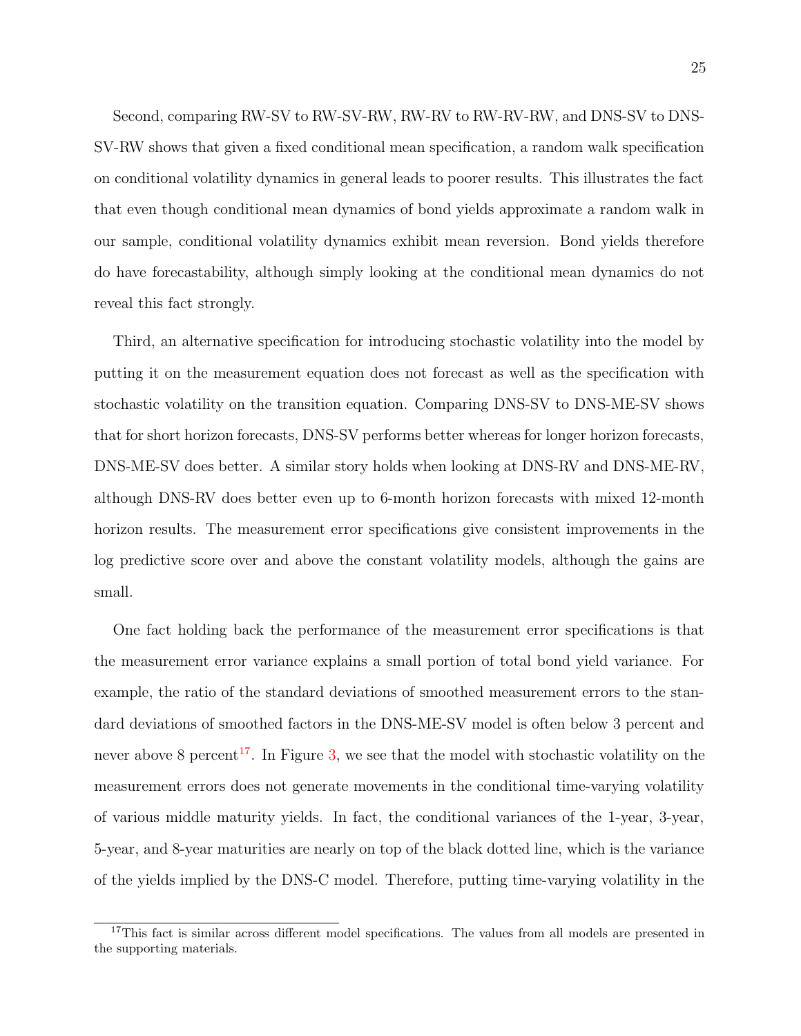Second, comparing RW-SV to RW-SV-RW, RW-RV to RW-RV-RW, and DNS-SV to DNS-SV-RW shows that given a fixed conditional mean specification, a random walk specification on conditional volatility dynamics in general leads to poorer results. This illustrates the fact that even though conditional mean dynamics of bond yields approximate a random walk in our sample, conditional volatility dynamics exhibit mean reversion. Bond yields therefore do have forecastability, although simply looking at the conditional mean dynamics do not reveal this fact strongly.

Third, an alternative specification for introducing stochastic volatility into the model by putting it on the measurement equation does not forecast as well as the specification with stochastic volatility on the transition equation. Comparing DNS-SV to DNS-ME-SV shows that for short horizon forecasts, DNS-SV performs better whereas for longer horizon forecasts, DNS-ME-SV does better. A similar story holds when looking at DNS-RV and DNS-ME-RV, although DNS-RV does better even up to 6-month horizon forecasts with mixed 12-month horizon results. The measurement error specifications give consistent improvements in the log predictive score over and above the constant volatility models, although the gains are small.

One fact holding back the performance of the measurement error specifications is that the measurement error variance explains a small portion of total bond yield variance. For example, the ratio of the standard deviations of smoothed measurement errors to the standard deviations of smoothed factors in the DNS-ME-SV model is often below 3 percent and never above 8 percent[17]. In Figure 3, we see that the model with stochastic volatility on the measurement errors does not generate movements in the conditional time-varying volatility of various middle maturity yields. In fact, the conditional variances of the 1-year, 3-year, 5-year, and 8-year maturities are nearly on top of the black dotted line, which is the variance of the yields implied by the DNS-C model. Therefore, putting time-varying volatility in the

[17] This fact is similar across different model specifications. The values from all models are presented in the supporting materials.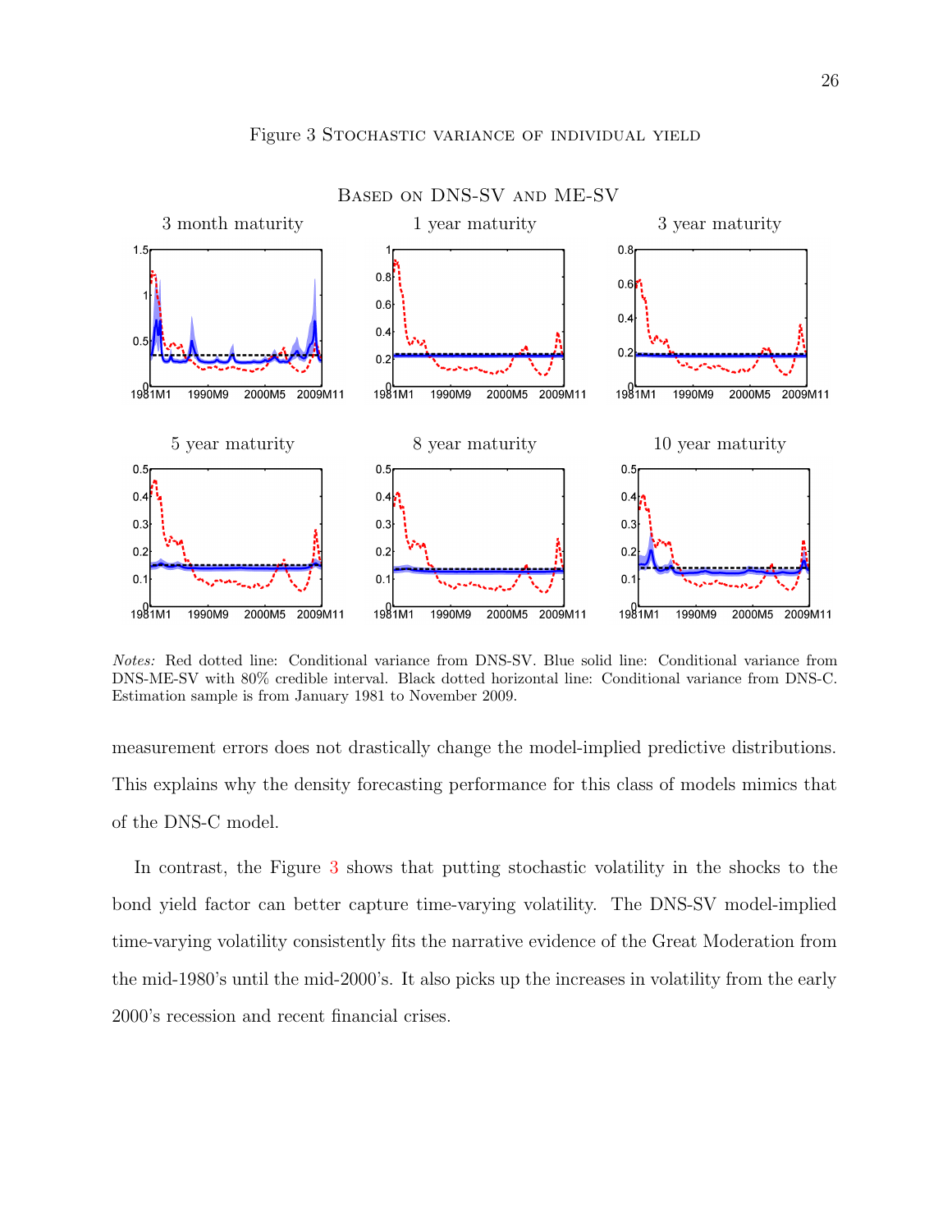Figure 3 Stochastic variance of individual yield

Based on DNS-SV and ME-SV

*Notes:* Red dotted line: Conditional variance from DNS-SV. Blue solid line: Conditional variance from DNS-ME-SV with 80% credible interval. Black dotted horizontal line: Conditional variance from DNS-C. Estimation sample is from January 1981 to November 2009.

measurement errors does not drastically change the model-implied predictive distributions. This explains why the density forecasting performance for this class of models mimics that of the DNS-C model.

In contrast, the Figure 3 shows that putting stochastic volatility in the shocks to the bond yield factor can better capture time-varying volatility. The DNS-SV model-implied time-varying volatility consistently fits the narrative evidence of the Great Moderation from the mid-1980's until the mid-2000's. It also picks up the increases in volatility from the early 2000's recession and recent financial crises.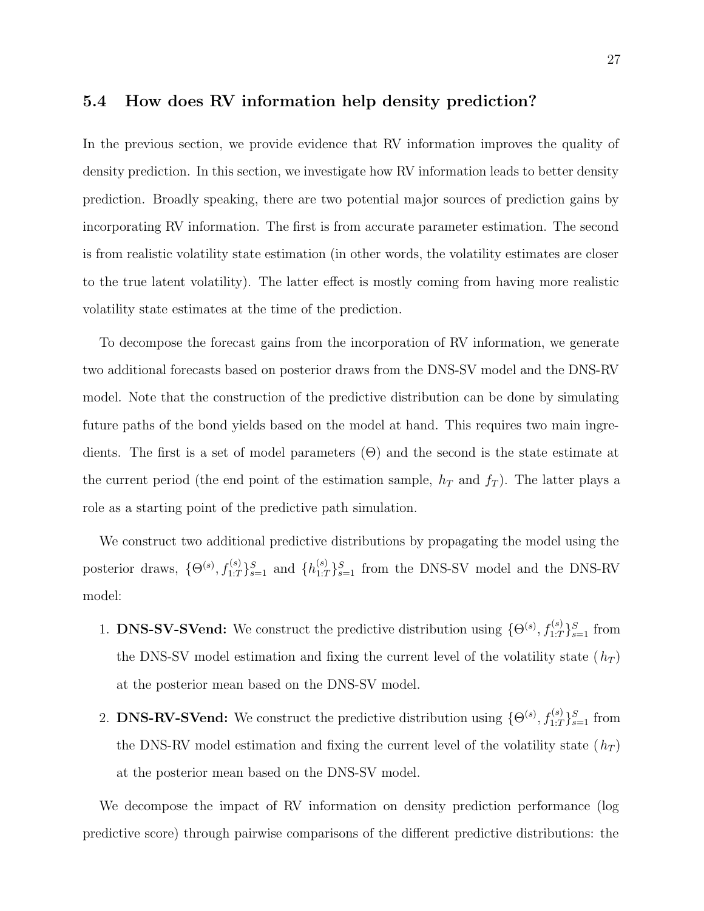### 5.4 How does RV information help density prediction?

In the previous section, we provide evidence that RV information improves the quality of density prediction. In this section, we investigate how RV information leads to better density prediction. Broadly speaking, there are two potential major sources of prediction gains by incorporating RV information. The first is from accurate parameter estimation. The second is from realistic volatility state estimation (in other words, the volatility estimates are closer to the true latent volatility). The latter effect is mostly coming from having more realistic volatility state estimates at the time of the prediction.

To decompose the forecast gains from the incorporation of RV information, we generate two additional forecasts based on posterior draws from the DNS-SV model and the DNS-RV model. Note that the construction of the predictive distribution can be done by simulating future paths of the bond yields based on the model at hand. This requires two main ingredients. The first is a set of model parameters ($\Theta$) and the second is the state estimate at the current period (the end point of the estimation sample, $h_T$ and $f_T$). The latter plays a role as a starting point of the predictive path simulation.

We construct two additional predictive distributions by propagating the model using the posterior draws, $\{\Theta^{(s)}, f_{1:T}^{(s)}\}_{s=1}^{S}$ and $\{h_{1:T}^{(s)}\}_{s=1}^{S}$ from the DNS-SV model and the DNS-RV model:

1. **DNS-SV-SVend:** We construct the predictive distribution using $\{\Theta^{(s)}, f_{1:T}^{(s)}\}_{s=1}^{S}$ from the DNS-SV model estimation and fixing the current level of the volatility state ($h_T$) at the posterior mean based on the DNS-SV model.
2. **DNS-RV-SVend:** We construct the predictive distribution using $\{\Theta^{(s)}, f_{1:T}^{(s)}\}_{s=1}^{S}$ from the DNS-RV model estimation and fixing the current level of the volatility state ($h_T$) at the posterior mean based on the DNS-SV model.

We decompose the impact of RV information on density prediction performance (log predictive score) through pairwise comparisons of the different predictive distributions: the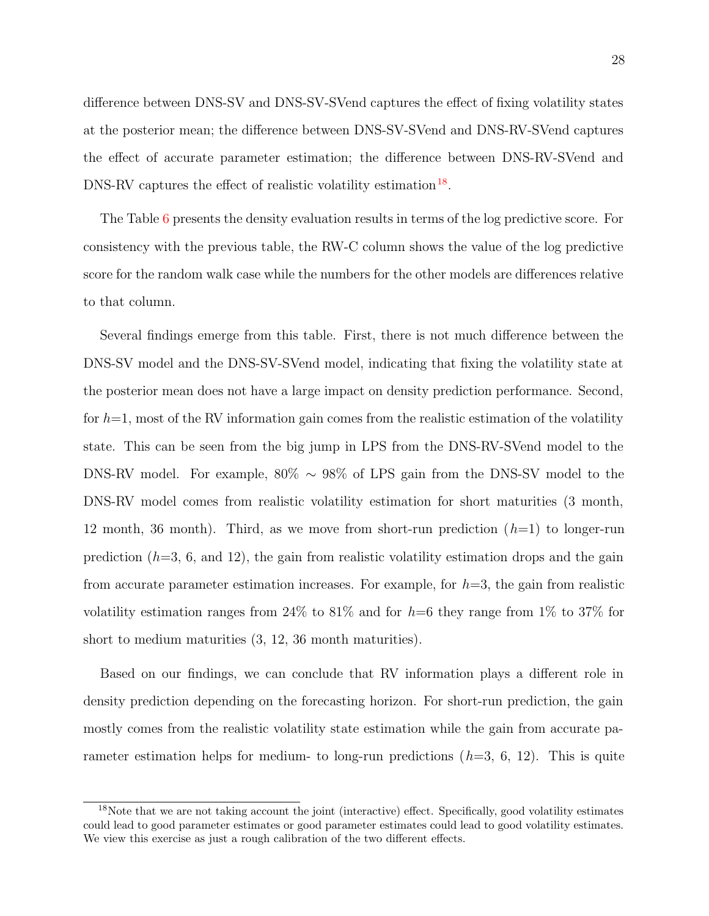difference between DNS-SV and DNS-SV-SVend captures the effect of fixing volatility states at the posterior mean; the difference between DNS-SV-SVend and DNS-RV-SVend captures the effect of accurate parameter estimation; the difference between DNS-RV-SVend and DNS-RV captures the effect of realistic volatility estimation[18].

The Table 6 presents the density evaluation results in terms of the log predictive score. For consistency with the previous table, the RW-C column shows the value of the log predictive score for the random walk case while the numbers for the other models are differences relative to that column.

Several findings emerge from this table. First, there is not much difference between the DNS-SV model and the DNS-SV-SVend model, indicating that fixing the volatility state at the posterior mean does not have a large impact on density prediction performance. Second, for $h$=1, most of the RV information gain comes from the realistic estimation of the volatility state. This can be seen from the big jump in LPS from the DNS-RV-SVend model to the DNS-RV model. For example, 80% $\sim$ 98% of LPS gain from the DNS-SV model to the DNS-RV model comes from realistic volatility estimation for short maturities (3 month, 12 month, 36 month). Third, as we move from short-run prediction ($h$=1) to longer-run prediction ($h$=3, 6, and 12), the gain from realistic volatility estimation drops and the gain from accurate parameter estimation increases. For example, for $h$=3, the gain from realistic volatility estimation ranges from 24% to 81% and for $h$=6 they range from 1% to 37% for short to medium maturities (3, 12, 36 month maturities).

Based on our findings, we can conclude that RV information plays a different role in density prediction depending on the forecasting horizon. For short-run prediction, the gain mostly comes from the realistic volatility state estimation while the gain from accurate parameter estimation helps for medium- to long-run predictions ($h$=3, 6, 12). This is quite

[18]Note that we are not taking account the joint (interactive) effect. Specifically, good volatility estimates could lead to good parameter estimates or good parameter estimates could lead to good volatility estimates. We view this exercise as just a rough calibration of the two different effects.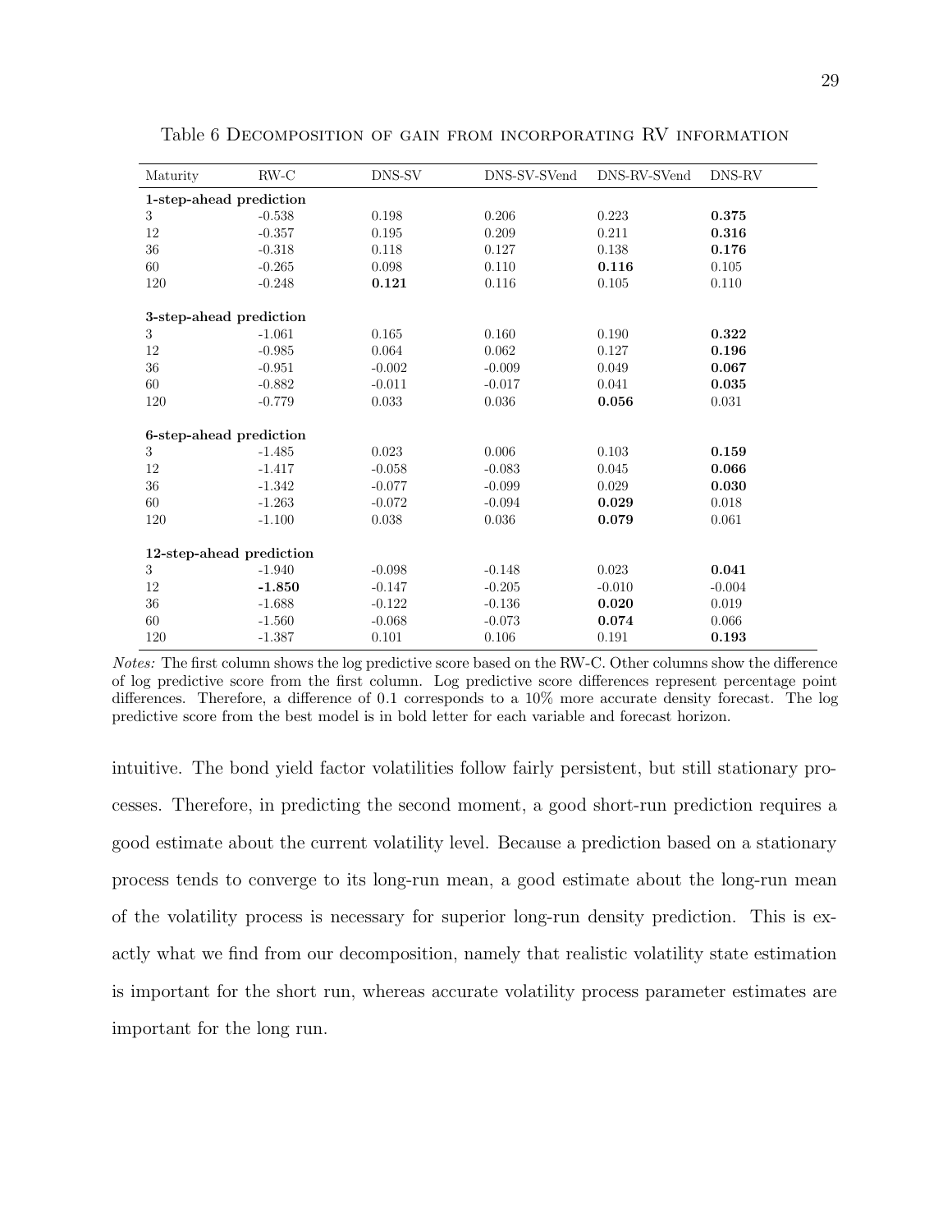Table 6 Decomposition of gain from incorporating RV information

| Maturity | RW-C | DNS-SV | DNS-SV-SVend | DNS-RV-SVend | DNS-RV |
|---|---|---|---|---|---|
| **1-step-ahead prediction** | | | | | |
| 3 | -0.538 | 0.198 | 0.206 | 0.223 | **0.375** |
| 12 | -0.357 | 0.195 | 0.209 | 0.211 | **0.316** |
| 36 | -0.318 | 0.118 | 0.127 | 0.138 | **0.176** |
| 60 | -0.265 | 0.098 | 0.110 | **0.116** | 0.105 |
| 120 | -0.248 | **0.121** | 0.116 | 0.105 | 0.110 |
| **3-step-ahead prediction** | | | | | |
| 3 | -1.061 | 0.165 | 0.160 | 0.190 | **0.322** |
| 12 | -0.985 | 0.064 | 0.062 | 0.127 | **0.196** |
| 36 | -0.951 | -0.002 | -0.009 | 0.049 | **0.067** |
| 60 | -0.882 | -0.011 | -0.017 | 0.041 | **0.035** |
| 120 | -0.779 | 0.033 | 0.036 | **0.056** | 0.031 |
| **6-step-ahead prediction** | | | | | |
| 3 | -1.485 | 0.023 | 0.006 | 0.103 | **0.159** |
| 12 | -1.417 | -0.058 | -0.083 | 0.045 | **0.066** |
| 36 | -1.342 | -0.077 | -0.099 | 0.029 | **0.030** |
| 60 | -1.263 | -0.072 | -0.094 | **0.029** | 0.018 |
| 120 | -1.100 | 0.038 | 0.036 | **0.079** | 0.061 |
| **12-step-ahead prediction** | | | | | |
| 3 | -1.940 | -0.098 | -0.148 | 0.023 | **0.041** |
| 12 | **-1.850** | -0.147 | -0.205 | -0.010 | -0.004 |
| 36 | -1.688 | -0.122 | -0.136 | **0.020** | 0.019 |
| 60 | -1.560 | -0.068 | -0.073 | **0.074** | 0.066 |
| 120 | -1.387 | 0.101 | 0.106 | 0.191 | **0.193** |

*Notes:* The first column shows the log predictive score based on the RW-C. Other columns show the difference of log predictive score from the first column. Log predictive score differences represent percentage point differences. Therefore, a difference of 0.1 corresponds to a 10% more accurate density forecast. The log predictive score from the best model is in bold letter for each variable and forecast horizon.

intuitive. The bond yield factor volatilities follow fairly persistent, but still stationary processes. Therefore, in predicting the second moment, a good short-run prediction requires a good estimate about the current volatility level. Because a prediction based on a stationary process tends to converge to its long-run mean, a good estimate about the long-run mean of the volatility process is necessary for superior long-run density prediction. This is exactly what we find from our decomposition, namely that realistic volatility state estimation is important for the short run, whereas accurate volatility process parameter estimates are important for the long run.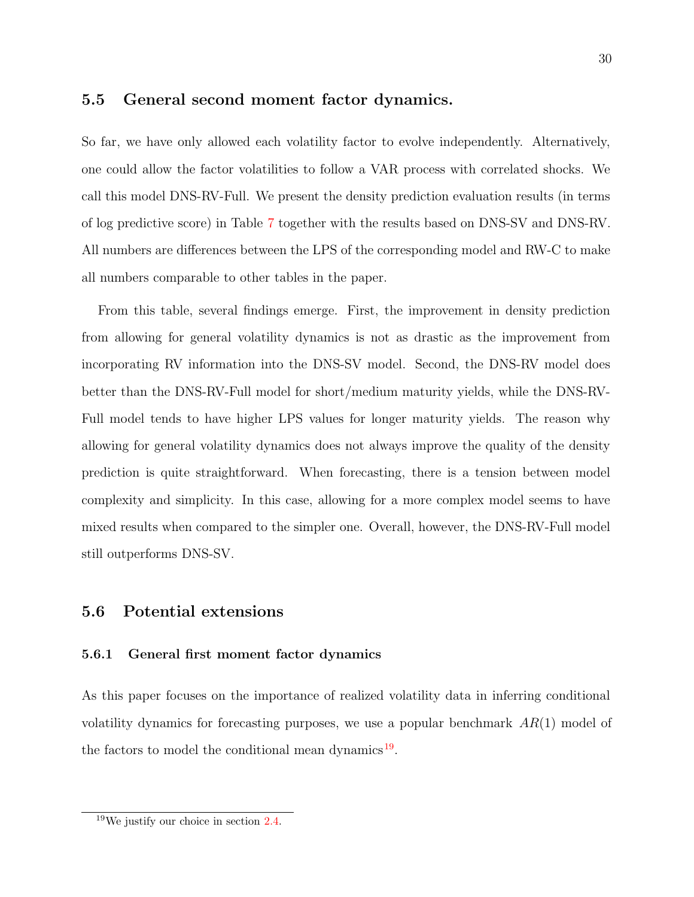### 5.5 General second moment factor dynamics.

So far, we have only allowed each volatility factor to evolve independently. Alternatively, one could allow the factor volatilities to follow a VAR process with correlated shocks. We call this model DNS-RV-Full. We present the density prediction evaluation results (in terms of log predictive score) in Table 7 together with the results based on DNS-SV and DNS-RV. All numbers are differences between the LPS of the corresponding model and RW-C to make all numbers comparable to other tables in the paper.

From this table, several findings emerge. First, the improvement in density prediction from allowing for general volatility dynamics is not as drastic as the improvement from incorporating RV information into the DNS-SV model. Second, the DNS-RV model does better than the DNS-RV-Full model for short/medium maturity yields, while the DNS-RV-Full model tends to have higher LPS values for longer maturity yields. The reason why allowing for general volatility dynamics does not always improve the quality of the density prediction is quite straightforward. When forecasting, there is a tension between model complexity and simplicity. In this case, allowing for a more complex model seems to have mixed results when compared to the simpler one. Overall, however, the DNS-RV-Full model still outperforms DNS-SV.

### 5.6 Potential extensions

#### 5.6.1 General first moment factor dynamics

As this paper focuses on the importance of realized volatility data in inferring conditional volatility dynamics for forecasting purposes, we use a popular benchmark $AR(1)$ model of the factors to model the conditional mean dynamics[19].

[19] We justify our choice in section 2.4.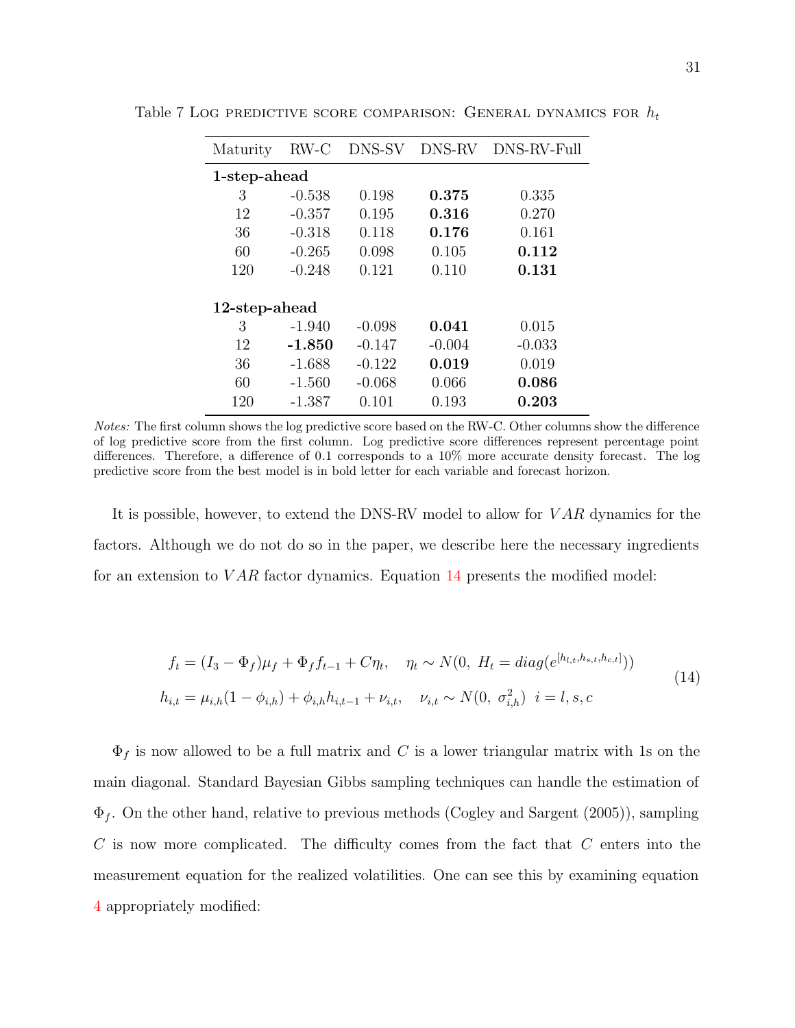Table 7 Log predictive score comparison: General dynamics for $h_t$

| Maturity | RW-C | DNS-SV | DNS-RV | DNS-RV-Full |
|---|---|---|---|---|
| **1-step-ahead** | | | | |
| 3 | -0.538 | 0.198 | **0.375** | 0.335 |
| 12 | -0.357 | 0.195 | **0.316** | 0.270 |
| 36 | -0.318 | 0.118 | **0.176** | 0.161 |
| 60 | -0.265 | 0.098 | 0.105 | **0.112** |
| 120 | -0.248 | 0.121 | 0.110 | **0.131** |
| **12-step-ahead** | | | | |
| 3 | -1.940 | -0.098 | **0.041** | 0.015 |
| 12 | **-1.850** | -0.147 | -0.004 | -0.033 |
| 36 | -1.688 | -0.122 | **0.019** | 0.019 |
| 60 | -1.560 | -0.068 | 0.066 | **0.086** |
| 120 | -1.387 | 0.101 | 0.193 | **0.203** |

*Notes:* The first column shows the log predictive score based on the RW-C. Other columns show the difference of log predictive score from the first column. Log predictive score differences represent percentage point differences. Therefore, a difference of 0.1 corresponds to a 10% more accurate density forecast. The log predictive score from the best model is in bold letter for each variable and forecast horizon.

It is possible, however, to extend the DNS-RV model to allow for $VAR$ dynamics for the factors. Although we do not do so in the paper, we describe here the necessary ingredients for an extension to $VAR$ factor dynamics. Equation 14 presents the modified model:

$$
\begin{aligned}
f_t &= (I_3 - \Phi_f)\mu_f + \Phi_f f_{t-1} + C\eta_t, \quad \eta_t \sim N(0,\ H_t = diag(e^{[h_{l,t}, h_{s,t}, h_{c,t}]})) \\
h_{i,t} &= \mu_{i,h}(1 - \phi_{i,h}) + \phi_{i,h} h_{i,t-1} + \nu_{i,t}, \quad \nu_{i,t} \sim N(0,\ \sigma_{i,h}^2) \ \ i = l, s, c
\end{aligned} \tag{14}
$$

$\Phi_f$ is now allowed to be a full matrix and $C$ is a lower triangular matrix with 1s on the main diagonal. Standard Bayesian Gibbs sampling techniques can handle the estimation of $\Phi_f$. On the other hand, relative to previous methods (Cogley and Sargent (2005)), sampling $C$ is now more complicated. The difficulty comes from the fact that $C$ enters into the measurement equation for the realized volatilities. One can see this by examining equation 4 appropriately modified: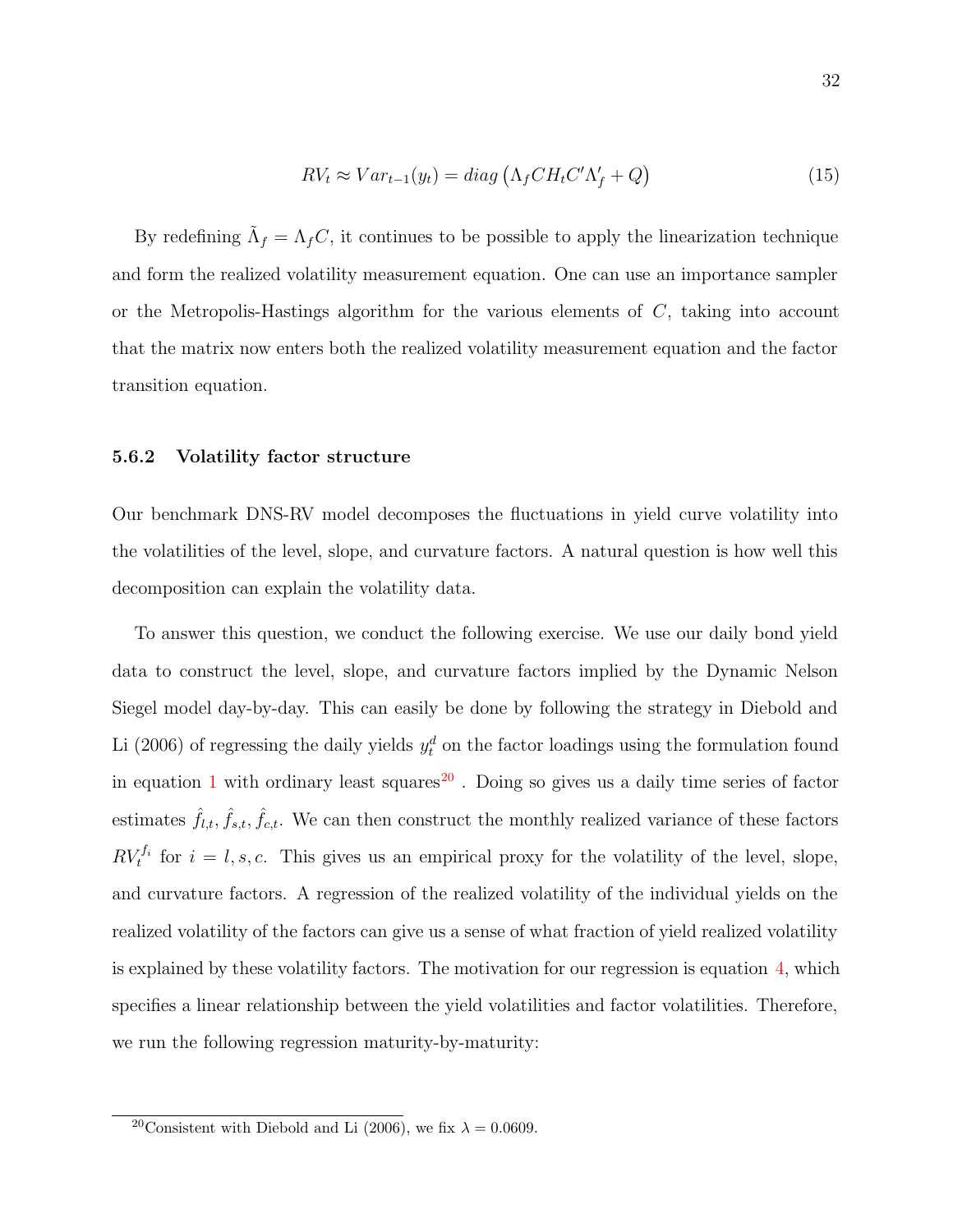$$RV_t \approx Var_{t-1}(y_t) = diag\left(\Lambda_f C H_t C' \Lambda_f' + Q\right) \tag{15}$$

By redefining $\tilde{\Lambda}_f = \Lambda_f C$, it continues to be possible to apply the linearization technique and form the realized volatility measurement equation. One can use an importance sampler or the Metropolis-Hastings algorithm for the various elements of $C$, taking into account that the matrix now enters both the realized volatility measurement equation and the factor transition equation.

### 5.6.2 Volatility factor structure

Our benchmark DNS-RV model decomposes the fluctuations in yield curve volatility into the volatilities of the level, slope, and curvature factors. A natural question is how well this decomposition can explain the volatility data.

To answer this question, we conduct the following exercise. We use our daily bond yield data to construct the level, slope, and curvature factors implied by the Dynamic Nelson Siegel model day-by-day. This can easily be done by following the strategy in Diebold and Li (2006) of regressing the daily yields $y_t^d$ on the factor loadings using the formulation found in equation 1 with ordinary least squares[20] . Doing so gives us a daily time series of factor estimates $\hat{f}_{l,t}, \hat{f}_{s,t}, \hat{f}_{c,t}$. We can then construct the monthly realized variance of these factors $RV_t^{f_i}$ for $i = l, s, c$. This gives us an empirical proxy for the volatility of the level, slope, and curvature factors. A regression of the realized volatility of the individual yields on the realized volatility of the factors can give us a sense of what fraction of yield realized volatility is explained by these volatility factors. The motivation for our regression is equation 4, which specifies a linear relationship between the yield volatilities and factor volatilities. Therefore, we run the following regression maturity-by-maturity:

[20] Consistent with Diebold and Li (2006), we fix $\lambda = 0.0609$.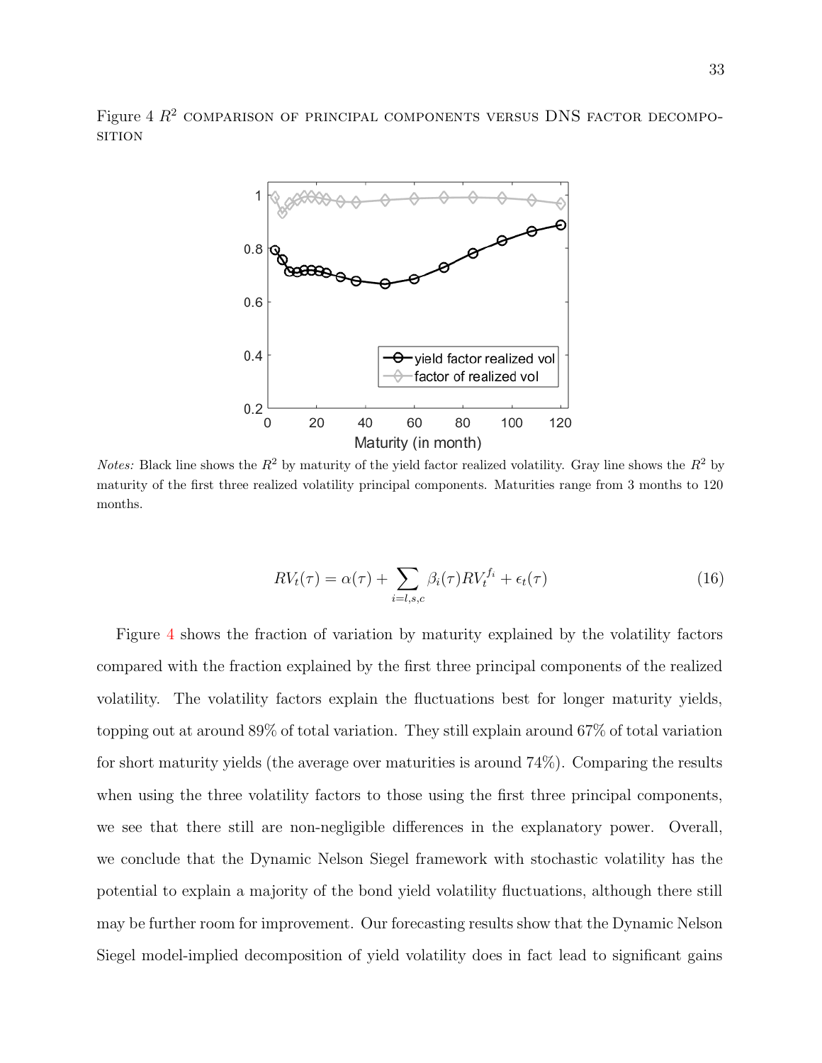Figure 4 $R^2$ COMPARISON OF PRINCIPAL COMPONENTS VERSUS DNS FACTOR DECOMPOSITION

*Notes:* Black line shows the $R^2$ by maturity of the yield factor realized volatility. Gray line shows the $R^2$ by maturity of the first three realized volatility principal components. Maturities range from 3 months to 120 months.

$$RV_t(\tau) = \alpha(\tau) + \sum_{i=l,s,c} \beta_i(\tau) RV_t^{f_i} + \epsilon_t(\tau) \tag{16}$$

Figure 4 shows the fraction of variation by maturity explained by the volatility factors compared with the fraction explained by the first three principal components of the realized volatility. The volatility factors explain the fluctuations best for longer maturity yields, topping out at around 89% of total variation. They still explain around 67% of total variation for short maturity yields (the average over maturities is around 74%). Comparing the results when using the three volatility factors to those using the first three principal components, we see that there still are non-negligible differences in the explanatory power. Overall, we conclude that the Dynamic Nelson Siegel framework with stochastic volatility has the potential to explain a majority of the bond yield volatility fluctuations, although there still may be further room for improvement. Our forecasting results show that the Dynamic Nelson Siegel model-implied decomposition of yield volatility does in fact lead to significant gains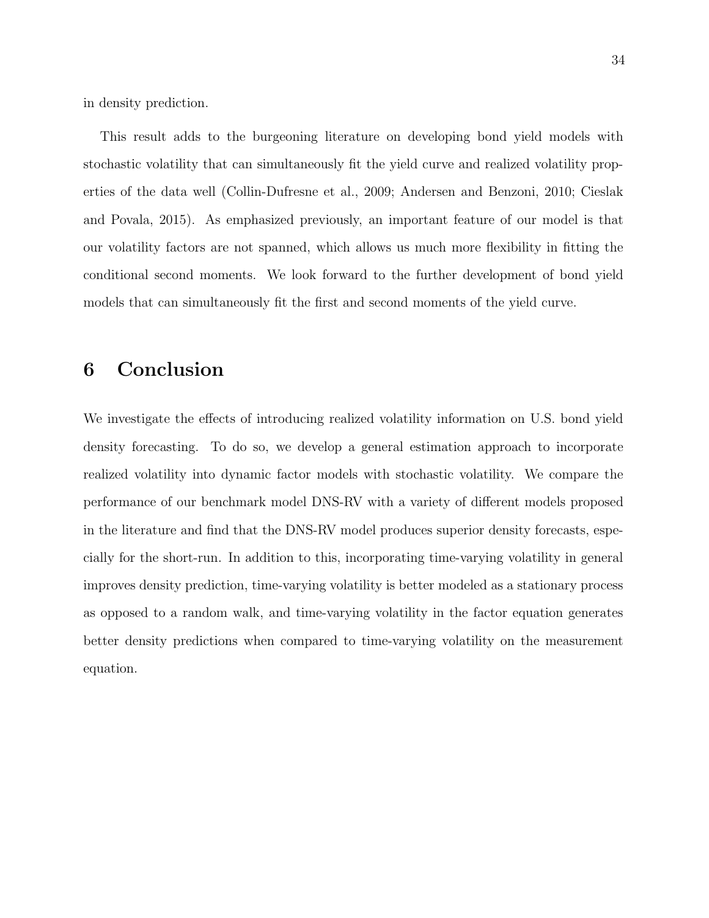in density prediction.

This result adds to the burgeoning literature on developing bond yield models with stochastic volatility that can simultaneously fit the yield curve and realized volatility properties of the data well (Collin-Dufresne et al., 2009; Andersen and Benzoni, 2010; Cieslak and Povala, 2015). As emphasized previously, an important feature of our model is that our volatility factors are not spanned, which allows us much more flexibility in fitting the conditional second moments. We look forward to the further development of bond yield models that can simultaneously fit the first and second moments of the yield curve.

# 6 Conclusion

We investigate the effects of introducing realized volatility information on U.S. bond yield density forecasting. To do so, we develop a general estimation approach to incorporate realized volatility into dynamic factor models with stochastic volatility. We compare the performance of our benchmark model DNS-RV with a variety of different models proposed in the literature and find that the DNS-RV model produces superior density forecasts, especially for the short-run. In addition to this, incorporating time-varying volatility in general improves density prediction, time-varying volatility is better modeled as a stationary process as opposed to a random walk, and time-varying volatility in the factor equation generates better density predictions when compared to time-varying volatility on the measurement equation.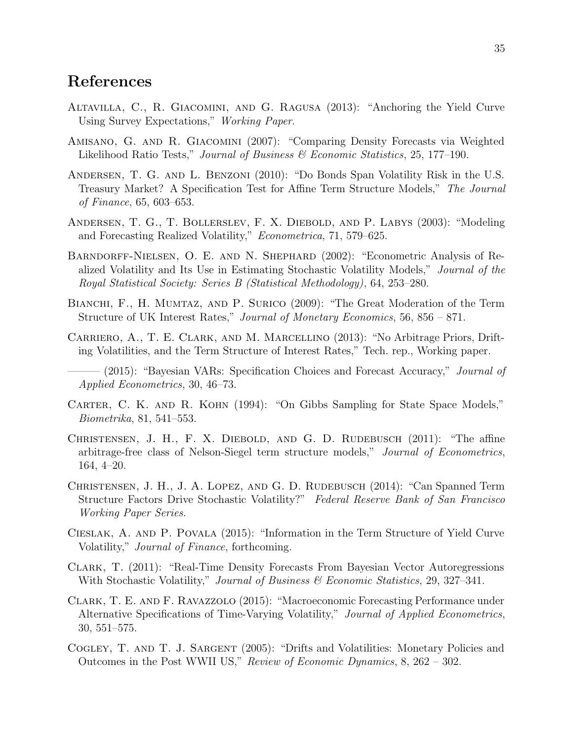# References

Altavilla, C., R. Giacomini, and G. Ragusa (2013): "Anchoring the Yield Curve Using Survey Expectations," *Working Paper*.

Amisano, G. and R. Giacomini (2007): "Comparing Density Forecasts via Weighted Likelihood Ratio Tests," *Journal of Business & Economic Statistics*, 25, 177–190.

Andersen, T. G. and L. Benzoni (2010): "Do Bonds Span Volatility Risk in the U.S. Treasury Market? A Specification Test for Affine Term Structure Models," *The Journal of Finance*, 65, 603–653.

Andersen, T. G., T. Bollerslev, F. X. Diebold, and P. Labys (2003): "Modeling and Forecasting Realized Volatility," *Econometrica*, 71, 579–625.

Barndorff-Nielsen, O. E. and N. Shephard (2002): "Econometric Analysis of Realized Volatility and Its Use in Estimating Stochastic Volatility Models," *Journal of the Royal Statistical Society: Series B (Statistical Methodology)*, 64, 253–280.

Bianchi, F., H. Mumtaz, and P. Surico (2009): "The Great Moderation of the Term Structure of UK Interest Rates," *Journal of Monetary Economics*, 56, 856 – 871.

Carriero, A., T. E. Clark, and M. Marcellino (2013): "No Arbitrage Priors, Drifting Volatilities, and the Term Structure of Interest Rates," Tech. rep., Working paper.

——— (2015): "Bayesian VARs: Specification Choices and Forecast Accuracy," *Journal of Applied Econometrics*, 30, 46–73.

Carter, C. K. and R. Kohn (1994): "On Gibbs Sampling for State Space Models," *Biometrika*, 81, 541–553.

Christensen, J. H., F. X. Diebold, and G. D. Rudebusch (2011): "The affine arbitrage-free class of Nelson-Siegel term structure models," *Journal of Econometrics*, 164, 4–20.

Christensen, J. H., J. A. Lopez, and G. D. Rudebusch (2014): "Can Spanned Term Structure Factors Drive Stochastic Volatility?" *Federal Reserve Bank of San Francisco Working Paper Series.*

Cieslak, A. and P. Povala (2015): "Information in the Term Structure of Yield Curve Volatility," *Journal of Finance*, forthcoming.

Clark, T. (2011): "Real-Time Density Forecasts From Bayesian Vector Autoregressions With Stochastic Volatility," *Journal of Business & Economic Statistics*, 29, 327–341.

Clark, T. E. and F. Ravazzolo (2015): "Macroeconomic Forecasting Performance under Alternative Specifications of Time-Varying Volatility," *Journal of Applied Econometrics*, 30, 551–575.

Cogley, T. and T. J. Sargent (2005): "Drifts and Volatilities: Monetary Policies and Outcomes in the Post WWII US," *Review of Economic Dynamics*, 8, 262 – 302.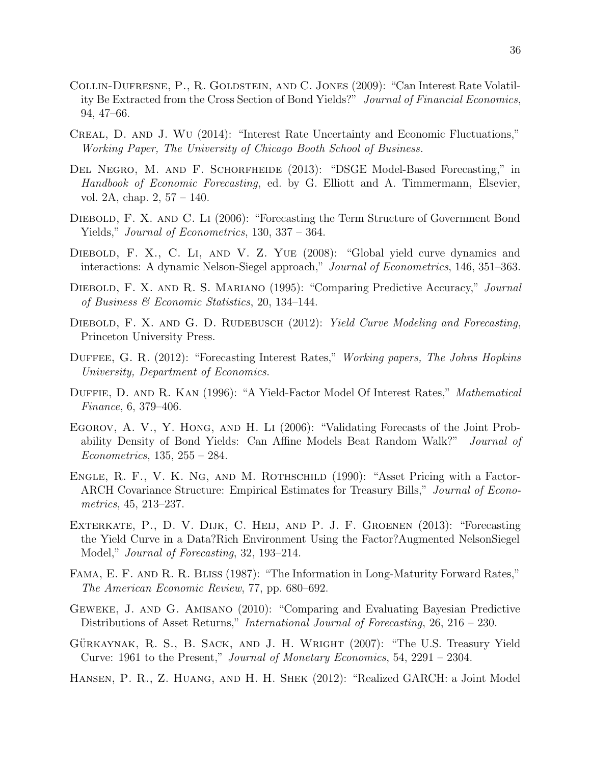Collin-Dufresne, P., R. Goldstein, and C. Jones (2009): "Can Interest Rate Volatility Be Extracted from the Cross Section of Bond Yields?" *Journal of Financial Economics*, 94, 47–66.

Creal, D. and J. Wu (2014): "Interest Rate Uncertainty and Economic Fluctuations," *Working Paper, The University of Chicago Booth School of Business*.

Del Negro, M. and F. Schorfheide (2013): "DSGE Model-Based Forecasting," in *Handbook of Economic Forecasting*, ed. by G. Elliott and A. Timmermann, Elsevier, vol. 2A, chap. 2, 57 – 140.

Diebold, F. X. and C. Li (2006): "Forecasting the Term Structure of Government Bond Yields," *Journal of Econometrics*, 130, 337 – 364.

Diebold, F. X., C. Li, and V. Z. Yue (2008): "Global yield curve dynamics and interactions: A dynamic Nelson-Siegel approach," *Journal of Econometrics*, 146, 351–363.

Diebold, F. X. and R. S. Mariano (1995): "Comparing Predictive Accuracy," *Journal of Business & Economic Statistics*, 20, 134–144.

Diebold, F. X. and G. D. Rudebusch (2012): *Yield Curve Modeling and Forecasting*, Princeton University Press.

Duffee, G. R. (2012): "Forecasting Interest Rates," *Working papers, The Johns Hopkins University, Department of Economics*.

Duffie, D. and R. Kan (1996): "A Yield-Factor Model Of Interest Rates," *Mathematical Finance*, 6, 379–406.

Egorov, A. V., Y. Hong, and H. Li (2006): "Validating Forecasts of the Joint Probability Density of Bond Yields: Can Affine Models Beat Random Walk?" *Journal of Econometrics*, 135, 255 – 284.

Engle, R. F., V. K. Ng, and M. Rothschild (1990): "Asset Pricing with a Factor-ARCH Covariance Structure: Empirical Estimates for Treasury Bills," *Journal of Econometrics*, 45, 213–237.

Exterkate, P., D. V. Dijk, C. Heij, and P. J. F. Groenen (2013): "Forecasting the Yield Curve in a Data?Rich Environment Using the Factor?Augmented NelsonSiegel Model," *Journal of Forecasting*, 32, 193–214.

Fama, E. F. and R. R. Bliss (1987): "The Information in Long-Maturity Forward Rates," *The American Economic Review*, 77, pp. 680–692.

Geweke, J. and G. Amisano (2010): "Comparing and Evaluating Bayesian Predictive Distributions of Asset Returns," *International Journal of Forecasting*, 26, 216 – 230.

Gürkaynak, R. S., B. Sack, and J. H. Wright (2007): "The U.S. Treasury Yield Curve: 1961 to the Present," *Journal of Monetary Economics*, 54, 2291 – 2304.

Hansen, P. R., Z. Huang, and H. H. Shek (2012): "Realized GARCH: a Joint Model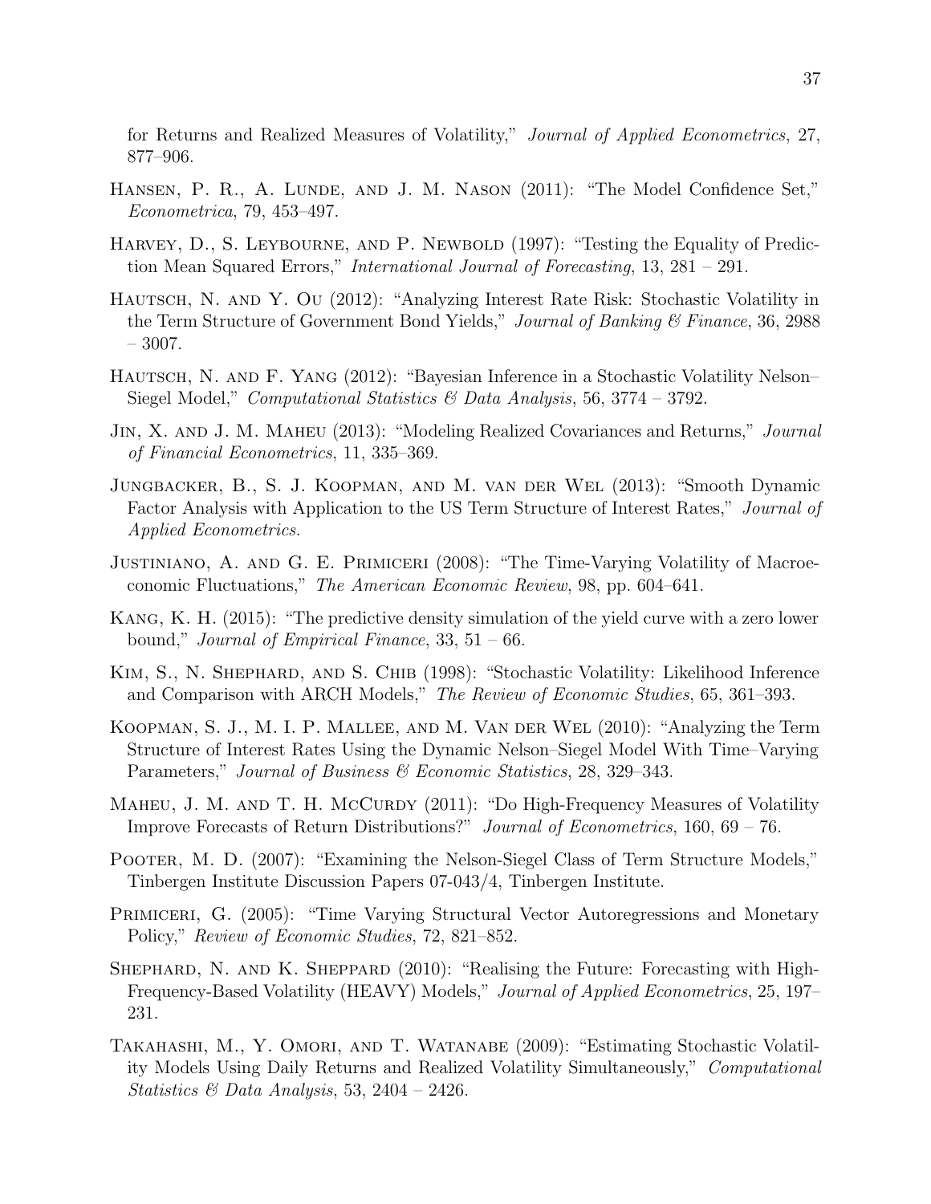for Returns and Realized Measures of Volatility," *Journal of Applied Econometrics*, 27, 877–906.

Hansen, P. R., A. Lunde, and J. M. Nason (2011): "The Model Confidence Set," *Econometrica*, 79, 453–497.

Harvey, D., S. Leybourne, and P. Newbold (1997): "Testing the Equality of Prediction Mean Squared Errors," *International Journal of Forecasting*, 13, 281 – 291.

Hautsch, N. and Y. Ou (2012): "Analyzing Interest Rate Risk: Stochastic Volatility in the Term Structure of Government Bond Yields," *Journal of Banking & Finance*, 36, 2988 – 3007.

Hautsch, N. and F. Yang (2012): "Bayesian Inference in a Stochastic Volatility Nelson–Siegel Model," *Computational Statistics & Data Analysis*, 56, 3774 – 3792.

Jin, X. and J. M. Maheu (2013): "Modeling Realized Covariances and Returns," *Journal of Financial Econometrics*, 11, 335–369.

Jungbacker, B., S. J. Koopman, and M. van der Wel (2013): "Smooth Dynamic Factor Analysis with Application to the US Term Structure of Interest Rates," *Journal of Applied Econometrics*.

Justiniano, A. and G. E. Primiceri (2008): "The Time-Varying Volatility of Macroeconomic Fluctuations," *The American Economic Review*, 98, pp. 604–641.

Kang, K. H. (2015): "The predictive density simulation of the yield curve with a zero lower bound," *Journal of Empirical Finance*, 33, 51 – 66.

Kim, S., N. Shephard, and S. Chib (1998): "Stochastic Volatility: Likelihood Inference and Comparison with ARCH Models," *The Review of Economic Studies*, 65, 361–393.

Koopman, S. J., M. I. P. Mallee, and M. Van der Wel (2010): "Analyzing the Term Structure of Interest Rates Using the Dynamic Nelson–Siegel Model With Time–Varying Parameters," *Journal of Business & Economic Statistics*, 28, 329–343.

Maheu, J. M. and T. H. McCurdy (2011): "Do High-Frequency Measures of Volatility Improve Forecasts of Return Distributions?" *Journal of Econometrics*, 160, 69 – 76.

Pooter, M. D. (2007): "Examining the Nelson-Siegel Class of Term Structure Models," Tinbergen Institute Discussion Papers 07-043/4, Tinbergen Institute.

Primiceri, G. (2005): "Time Varying Structural Vector Autoregressions and Monetary Policy," *Review of Economic Studies*, 72, 821–852.

Shephard, N. and K. Sheppard (2010): "Realising the Future: Forecasting with High-Frequency-Based Volatility (HEAVY) Models," *Journal of Applied Econometrics*, 25, 197–231.

Takahashi, M., Y. Omori, and T. Watanabe (2009): "Estimating Stochastic Volatility Models Using Daily Returns and Realized Volatility Simultaneously," *Computational Statistics & Data Analysis*, 53, 2404 – 2426.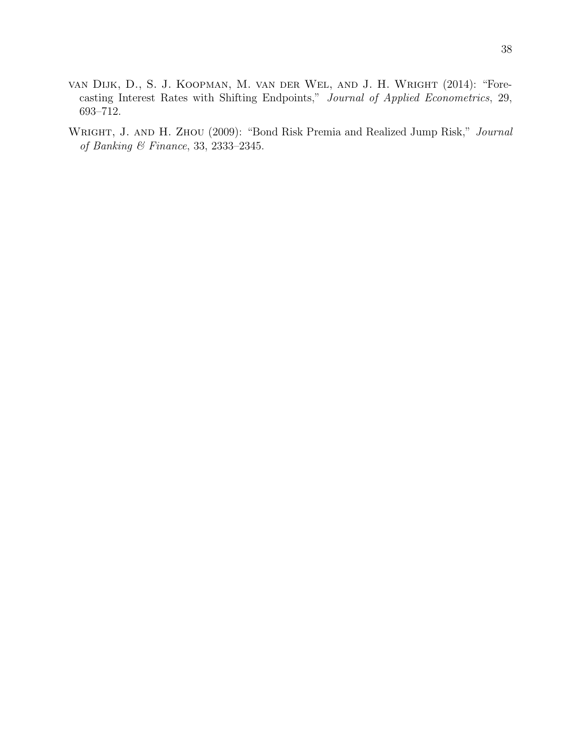van Dijk, D., S. J. Koopman, M. van der Wel, and J. H. Wright (2014): "Forecasting Interest Rates with Shifting Endpoints," *Journal of Applied Econometrics*, 29, 693–712.

Wright, J. and H. Zhou (2009): "Bond Risk Premia and Realized Jump Risk," *Journal of Banking & Finance*, 33, 2333–2345.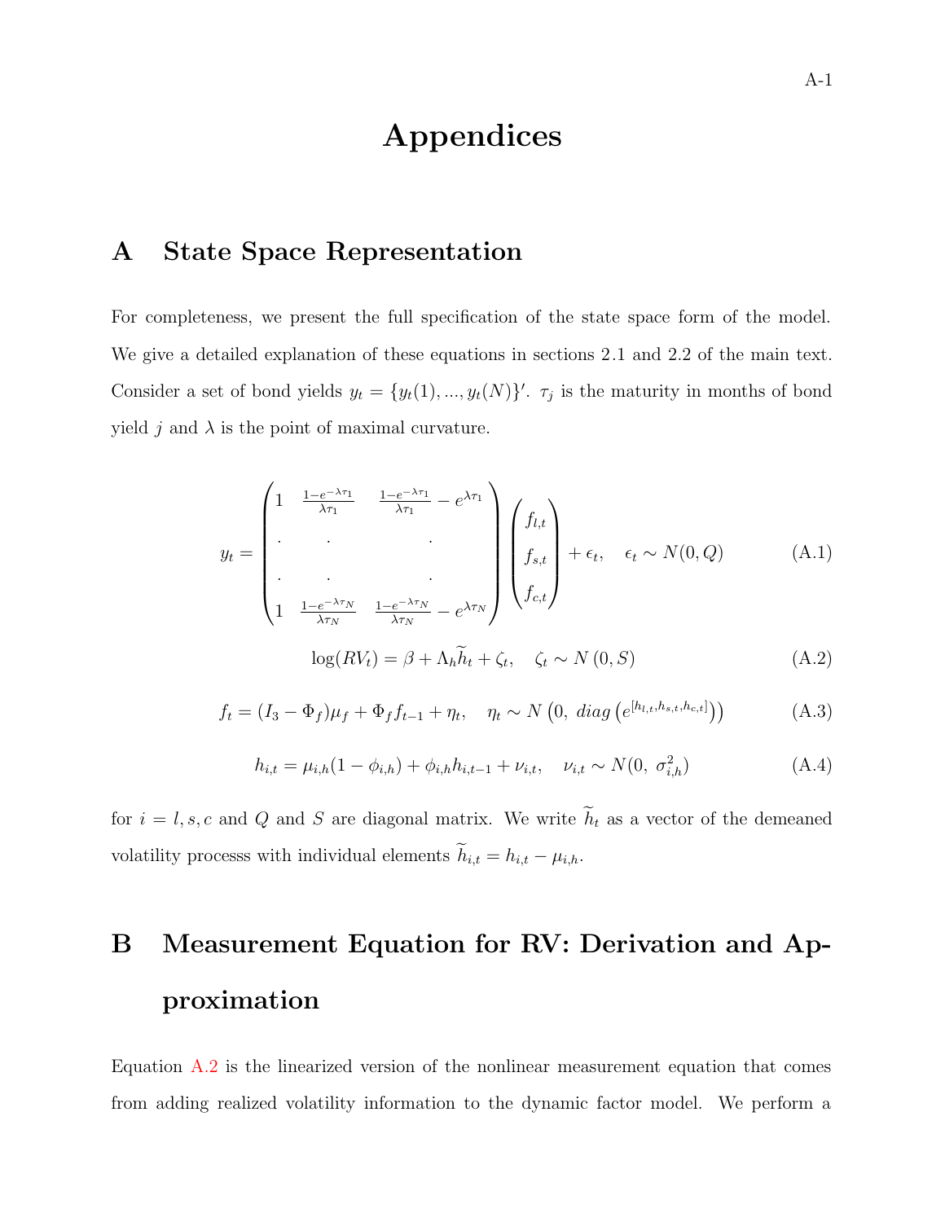# Appendices

## A State Space Representation

For completeness, we present the full specification of the state space form of the model. We give a detailed explanation of these equations in sections 2.1 and 2.2 of the main text. Consider a set of bond yields $y_t = \{y_t(1), ..., y_t(N)\}'$. $\tau_j$ is the maturity in months of bond yield $j$ and $\lambda$ is the point of maximal curvature.

$$
y_t = \begin{pmatrix} 1 & \frac{1-e^{-\lambda\tau_1}}{\lambda\tau_1} & \frac{1-e^{-\lambda\tau_1}}{\lambda\tau_1} - e^{\lambda\tau_1} \\ . & . & . \\ . & . & . \\ 1 & \frac{1-e^{-\lambda\tau_N}}{\lambda\tau_N} & \frac{1-e^{-\lambda\tau_N}}{\lambda\tau_N} - e^{\lambda\tau_N} \end{pmatrix} \begin{pmatrix} f_{l,t} \\ f_{s,t} \\ f_{c,t} \end{pmatrix} + \epsilon_t, \quad \epsilon_t \sim N(0, Q) \tag{A.1}
$$

$$
\log(RV_t) = \beta + \Lambda_h \widetilde{h}_t + \zeta_t, \quad \zeta_t \sim N(0, S) \tag{A.2}
$$

$$
f_t = (I_3 - \Phi_f)\mu_f + \Phi_f f_{t-1} + \eta_t, \quad \eta_t \sim N\left(0,\ diag\left(e^{[h_{l,t}, h_{s,t}, h_{c,t}]}\right)\right) \tag{A.3}
$$

$$
h_{i,t} = \mu_{i,h}(1 - \phi_{i,h}) + \phi_{i,h} h_{i,t-1} + \nu_{i,t}, \quad \nu_{i,t} \sim N(0,\ \sigma^2_{i,h}) \tag{A.4}
$$

for $i = l, s, c$ and $Q$ and $S$ are diagonal matrix. We write $\widetilde{h}_t$ as a vector of the demeaned volatility processs with individual elements $\widetilde{h}_{i,t} = h_{i,t} - \mu_{i,h}$.

## B Measurement Equation for RV: Derivation and Approximation

Equation A.2 is the linearized version of the nonlinear measurement equation that comes from adding realized volatility information to the dynamic factor model. We perform a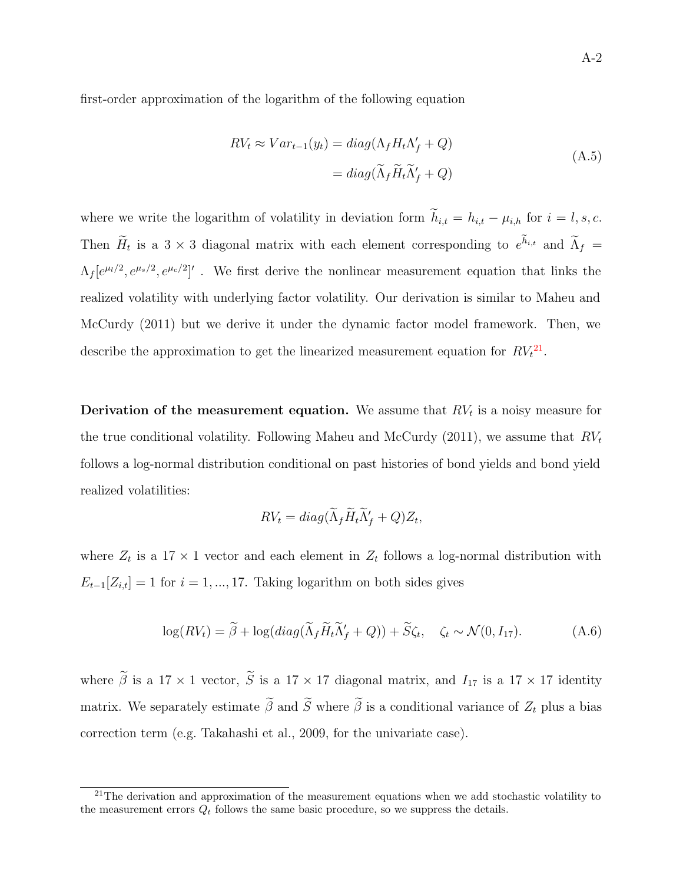first-order approximation of the logarithm of the following equation

$$
\begin{aligned}
RV_t \approx Var_{t-1}(y_t) &= diag(\Lambda_f H_t \Lambda_f' + Q) \\
&= diag(\widetilde{\Lambda}_f \widetilde{H}_t \widetilde{\Lambda}_f' + Q)
\end{aligned} \tag{A.5}
$$

where we write the logarithm of volatility in deviation form $\widetilde{h}_{i,t} = h_{i,t} - \mu_{i,h}$ for $i = l, s, c$. Then $\widetilde{H}_t$ is a $3 \times 3$ diagonal matrix with each element corresponding to $e^{\widetilde{h}_{i,t}}$ and $\widetilde{\Lambda}_f = \Lambda_f [e^{\mu_l/2}, e^{\mu_s/2}, e^{\mu_c/2}]'$ . We first derive the nonlinear measurement equation that links the realized volatility with underlying factor volatility. Our derivation is similar to Maheu and McCurdy (2011) but we derive it under the dynamic factor model framework. Then, we describe the approximation to get the linearized measurement equation for $RV_t$[21].

**Derivation of the measurement equation.** We assume that $RV_t$ is a noisy measure for the true conditional volatility. Following Maheu and McCurdy (2011), we assume that $RV_t$ follows a log-normal distribution conditional on past histories of bond yields and bond yield realized volatilities:

$$
RV_t = diag(\widetilde{\Lambda}_f \widetilde{H}_t \widetilde{\Lambda}_f' + Q) Z_t,
$$

where $Z_t$ is a $17 \times 1$ vector and each element in $Z_t$ follows a log-normal distribution with $E_{t-1}[Z_{i,t}] = 1$ for $i = 1, ..., 17$. Taking logarithm on both sides gives

$$
\log(RV_t) = \widetilde{\beta} + \log(diag(\widetilde{\Lambda}_f \widetilde{H}_t \widetilde{\Lambda}_f' + Q)) + \widetilde{S}\zeta_t, \quad \zeta_t \sim \mathcal{N}(0, I_{17}). \tag{A.6}
$$

where $\widetilde{\beta}$ is a $17 \times 1$ vector, $\widetilde{S}$ is a $17 \times 17$ diagonal matrix, and $I_{17}$ is a $17 \times 17$ identity matrix. We separately estimate $\widetilde{\beta}$ and $\widetilde{S}$ where $\widetilde{\beta}$ is a conditional variance of $Z_t$ plus a bias correction term (e.g. Takahashi et al., 2009, for the univariate case).

[21] The derivation and approximation of the measurement equations when we add stochastic volatility to the measurement errors $Q_t$ follows the same basic procedure, so we suppress the details.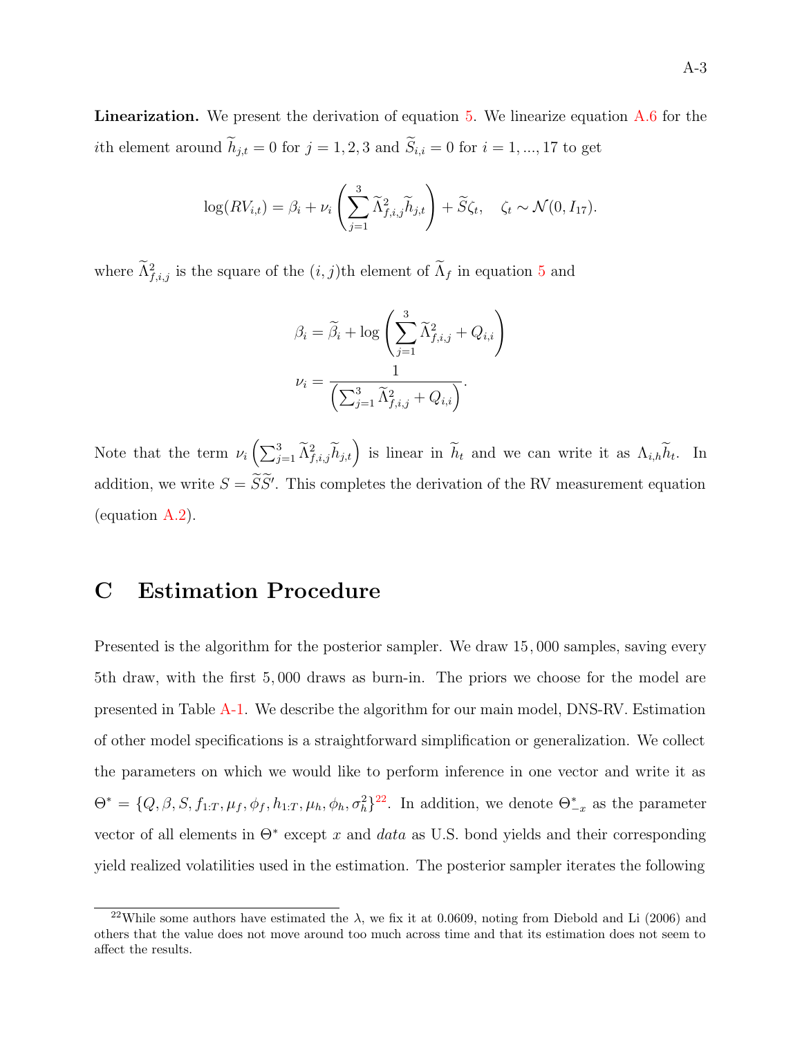**Linearization.** We present the derivation of equation 5. We linearize equation A.6 for the $i$th element around $\widetilde{h}_{j,t} = 0$ for $j = 1, 2, 3$ and $\widetilde{S}_{i,i} = 0$ for $i = 1, ..., 17$ to get

$$\log(RV_{i,t}) = \beta_i + \nu_i \left( \sum_{j=1}^{3} \widetilde{\Lambda}^2_{f,i,j} \widetilde{h}_{j,t} \right) + \widetilde{S}\zeta_t, \quad \zeta_t \sim \mathcal{N}(0, I_{17}).$$

where $\widetilde{\Lambda}^2_{f,i,j}$ is the square of the $(i,j)$th element of $\widetilde{\Lambda}_f$ in equation 5 and

$$\beta_i = \widetilde{\beta}_i + \log \left( \sum_{j=1}^{3} \widetilde{\Lambda}^2_{f,i,j} + Q_{i,i} \right)$$

$$\nu_i = \frac{1}{\left( \sum_{j=1}^{3} \widetilde{\Lambda}^2_{f,i,j} + Q_{i,i} \right)}.$$

Note that the term $\nu_i \left( \sum_{j=1}^{3} \widetilde{\Lambda}^2_{f,i,j} \widetilde{h}_{j,t} \right)$ is linear in $\widetilde{h}_t$ and we can write it as $\Lambda_{i,h}\widetilde{h}_t$. In addition, we write $S = \widetilde{S}\widetilde{S}'$. This completes the derivation of the RV measurement equation (equation A.2).

# C Estimation Procedure

Presented is the algorithm for the posterior sampler. We draw 15,000 samples, saving every 5th draw, with the first 5,000 draws as burn-in. The priors we choose for the model are presented in Table A-1. We describe the algorithm for our main model, DNS-RV. Estimation of other model specifications is a straightforward simplification or generalization. We collect the parameters on which we would like to perform inference in one vector and write it as $\Theta^* = \{Q, \beta, S, f_{1:T}, \mu_f, \phi_f, h_{1:T}, \mu_h, \phi_h, \sigma_h^2\}$[22]. In addition, we denote $\Theta^*_{-x}$ as the parameter vector of all elements in $\Theta^*$ except $x$ and *data* as U.S. bond yields and their corresponding yield realized volatilities used in the estimation. The posterior sampler iterates the following

[22] While some authors have estimated the $\lambda$, we fix it at 0.0609, noting from Diebold and Li (2006) and others that the value does not move around too much across time and that its estimation does not seem to affect the results.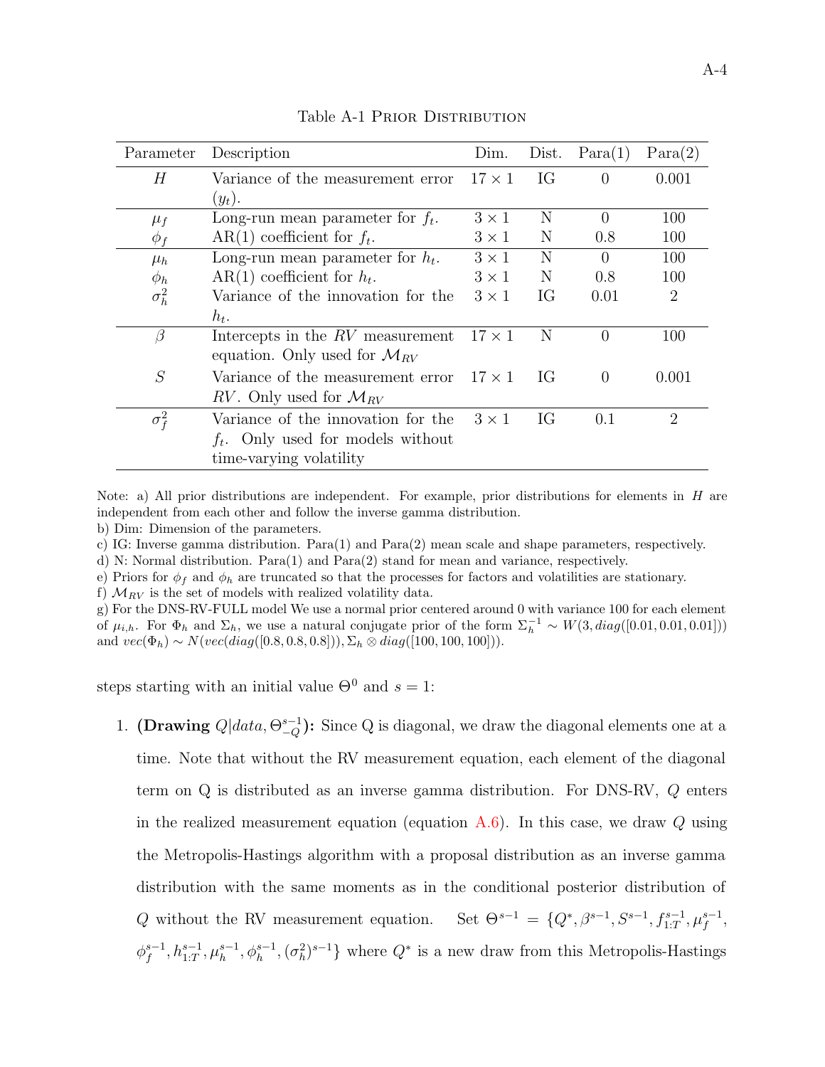Table A-1 Prior Distribution

| Parameter | Description | Dim. | Dist. | Para(1) | Para(2) |
|---|---|---|---|---|---|
| $H$ | Variance of the measurement error ($y_t$). | $17 \times 1$ | IG | 0 | 0.001 |
| $\mu_f$ | Long-run mean parameter for $f_t$. | $3 \times 1$ | N | 0 | 100 |
| $\phi_f$ | AR(1) coefficient for $f_t$. | $3 \times 1$ | N | 0.8 | 100 |
| $\mu_h$ | Long-run mean parameter for $h_t$. | $3 \times 1$ | N | 0 | 100 |
| $\phi_h$ | AR(1) coefficient for $h_t$. | $3 \times 1$ | N | 0.8 | 100 |
| $\sigma_h^2$ | Variance of the innovation for the $h_t$. | $3 \times 1$ | IG | 0.01 | 2 |
| $\beta$ | Intercepts in the $RV$ measurement equation. Only used for $\mathcal{M}_{RV}$ | $17 \times 1$ | N | 0 | 100 |
| $S$ | Variance of the measurement error $RV$. Only used for $\mathcal{M}_{RV}$ | $17 \times 1$ | IG | 0 | 0.001 |
| $\sigma_f^2$ | Variance of the innovation for the $f_t$. Only used for models without time-varying volatility | $3 \times 1$ | IG | 0.1 | 2 |

Note: a) All prior distributions are independent. For example, prior distributions for elements in $H$ are independent from each other and follow the inverse gamma distribution.
b) Dim: Dimension of the parameters.
c) IG: Inverse gamma distribution. Para(1) and Para(2) mean scale and shape parameters, respectively.
d) N: Normal distribution. Para(1) and Para(2) stand for mean and variance, respectively.
e) Priors for $\phi_f$ and $\phi_h$ are truncated so that the processes for factors and volatilities are stationary.
f) $\mathcal{M}_{RV}$ is the set of models with realized volatility data.
g) For the DNS-RV-FULL model We use a normal prior centered around 0 with variance 100 for each element of $\mu_{i,h}$. For $\Phi_h$ and $\Sigma_h$, we use a natural conjugate prior of the form $\Sigma_h^{-1} \sim W(3, diag([0.01, 0.01, 0.01]))$ and $vec(\Phi_h) \sim N(vec(diag([0.8, 0.8, 0.8])), \Sigma_h \otimes diag([100, 100, 100]))$.

steps starting with an initial value $\Theta^0$ and $s = 1$:

1. **(Drawing $Q|data, \Theta_{-Q}^{s-1}$):** Since Q is diagonal, we draw the diagonal elements one at a time. Note that without the RV measurement equation, each element of the diagonal term on Q is distributed as an inverse gamma distribution. For DNS-RV, $Q$ enters in the realized measurement equation (equation A.6). In this case, we draw $Q$ using the Metropolis-Hastings algorithm with a proposal distribution as an inverse gamma distribution with the same moments as in the conditional posterior distribution of $Q$ without the RV measurement equation. Set $\Theta^{s-1} = \{Q^*, \beta^{s-1}, S^{s-1}, f_{1:T}^{s-1}, \mu_f^{s-1}, \phi_f^{s-1}, h_{1:T}^{s-1}, \mu_h^{s-1}, \phi_h^{s-1}, (\sigma_h^2)^{s-1}\}$ where $Q^*$ is a new draw from this Metropolis-Hastings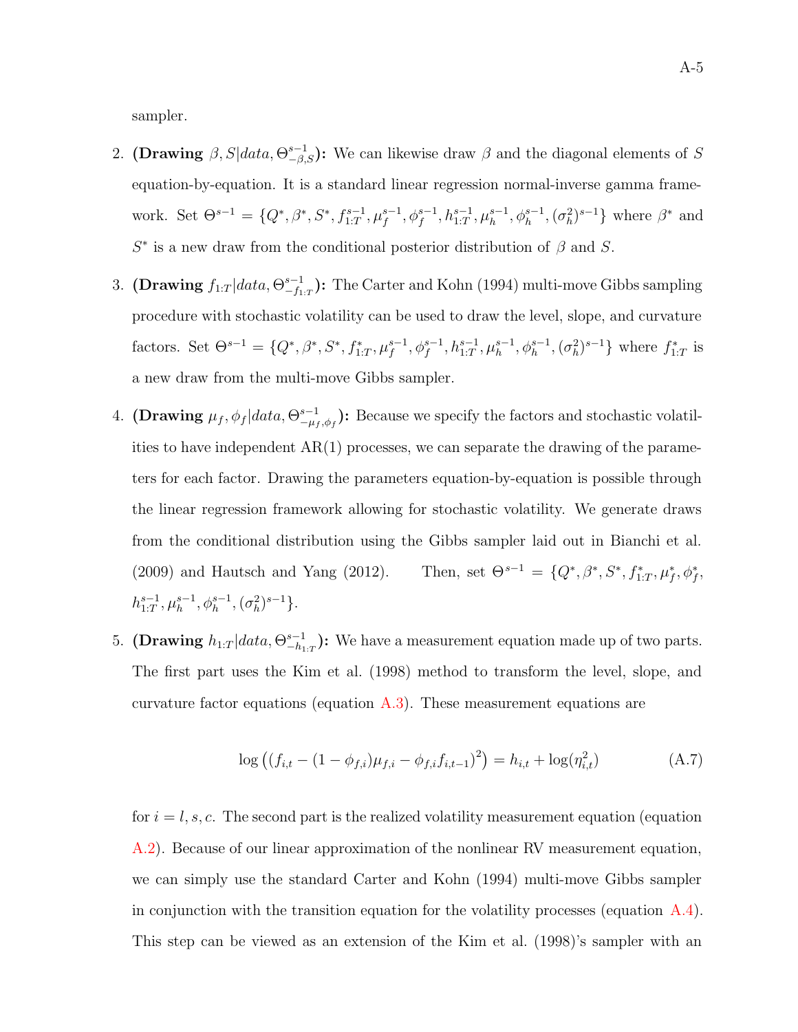sampler.

2. **(Drawing $\beta, S | data, \Theta^{s-1}_{-\beta,S}$):** We can likewise draw $\beta$ and the diagonal elements of $S$ equation-by-equation. It is a standard linear regression normal-inverse gamma framework. Set $\Theta^{s-1} = \{Q^*, \beta^*, S^*, f^{s-1}_{1:T}, \mu^{s-1}_f, \phi^{s-1}_f, h^{s-1}_{1:T}, \mu^{s-1}_h, \phi^{s-1}_h, (\sigma^2_h)^{s-1}\}$ where $\beta^*$ and $S^*$ is a new draw from the conditional posterior distribution of $\beta$ and $S$.

3. **(Drawing $f_{1:T} | data, \Theta^{s-1}_{-f_{1:T}}$):** The Carter and Kohn (1994) multi-move Gibbs sampling procedure with stochastic volatility can be used to draw the level, slope, and curvature factors. Set $\Theta^{s-1} = \{Q^*, \beta^*, S^*, f^*_{1:T}, \mu^{s-1}_f, \phi^{s-1}_f, h^{s-1}_{1:T}, \mu^{s-1}_h, \phi^{s-1}_h, (\sigma^2_h)^{s-1}\}$ where $f^*_{1:T}$ is a new draw from the multi-move Gibbs sampler.

4. **(Drawing $\mu_f, \phi_f | data, \Theta^{s-1}_{-\mu_f,\phi_f}$):** Because we specify the factors and stochastic volatilities to have independent AR(1) processes, we can separate the drawing of the parameters for each factor. Drawing the parameters equation-by-equation is possible through the linear regression framework allowing for stochastic volatility. We generate draws from the conditional distribution using the Gibbs sampler laid out in Bianchi et al. (2009) and Hautsch and Yang (2012). Then, set $\Theta^{s-1} = \{Q^*, \beta^*, S^*, f^*_{1:T}, \mu^*_f, \phi^*_f, h^{s-1}_{1:T}, \mu^{s-1}_h, \phi^{s-1}_h, (\sigma^2_h)^{s-1}\}$.

5. **(Drawing $h_{1:T} | data, \Theta^{s-1}_{-h_{1:T}}$):** We have a measurement equation made up of two parts. The first part uses the Kim et al. (1998) method to transform the level, slope, and curvature factor equations (equation A.3). These measurement equations are

$$\log\left( (f_{i,t} - (1-\phi_{f,i})\mu_{f,i} - \phi_{f,i} f_{i,t-1})^2 \right) = h_{i,t} + \log(\eta^2_{i,t}) \tag{A.7}$$

for $i = l, s, c$. The second part is the realized volatility measurement equation (equation A.2). Because of our linear approximation of the nonlinear RV measurement equation, we can simply use the standard Carter and Kohn (1994) multi-move Gibbs sampler in conjunction with the transition equation for the volatility processes (equation A.4). This step can be viewed as an extension of the Kim et al. (1998)'s sampler with an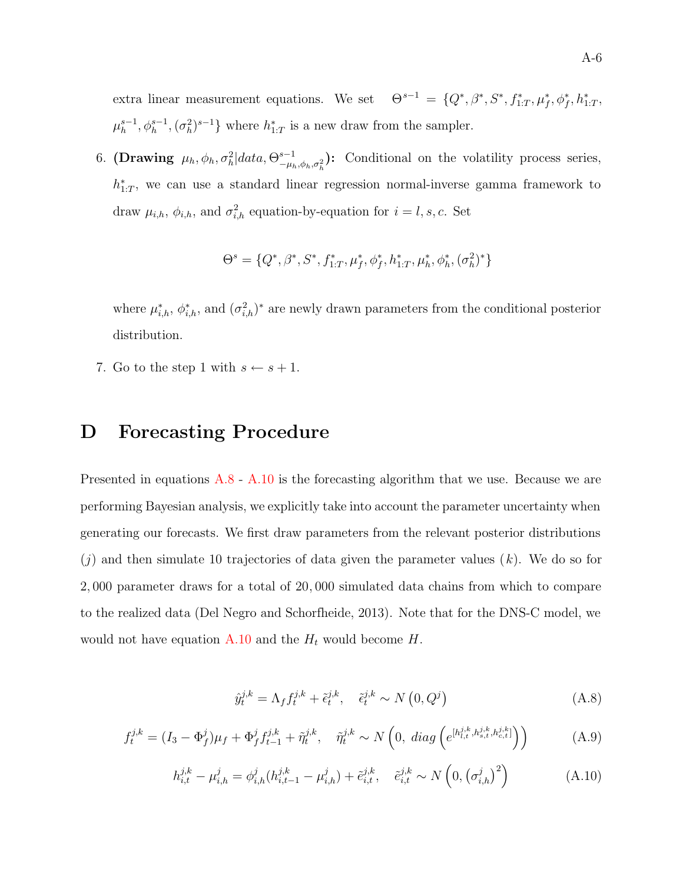extra linear measurement equations. We set $\Theta^{s-1} = \{Q^*, \beta^*, S^*, f^*_{1:T}, \mu^*_f, \phi^*_f, h^*_{1:T}, \mu^{s-1}_h, \phi^{s-1}_h, (\sigma^2_h)^{s-1}\}$ where $h^*_{1:T}$ is a new draw from the sampler.

6. **(Drawing $\mu_h, \phi_h, \sigma^2_h | data, \Theta^{s-1}_{-\mu_h,\phi_h,\sigma^2_h}$):** Conditional on the volatility process series, $h^*_{1:T}$, we can use a standard linear regression normal-inverse gamma framework to draw $\mu_{i,h}$, $\phi_{i,h}$, and $\sigma^2_{i,h}$ equation-by-equation for $i = l, s, c$. Set

$$\Theta^s = \{Q^*, \beta^*, S^*, f^*_{1:T}, \mu^*_f, \phi^*_f, h^*_{1:T}, \mu^*_h, \phi^*_h, (\sigma^2_h)^*\}$$

where $\mu^*_{i,h}$, $\phi^*_{i,h}$, and $(\sigma^2_{i,h})^*$ are newly drawn parameters from the conditional posterior distribution.

7. Go to the step 1 with $s \leftarrow s + 1$.

# D Forecasting Procedure

Presented in equations A.8 - A.10 is the forecasting algorithm that we use. Because we are performing Bayesian analysis, we explicitly take into account the parameter uncertainty when generating our forecasts. We first draw parameters from the relevant posterior distributions ($j$) and then simulate 10 trajectories of data given the parameter values ($k$). We do so for 2,000 parameter draws for a total of 20,000 simulated data chains from which to compare to the realized data (Del Negro and Schorfheide, 2013). Note that for the DNS-C model, we would not have equation A.10 and the $H_t$ would become $H$.

$$\hat{y}^{j,k}_t = \Lambda_f f^{j,k}_t + \tilde{\epsilon}^{j,k}_t, \quad \tilde{\epsilon}^{j,k}_t \sim N\left(0, Q^j\right) \tag{A.8}$$

$$f^{j,k}_t = (I_3 - \Phi^j_f)\mu_f + \Phi^j_f f^{j,k}_{t-1} + \tilde{\eta}^{j,k}_t, \quad \tilde{\eta}^{j,k}_t \sim N\left(0,\ diag\left(e^{[h^{j,k}_{l,t}, h^{j,k}_{s,t}, h^{j,k}_{c,t}]}\right)\right) \tag{A.9}$$

$$h^{j,k}_{i,t} - \mu^j_{i,h} = \phi^j_{i,h}(h^{j,k}_{i,t-1} - \mu^j_{i,h}) + \tilde{e}^{j,k}_{i,t}, \quad \tilde{e}^{j,k}_{i,t} \sim N\left(0, \left(\sigma^j_{i,h}\right)^2\right) \tag{A.10}$$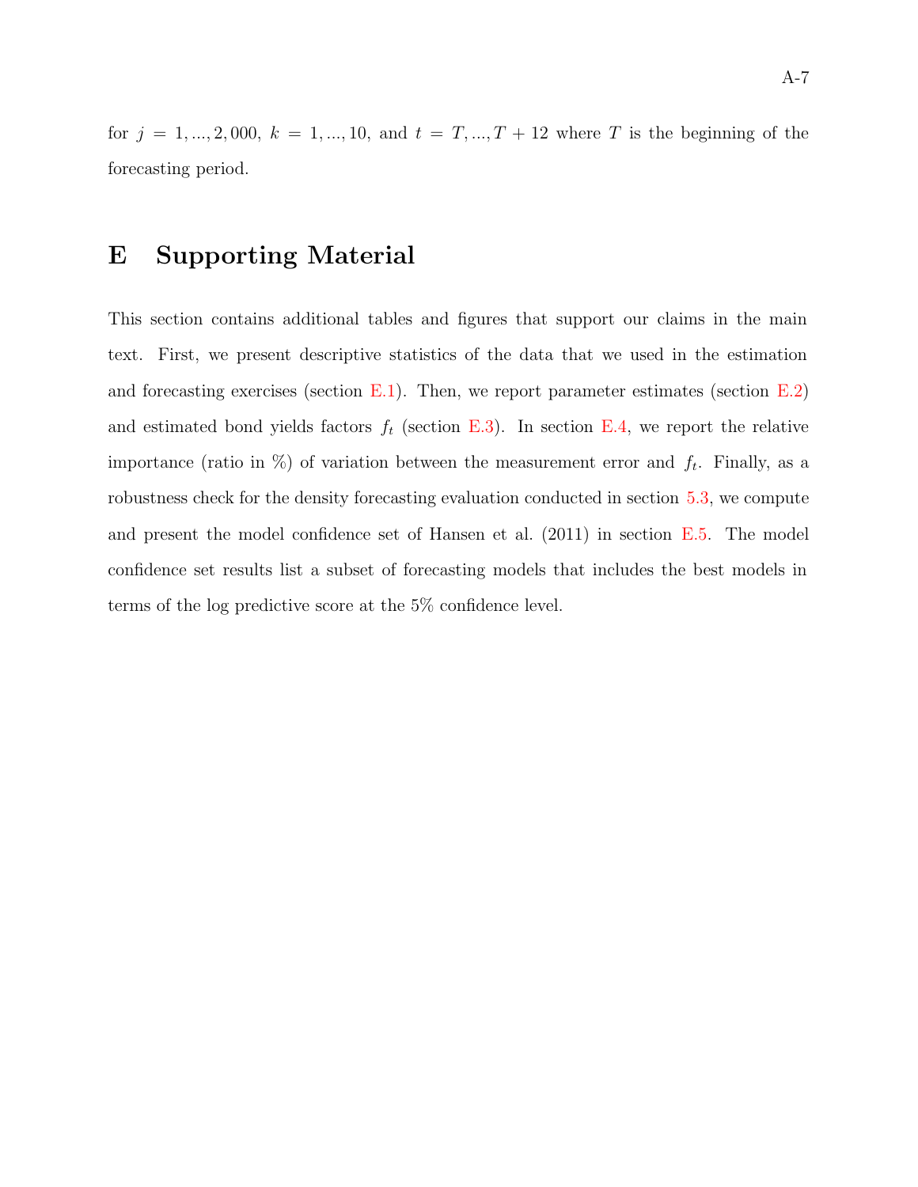for $j = 1, ..., 2,000$, $k = 1, ..., 10$, and $t = T, ..., T + 12$ where $T$ is the beginning of the forecasting period.

# E Supporting Material

This section contains additional tables and figures that support our claims in the main text. First, we present descriptive statistics of the data that we used in the estimation and forecasting exercises (section E.1). Then, we report parameter estimates (section E.2) and estimated bond yields factors $f_t$ (section E.3). In section E.4, we report the relative importance (ratio in %) of variation between the measurement error and $f_t$. Finally, as a robustness check for the density forecasting evaluation conducted in section 5.3, we compute and present the model confidence set of Hansen et al. (2011) in section E.5. The model confidence set results list a subset of forecasting models that includes the best models in terms of the log predictive score at the 5% confidence level.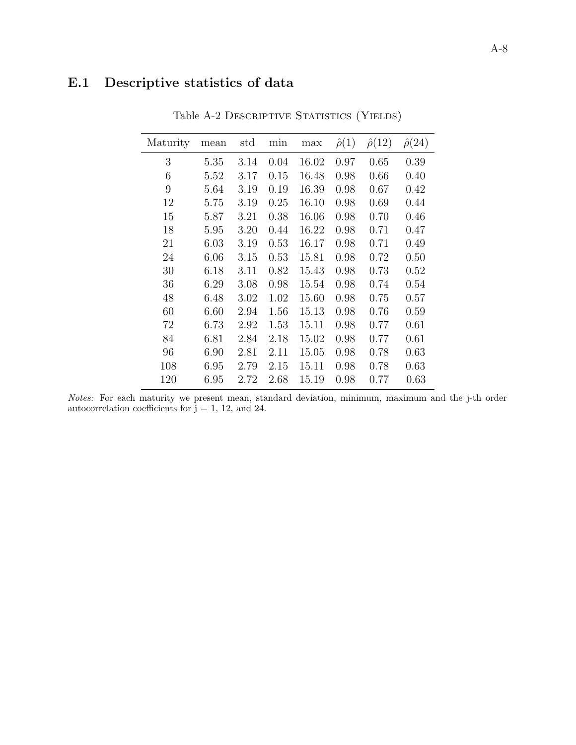## E.1 Descriptive statistics of data

Table A-2 Descriptive Statistics (Yields)

| Maturity | mean | std | min | max | $\hat{\rho}(1)$ | $\hat{\rho}(12)$ | $\hat{\rho}(24)$ |
|---|---|---|---|---|---|---|---|
| 3 | 5.35 | 3.14 | 0.04 | 16.02 | 0.97 | 0.65 | 0.39 |
| 6 | 5.52 | 3.17 | 0.15 | 16.48 | 0.98 | 0.66 | 0.40 |
| 9 | 5.64 | 3.19 | 0.19 | 16.39 | 0.98 | 0.67 | 0.42 |
| 12 | 5.75 | 3.19 | 0.25 | 16.10 | 0.98 | 0.69 | 0.44 |
| 15 | 5.87 | 3.21 | 0.38 | 16.06 | 0.98 | 0.70 | 0.46 |
| 18 | 5.95 | 3.20 | 0.44 | 16.22 | 0.98 | 0.71 | 0.47 |
| 21 | 6.03 | 3.19 | 0.53 | 16.17 | 0.98 | 0.71 | 0.49 |
| 24 | 6.06 | 3.15 | 0.53 | 15.81 | 0.98 | 0.72 | 0.50 |
| 30 | 6.18 | 3.11 | 0.82 | 15.43 | 0.98 | 0.73 | 0.52 |
| 36 | 6.29 | 3.08 | 0.98 | 15.54 | 0.98 | 0.74 | 0.54 |
| 48 | 6.48 | 3.02 | 1.02 | 15.60 | 0.98 | 0.75 | 0.57 |
| 60 | 6.60 | 2.94 | 1.56 | 15.13 | 0.98 | 0.76 | 0.59 |
| 72 | 6.73 | 2.92 | 1.53 | 15.11 | 0.98 | 0.77 | 0.61 |
| 84 | 6.81 | 2.84 | 2.18 | 15.02 | 0.98 | 0.77 | 0.61 |
| 96 | 6.90 | 2.81 | 2.11 | 15.05 | 0.98 | 0.78 | 0.63 |
| 108 | 6.95 | 2.79 | 2.15 | 15.11 | 0.98 | 0.78 | 0.63 |
| 120 | 6.95 | 2.72 | 2.68 | 15.19 | 0.98 | 0.77 | 0.63 |

*Notes:* For each maturity we present mean, standard deviation, minimum, maximum and the j-th order autocorrelation coefficients for j = 1, 12, and 24.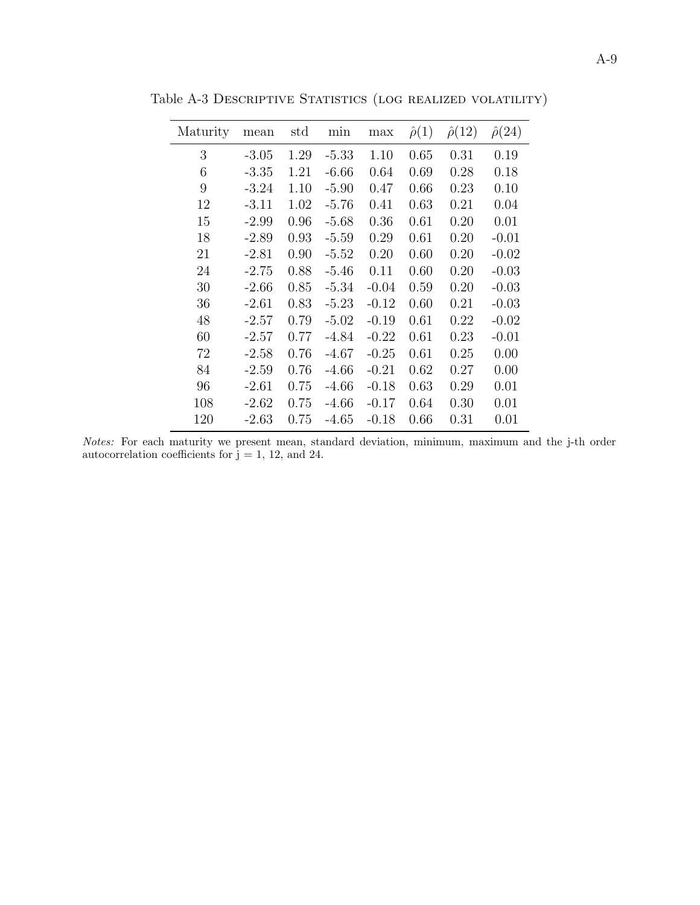Table A-3 Descriptive Statistics (log realized volatility)

| Maturity | mean | std | min | max | $\hat{\rho}(1)$ | $\hat{\rho}(12)$ | $\hat{\rho}(24)$ |
|---|---|---|---|---|---|---|---|
| 3 | -3.05 | 1.29 | -5.33 | 1.10 | 0.65 | 0.31 | 0.19 |
| 6 | -3.35 | 1.21 | -6.66 | 0.64 | 0.69 | 0.28 | 0.18 |
| 9 | -3.24 | 1.10 | -5.90 | 0.47 | 0.66 | 0.23 | 0.10 |
| 12 | -3.11 | 1.02 | -5.76 | 0.41 | 0.63 | 0.21 | 0.04 |
| 15 | -2.99 | 0.96 | -5.68 | 0.36 | 0.61 | 0.20 | 0.01 |
| 18 | -2.89 | 0.93 | -5.59 | 0.29 | 0.61 | 0.20 | -0.01 |
| 21 | -2.81 | 0.90 | -5.52 | 0.20 | 0.60 | 0.20 | -0.02 |
| 24 | -2.75 | 0.88 | -5.46 | 0.11 | 0.60 | 0.20 | -0.03 |
| 30 | -2.66 | 0.85 | -5.34 | -0.04 | 0.59 | 0.20 | -0.03 |
| 36 | -2.61 | 0.83 | -5.23 | -0.12 | 0.60 | 0.21 | -0.03 |
| 48 | -2.57 | 0.79 | -5.02 | -0.19 | 0.61 | 0.22 | -0.02 |
| 60 | -2.57 | 0.77 | -4.84 | -0.22 | 0.61 | 0.23 | -0.01 |
| 72 | -2.58 | 0.76 | -4.67 | -0.25 | 0.61 | 0.25 | 0.00 |
| 84 | -2.59 | 0.76 | -4.66 | -0.21 | 0.62 | 0.27 | 0.00 |
| 96 | -2.61 | 0.75 | -4.66 | -0.18 | 0.63 | 0.29 | 0.01 |
| 108 | -2.62 | 0.75 | -4.66 | -0.17 | 0.64 | 0.30 | 0.01 |
| 120 | -2.63 | 0.75 | -4.65 | -0.18 | 0.66 | 0.31 | 0.01 |

*Notes:* For each maturity we present mean, standard deviation, minimum, maximum and the j-th order autocorrelation coefficients for j = 1, 12, and 24.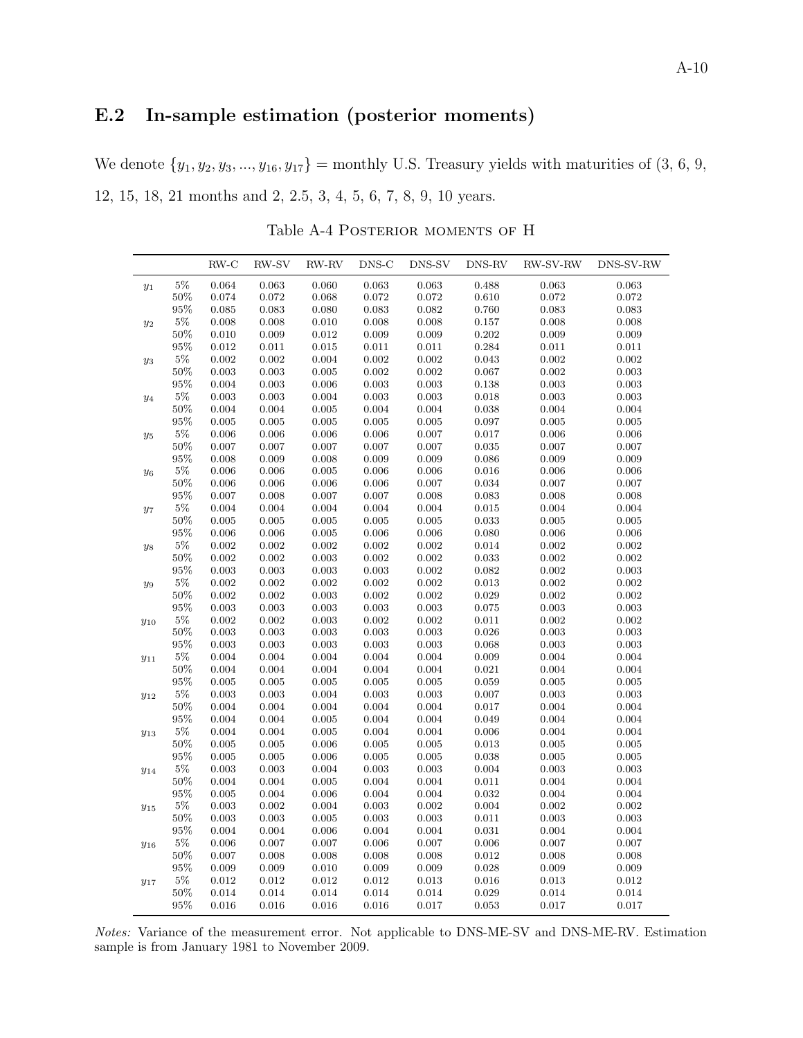## E.2 In-sample estimation (posterior moments)

We denote $\{y_1, y_2, y_3, ..., y_{16}, y_{17}\}$ = monthly U.S. Treasury yields with maturities of (3, 6, 9, 12, 15, 18, 21 months and 2, 2.5, 3, 4, 5, 6, 7, 8, 9, 10 years.

Table A-4 Posterior moments of H

| | | RW-C | RW-SV | RW-RV | DNS-C | DNS-SV | DNS-RV | RW-SV-RW | DNS-SV-RW |
|---|---|---|---|---|---|---|---|---|---|
| $y_1$ | 5% | 0.064 | 0.063 | 0.060 | 0.063 | 0.063 | 0.488 | 0.063 | 0.063 |
| | 50% | 0.074 | 0.072 | 0.068 | 0.072 | 0.072 | 0.610 | 0.072 | 0.072 |
| | 95% | 0.085 | 0.083 | 0.080 | 0.083 | 0.082 | 0.760 | 0.083 | 0.083 |
| $y_2$ | 5% | 0.008 | 0.008 | 0.010 | 0.008 | 0.008 | 0.157 | 0.008 | 0.008 |
| | 50% | 0.010 | 0.009 | 0.012 | 0.009 | 0.009 | 0.202 | 0.009 | 0.009 |
| | 95% | 0.012 | 0.011 | 0.015 | 0.011 | 0.011 | 0.284 | 0.011 | 0.011 |
| $y_3$ | 5% | 0.002 | 0.002 | 0.004 | 0.002 | 0.002 | 0.043 | 0.002 | 0.002 |
| | 50% | 0.003 | 0.003 | 0.005 | 0.002 | 0.002 | 0.067 | 0.002 | 0.003 |
| | 95% | 0.004 | 0.003 | 0.006 | 0.003 | 0.003 | 0.138 | 0.003 | 0.003 |
| $y_4$ | 5% | 0.003 | 0.003 | 0.004 | 0.003 | 0.003 | 0.018 | 0.003 | 0.003 |
| | 50% | 0.004 | 0.004 | 0.005 | 0.004 | 0.004 | 0.038 | 0.004 | 0.004 |
| | 95% | 0.005 | 0.005 | 0.005 | 0.005 | 0.005 | 0.097 | 0.005 | 0.005 |
| $y_5$ | 5% | 0.006 | 0.006 | 0.006 | 0.006 | 0.007 | 0.017 | 0.006 | 0.006 |
| | 50% | 0.007 | 0.007 | 0.007 | 0.007 | 0.007 | 0.035 | 0.007 | 0.007 |
| | 95% | 0.008 | 0.009 | 0.008 | 0.009 | 0.009 | 0.086 | 0.009 | 0.009 |
| $y_6$ | 5% | 0.006 | 0.006 | 0.005 | 0.006 | 0.006 | 0.016 | 0.006 | 0.006 |
| | 50% | 0.006 | 0.006 | 0.006 | 0.006 | 0.007 | 0.034 | 0.007 | 0.007 |
| | 95% | 0.007 | 0.008 | 0.007 | 0.007 | 0.008 | 0.083 | 0.008 | 0.008 |
| $y_7$ | 5% | 0.004 | 0.004 | 0.004 | 0.004 | 0.004 | 0.015 | 0.004 | 0.004 |
| | 50% | 0.005 | 0.005 | 0.005 | 0.005 | 0.005 | 0.033 | 0.005 | 0.005 |
| | 95% | 0.006 | 0.006 | 0.005 | 0.006 | 0.006 | 0.080 | 0.006 | 0.006 |
| $y_8$ | 5% | 0.002 | 0.002 | 0.002 | 0.002 | 0.002 | 0.014 | 0.002 | 0.002 |
| | 50% | 0.002 | 0.002 | 0.003 | 0.002 | 0.002 | 0.033 | 0.002 | 0.002 |
| | 95% | 0.003 | 0.003 | 0.003 | 0.003 | 0.002 | 0.082 | 0.002 | 0.003 |
| $y_9$ | 5% | 0.002 | 0.002 | 0.002 | 0.002 | 0.002 | 0.013 | 0.002 | 0.002 |
| | 50% | 0.002 | 0.002 | 0.003 | 0.002 | 0.002 | 0.029 | 0.002 | 0.002 |
| | 95% | 0.003 | 0.003 | 0.003 | 0.003 | 0.003 | 0.075 | 0.003 | 0.003 |
| $y_{10}$ | 5% | 0.002 | 0.002 | 0.003 | 0.002 | 0.002 | 0.011 | 0.002 | 0.002 |
| | 50% | 0.003 | 0.003 | 0.003 | 0.003 | 0.003 | 0.026 | 0.003 | 0.003 |
| | 95% | 0.003 | 0.003 | 0.003 | 0.003 | 0.003 | 0.068 | 0.003 | 0.003 |
| $y_{11}$ | 5% | 0.004 | 0.004 | 0.004 | 0.004 | 0.004 | 0.009 | 0.004 | 0.004 |
| | 50% | 0.004 | 0.004 | 0.004 | 0.004 | 0.004 | 0.021 | 0.004 | 0.004 |
| | 95% | 0.005 | 0.005 | 0.005 | 0.005 | 0.005 | 0.059 | 0.005 | 0.005 |
| $y_{12}$ | 5% | 0.003 | 0.003 | 0.004 | 0.003 | 0.003 | 0.007 | 0.003 | 0.003 |
| | 50% | 0.004 | 0.004 | 0.004 | 0.004 | 0.004 | 0.017 | 0.004 | 0.004 |
| | 95% | 0.004 | 0.004 | 0.005 | 0.004 | 0.004 | 0.049 | 0.004 | 0.004 |
| $y_{13}$ | 5% | 0.004 | 0.004 | 0.005 | 0.004 | 0.004 | 0.006 | 0.004 | 0.004 |
| | 50% | 0.005 | 0.005 | 0.006 | 0.005 | 0.005 | 0.013 | 0.005 | 0.005 |
| | 95% | 0.005 | 0.005 | 0.006 | 0.005 | 0.005 | 0.038 | 0.005 | 0.005 |
| $y_{14}$ | 5% | 0.003 | 0.003 | 0.004 | 0.003 | 0.003 | 0.004 | 0.003 | 0.003 |
| | 50% | 0.004 | 0.004 | 0.005 | 0.004 | 0.004 | 0.011 | 0.004 | 0.004 |
| | 95% | 0.005 | 0.004 | 0.006 | 0.004 | 0.004 | 0.032 | 0.004 | 0.004 |
| $y_{15}$ | 5% | 0.003 | 0.002 | 0.004 | 0.003 | 0.002 | 0.004 | 0.002 | 0.002 |
| | 50% | 0.003 | 0.003 | 0.005 | 0.003 | 0.003 | 0.011 | 0.003 | 0.003 |
| | 95% | 0.004 | 0.004 | 0.006 | 0.004 | 0.004 | 0.031 | 0.004 | 0.004 |
| $y_{16}$ | 5% | 0.006 | 0.007 | 0.007 | 0.006 | 0.007 | 0.006 | 0.007 | 0.007 |
| | 50% | 0.007 | 0.008 | 0.008 | 0.008 | 0.008 | 0.012 | 0.008 | 0.008 |
| | 95% | 0.009 | 0.009 | 0.010 | 0.009 | 0.009 | 0.028 | 0.009 | 0.009 |
| $y_{17}$ | 5% | 0.012 | 0.012 | 0.012 | 0.012 | 0.013 | 0.016 | 0.013 | 0.012 |
| | 50% | 0.014 | 0.014 | 0.014 | 0.014 | 0.014 | 0.029 | 0.014 | 0.014 |
| | 95% | 0.016 | 0.016 | 0.016 | 0.016 | 0.017 | 0.053 | 0.017 | 0.017 |

*Notes:* Variance of the measurement error. Not applicable to DNS-ME-SV and DNS-ME-RV. Estimation sample is from January 1981 to November 2009.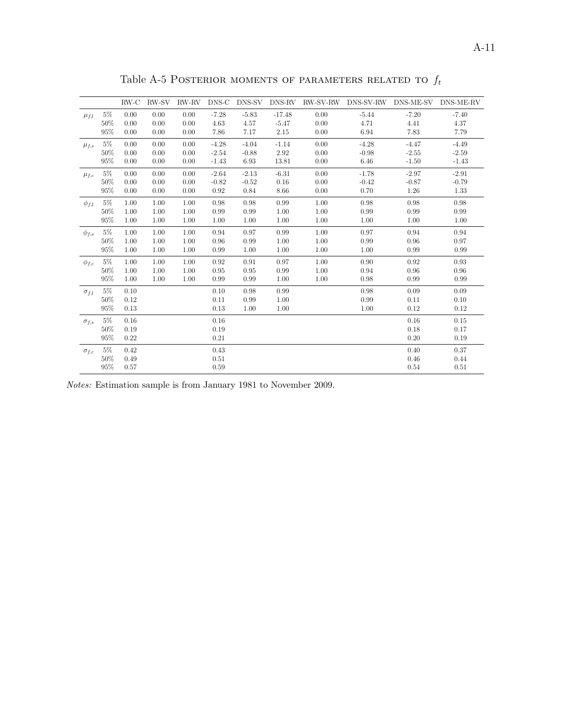Table A-5 Posterior moments of parameters related to $f_t$

| | | RW-C | RW-SV | RW-RV | DNS-C | DNS-SV | DNS-RV | RW-SV-RW | DNS-SV-RW | DNS-ME-SV | DNS-ME-RV |
|---|---|---|---|---|---|---|---|---|---|---|---|
| $\mu_{f,l}$ | 5% | 0.00 | 0.00 | 0.00 | -7.28 | -5.83 | -17.48 | 0.00 | -5.44 | -7.20 | -7.40 |
| | 50% | 0.00 | 0.00 | 0.00 | 4.63 | 4.57 | -5.47 | 0.00 | 4.71 | 4.41 | 4.37 |
| | 95% | 0.00 | 0.00 | 0.00 | 7.86 | 7.17 | 2.15 | 0.00 | 6.94 | 7.83 | 7.79 |
| $\mu_{f,s}$ | 5% | 0.00 | 0.00 | 0.00 | -4.28 | -4.04 | -1.14 | 0.00 | -4.28 | -4.47 | -4.49 |
| | 50% | 0.00 | 0.00 | 0.00 | -2.54 | -0.88 | 2.92 | 0.00 | -0.98 | -2.55 | -2.59 |
| | 95% | 0.00 | 0.00 | 0.00 | -1.43 | 6.93 | 13.81 | 0.00 | 6.46 | -1.50 | -1.43 |
| $\mu_{f,c}$ | 5% | 0.00 | 0.00 | 0.00 | -2.64 | -2.13 | -6.31 | 0.00 | -1.78 | -2.97 | -2.91 |
| | 50% | 0.00 | 0.00 | 0.00 | -0.82 | -0.52 | 0.16 | 0.00 | -0.42 | -0.87 | -0.79 |
| | 95% | 0.00 | 0.00 | 0.00 | 0.92 | 0.84 | 8.66 | 0.00 | 0.70 | 1.26 | 1.33 |
| $\phi_{f,l}$ | 5% | 1.00 | 1.00 | 1.00 | 0.98 | 0.98 | 0.99 | 1.00 | 0.98 | 0.98 | 0.98 |
| | 50% | 1.00 | 1.00 | 1.00 | 0.99 | 0.99 | 1.00 | 1.00 | 0.99 | 0.99 | 0.99 |
| | 95% | 1.00 | 1.00 | 1.00 | 1.00 | 1.00 | 1.00 | 1.00 | 1.00 | 1.00 | 1.00 |
| $\phi_{f,s}$ | 5% | 1.00 | 1.00 | 1.00 | 0.94 | 0.97 | 0.99 | 1.00 | 0.97 | 0.94 | 0.94 |
| | 50% | 1.00 | 1.00 | 1.00 | 0.96 | 0.99 | 1.00 | 1.00 | 0.99 | 0.96 | 0.97 |
| | 95% | 1.00 | 1.00 | 1.00 | 0.99 | 1.00 | 1.00 | 1.00 | 1.00 | 0.99 | 0.99 |
| $\phi_{f,c}$ | 5% | 1.00 | 1.00 | 1.00 | 0.92 | 0.91 | 0.97 | 1.00 | 0.90 | 0.92 | 0.93 |
| | 50% | 1.00 | 1.00 | 1.00 | 0.95 | 0.95 | 0.99 | 1.00 | 0.94 | 0.96 | 0.96 |
| | 95% | 1.00 | 1.00 | 1.00 | 0.99 | 0.99 | 1.00 | 1.00 | 0.98 | 0.99 | 0.99 |
| $\sigma_{f,l}$ | 5% | 0.10 | | | 0.10 | 0.98 | 0.99 | | 0.98 | 0.09 | 0.09 |
| | 50% | 0.12 | | | 0.11 | 0.99 | 1.00 | | 0.99 | 0.11 | 0.10 |
| | 95% | 0.13 | | | 0.13 | 1.00 | 1.00 | | 1.00 | 0.12 | 0.12 |
| $\sigma_{f,s}$ | 5% | 0.16 | | | 0.16 | | | | | 0.16 | 0.15 |
| | 50% | 0.19 | | | 0.19 | | | | | 0.18 | 0.17 |
| | 95% | 0.22 | | | 0.21 | | | | | 0.20 | 0.19 |
| $\sigma_{f,c}$ | 5% | 0.42 | | | 0.43 | | | | | 0.40 | 0.37 |
| | 50% | 0.49 | | | 0.51 | | | | | 0.46 | 0.44 |
| | 95% | 0.57 | | | 0.59 | | | | | 0.54 | 0.51 |

*Notes:* Estimation sample is from January 1981 to November 2009.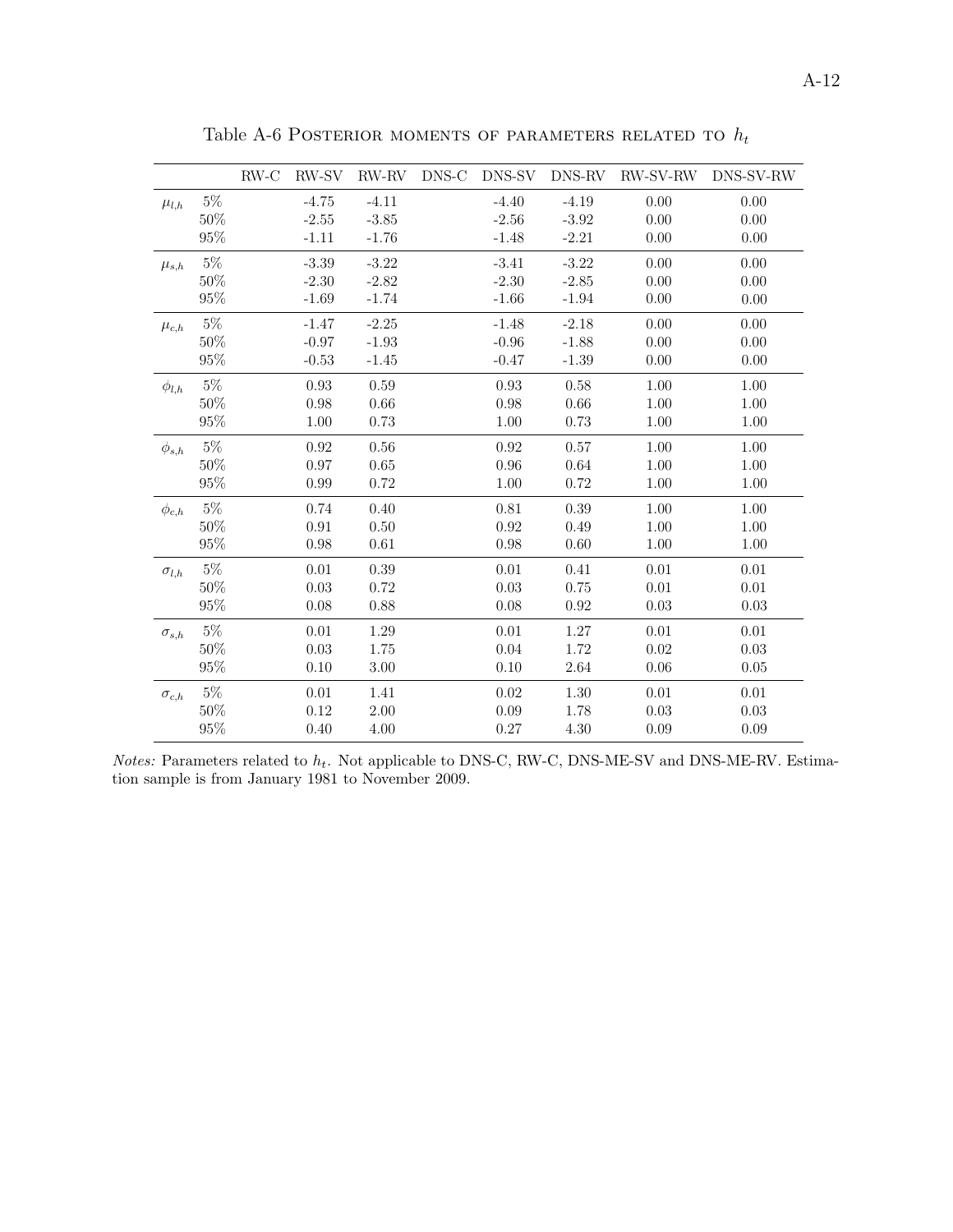Table A-6 Posterior moments of parameters related to $h_t$

| | | RW-C | RW-SV | RW-RV | DNS-C | DNS-SV | DNS-RV | RW-SV-RW | DNS-SV-RW |
|---|---|---|---|---|---|---|---|---|---|
| $\mu_{l,h}$ | 5% | | -4.75 | -4.11 | | -4.40 | -4.19 | 0.00 | 0.00 |
| | 50% | | -2.55 | -3.85 | | -2.56 | -3.92 | 0.00 | 0.00 |
| | 95% | | -1.11 | -1.76 | | -1.48 | -2.21 | 0.00 | 0.00 |
| $\mu_{s,h}$ | 5% | | -3.39 | -3.22 | | -3.41 | -3.22 | 0.00 | 0.00 |
| | 50% | | -2.30 | -2.82 | | -2.30 | -2.85 | 0.00 | 0.00 |
| | 95% | | -1.69 | -1.74 | | -1.66 | -1.94 | 0.00 | 0.00 |
| $\mu_{c,h}$ | 5% | | -1.47 | -2.25 | | -1.48 | -2.18 | 0.00 | 0.00 |
| | 50% | | -0.97 | -1.93 | | -0.96 | -1.88 | 0.00 | 0.00 |
| | 95% | | -0.53 | -1.45 | | -0.47 | -1.39 | 0.00 | 0.00 |
| $\phi_{l,h}$ | 5% | | 0.93 | 0.59 | | 0.93 | 0.58 | 1.00 | 1.00 |
| | 50% | | 0.98 | 0.66 | | 0.98 | 0.66 | 1.00 | 1.00 |
| | 95% | | 1.00 | 0.73 | | 1.00 | 0.73 | 1.00 | 1.00 |
| $\phi_{s,h}$ | 5% | | 0.92 | 0.56 | | 0.92 | 0.57 | 1.00 | 1.00 |
| | 50% | | 0.97 | 0.65 | | 0.96 | 0.64 | 1.00 | 1.00 |
| | 95% | | 0.99 | 0.72 | | 1.00 | 0.72 | 1.00 | 1.00 |
| $\phi_{c,h}$ | 5% | | 0.74 | 0.40 | | 0.81 | 0.39 | 1.00 | 1.00 |
| | 50% | | 0.91 | 0.50 | | 0.92 | 0.49 | 1.00 | 1.00 |
| | 95% | | 0.98 | 0.61 | | 0.98 | 0.60 | 1.00 | 1.00 |
| $\sigma_{l,h}$ | 5% | | 0.01 | 0.39 | | 0.01 | 0.41 | 0.01 | 0.01 |
| | 50% | | 0.03 | 0.72 | | 0.03 | 0.75 | 0.01 | 0.01 |
| | 95% | | 0.08 | 0.88 | | 0.08 | 0.92 | 0.03 | 0.03 |
| $\sigma_{s,h}$ | 5% | | 0.01 | 1.29 | | 0.01 | 1.27 | 0.01 | 0.01 |
| | 50% | | 0.03 | 1.75 | | 0.04 | 1.72 | 0.02 | 0.03 |
| | 95% | | 0.10 | 3.00 | | 0.10 | 2.64 | 0.06 | 0.05 |
| $\sigma_{c,h}$ | 5% | | 0.01 | 1.41 | | 0.02 | 1.30 | 0.01 | 0.01 |
| | 50% | | 0.12 | 2.00 | | 0.09 | 1.78 | 0.03 | 0.03 |
| | 95% | | 0.40 | 4.00 | | 0.27 | 4.30 | 0.09 | 0.09 |

*Notes:* Parameters related to $h_t$. Not applicable to DNS-C, RW-C, DNS-ME-SV and DNS-ME-RV. Estimation sample is from January 1981 to November 2009.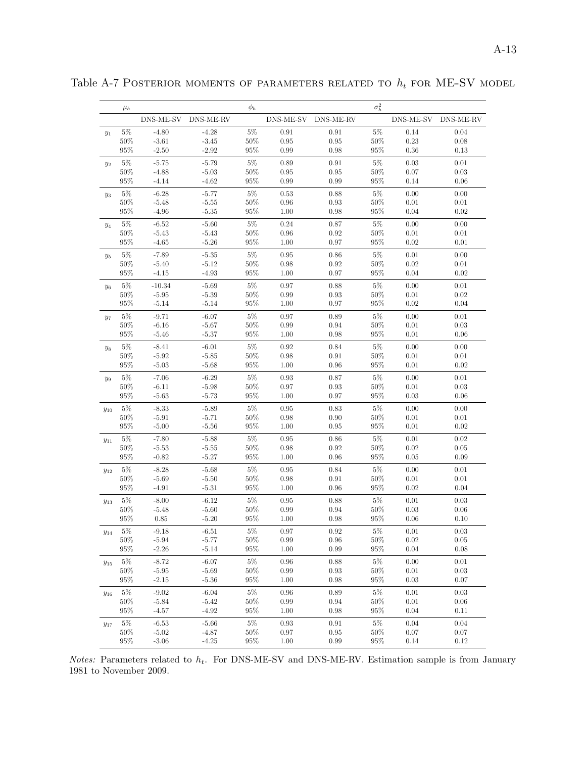Table A-7 POSTERIOR MOMENTS OF PARAMETERS RELATED TO $h_t$ FOR ME-SV MODEL

| | $\mu_h$ | | | $\phi_h$ | | | $\sigma_h^2$ | | |
|---|---|---|---|---|---|---|---|---|---|
| | | DNS-ME-SV | DNS-ME-RV | | DNS-ME-SV | DNS-ME-RV | | DNS-ME-SV | DNS-ME-RV |
| $y_1$ | 5% | -4.80 | -4.28 | 5% | 0.91 | 0.91 | 5% | 0.14 | 0.04 |
| | 50% | -3.61 | -3.45 | 50% | 0.95 | 0.95 | 50% | 0.23 | 0.08 |
| | 95% | -2.50 | -2.92 | 95% | 0.99 | 0.98 | 95% | 0.36 | 0.13 |
| $y_2$ | 5% | -5.75 | -5.79 | 5% | 0.89 | 0.91 | 5% | 0.03 | 0.01 |
| | 50% | -4.88 | -5.03 | 50% | 0.95 | 0.95 | 50% | 0.07 | 0.03 |
| | 95% | -4.14 | -4.62 | 95% | 0.99 | 0.99 | 95% | 0.14 | 0.06 |
| $y_3$ | 5% | -6.28 | -5.77 | 5% | 0.53 | 0.88 | 5% | 0.00 | 0.00 |
| | 50% | -5.48 | -5.55 | 50% | 0.96 | 0.93 | 50% | 0.01 | 0.01 |
| | 95% | -4.96 | -5.35 | 95% | 1.00 | 0.98 | 95% | 0.04 | 0.02 |
| $y_4$ | 5% | -6.52 | -5.60 | 5% | 0.24 | 0.87 | 5% | 0.00 | 0.00 |
| | 50% | -5.43 | -5.43 | 50% | 0.96 | 0.92 | 50% | 0.01 | 0.01 |
| | 95% | -4.65 | -5.26 | 95% | 1.00 | 0.97 | 95% | 0.02 | 0.01 |
| $y_5$ | 5% | -7.89 | -5.35 | 5% | 0.95 | 0.86 | 5% | 0.01 | 0.00 |
| | 50% | -5.40 | -5.12 | 50% | 0.98 | 0.92 | 50% | 0.02 | 0.01 |
| | 95% | -4.15 | -4.93 | 95% | 1.00 | 0.97 | 95% | 0.04 | 0.02 |
| $y_6$ | 5% | -10.34 | -5.69 | 5% | 0.97 | 0.88 | 5% | 0.00 | 0.01 |
| | 50% | -5.95 | -5.39 | 50% | 0.99 | 0.93 | 50% | 0.01 | 0.02 |
| | 95% | -5.14 | -5.14 | 95% | 1.00 | 0.97 | 95% | 0.02 | 0.04 |
| $y_7$ | 5% | -9.71 | -6.07 | 5% | 0.97 | 0.89 | 5% | 0.00 | 0.01 |
| | 50% | -6.16 | -5.67 | 50% | 0.99 | 0.94 | 50% | 0.01 | 0.03 |
| | 95% | -5.46 | -5.37 | 95% | 1.00 | 0.98 | 95% | 0.01 | 0.06 |
| $y_8$ | 5% | -8.41 | -6.01 | 5% | 0.92 | 0.84 | 5% | 0.00 | 0.00 |
| | 50% | -5.92 | -5.85 | 50% | 0.98 | 0.91 | 50% | 0.01 | 0.01 |
| | 95% | -5.03 | -5.68 | 95% | 1.00 | 0.96 | 95% | 0.01 | 0.02 |
| $y_9$ | 5% | -7.06 | -6.29 | 5% | 0.93 | 0.87 | 5% | 0.00 | 0.01 |
| | 50% | -6.11 | -5.98 | 50% | 0.97 | 0.93 | 50% | 0.01 | 0.03 |
| | 95% | -5.63 | -5.73 | 95% | 1.00 | 0.97 | 95% | 0.03 | 0.06 |
| $y_{10}$ | 5% | -8.33 | -5.89 | 5% | 0.95 | 0.83 | 5% | 0.00 | 0.00 |
| | 50% | -5.91 | -5.71 | 50% | 0.98 | 0.90 | 50% | 0.01 | 0.01 |
| | 95% | -5.00 | -5.56 | 95% | 1.00 | 0.95 | 95% | 0.01 | 0.02 |
| $y_{11}$ | 5% | -7.80 | -5.88 | 5% | 0.95 | 0.86 | 5% | 0.01 | 0.02 |
| | 50% | -5.53 | -5.55 | 50% | 0.98 | 0.92 | 50% | 0.02 | 0.05 |
| | 95% | -0.82 | -5.27 | 95% | 1.00 | 0.96 | 95% | 0.05 | 0.09 |
| $y_{12}$ | 5% | -8.28 | -5.68 | 5% | 0.95 | 0.84 | 5% | 0.00 | 0.01 |
| | 50% | -5.69 | -5.50 | 50% | 0.98 | 0.91 | 50% | 0.01 | 0.01 |
| | 95% | -4.91 | -5.31 | 95% | 1.00 | 0.96 | 95% | 0.02 | 0.04 |
| $y_{13}$ | 5% | -8.00 | -6.12 | 5% | 0.95 | 0.88 | 5% | 0.01 | 0.03 |
| | 50% | -5.48 | -5.60 | 50% | 0.99 | 0.94 | 50% | 0.03 | 0.06 |
| | 95% | 0.85 | -5.20 | 95% | 1.00 | 0.98 | 95% | 0.06 | 0.10 |
| $y_{14}$ | 5% | -9.18 | -6.51 | 5% | 0.97 | 0.92 | 5% | 0.01 | 0.03 |
| | 50% | -5.94 | -5.77 | 50% | 0.99 | 0.96 | 50% | 0.02 | 0.05 |
| | 95% | -2.26 | -5.14 | 95% | 1.00 | 0.99 | 95% | 0.04 | 0.08 |
| $y_{15}$ | 5% | -8.72 | -6.07 | 5% | 0.96 | 0.88 | 5% | 0.00 | 0.01 |
| | 50% | -5.95 | -5.69 | 50% | 0.99 | 0.93 | 50% | 0.01 | 0.03 |
| | 95% | -2.15 | -5.36 | 95% | 1.00 | 0.98 | 95% | 0.03 | 0.07 |
| $y_{16}$ | 5% | -9.02 | -6.04 | 5% | 0.96 | 0.89 | 5% | 0.01 | 0.03 |
| | 50% | -5.84 | -5.42 | 50% | 0.99 | 0.94 | 50% | 0.01 | 0.06 |
| | 95% | -4.57 | -4.92 | 95% | 1.00 | 0.98 | 95% | 0.04 | 0.11 |
| $y_{17}$ | 5% | -6.53 | -5.66 | 5% | 0.93 | 0.91 | 5% | 0.04 | 0.04 |
| | 50% | -5.02 | -4.87 | 50% | 0.97 | 0.95 | 50% | 0.07 | 0.07 |
| | 95% | -3.06 | -4.25 | 95% | 1.00 | 0.99 | 95% | 0.14 | 0.12 |

*Notes:* Parameters related to $h_t$. For DNS-ME-SV and DNS-ME-RV. Estimation sample is from January 1981 to November 2009.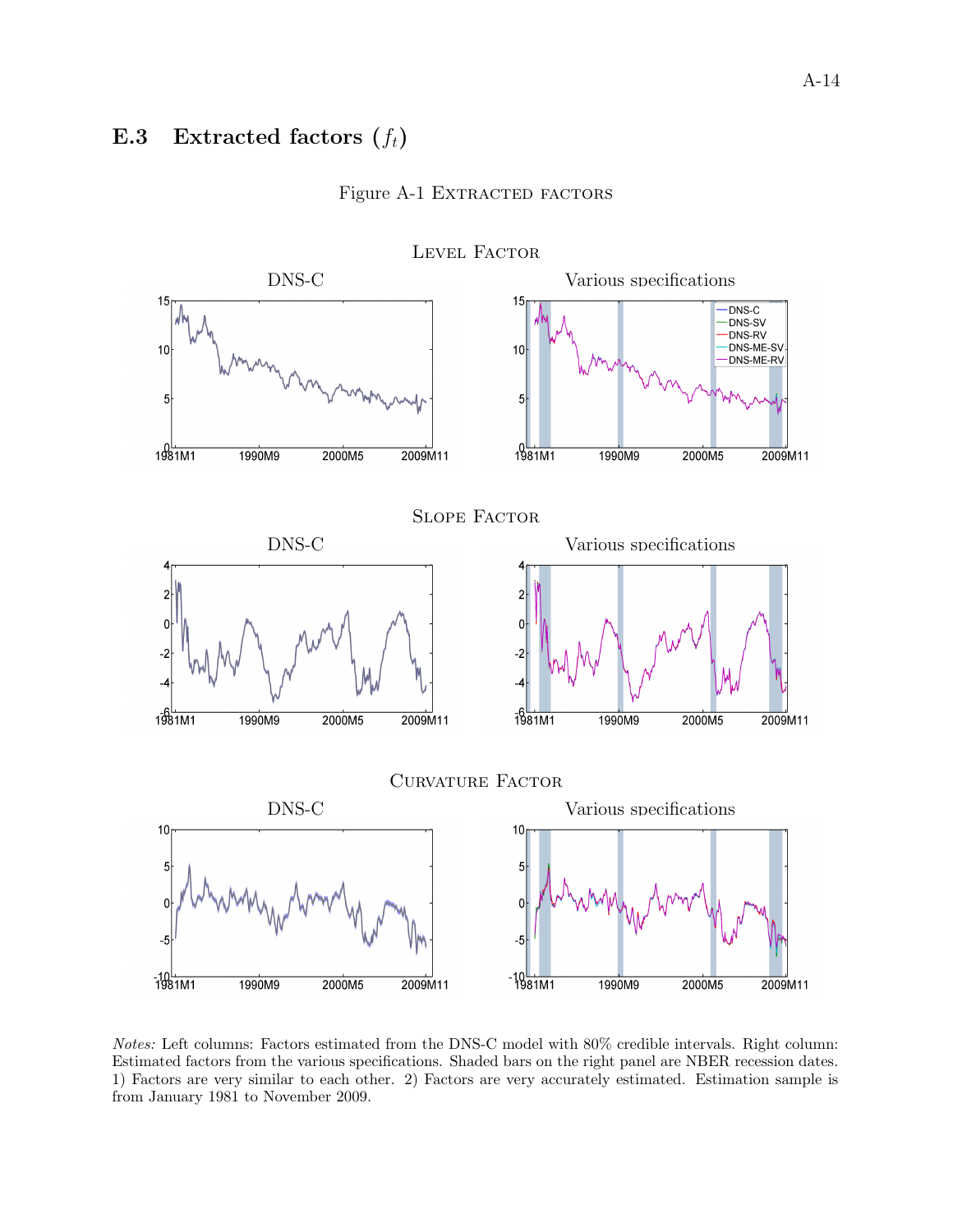## E.3 Extracted factors ($f_t$)

Figure A-1 Extracted factors

Level Factor

Slope Factor

Curvature Factor

*Notes:* Left columns: Factors estimated from the DNS-C model with 80% credible intervals. Right column: Estimated factors from the various specifications. Shaded bars on the right panel are NBER recession dates. 1) Factors are very similar to each other. 2) Factors are very accurately estimated. Estimation sample is from January 1981 to November 2009.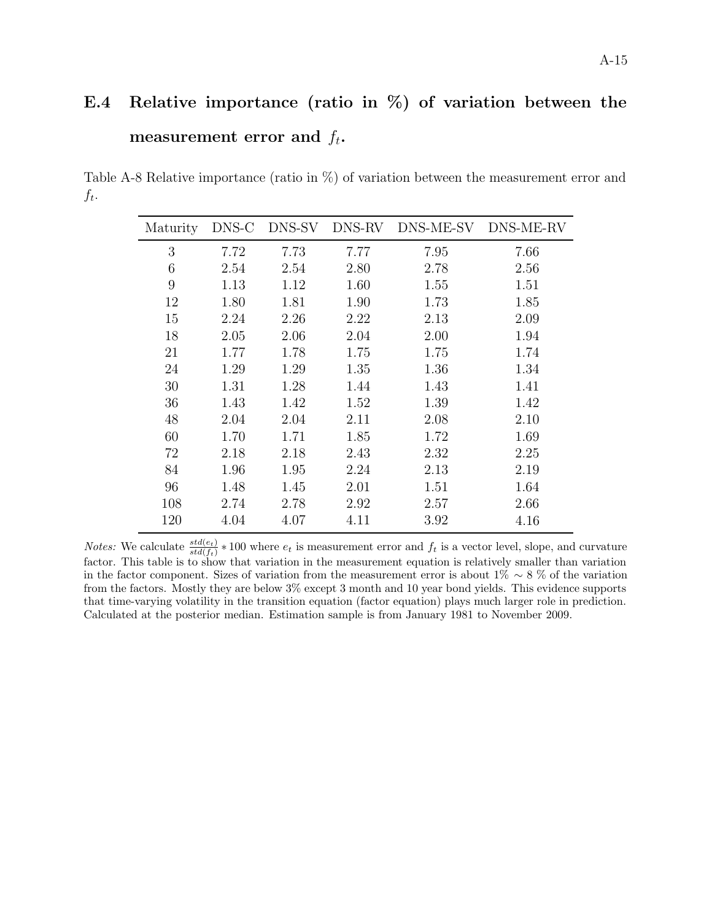## E.4 Relative importance (ratio in %) of variation between the measurement error and $f_t$.

Table A-8 Relative importance (ratio in %) of variation between the measurement error and $f_t$.

| Maturity | DNS-C | DNS-SV | DNS-RV | DNS-ME-SV | DNS-ME-RV |
|---|---|---|---|---|---|
| 3 | 7.72 | 7.73 | 7.77 | 7.95 | 7.66 |
| 6 | 2.54 | 2.54 | 2.80 | 2.78 | 2.56 |
| 9 | 1.13 | 1.12 | 1.60 | 1.55 | 1.51 |
| 12 | 1.80 | 1.81 | 1.90 | 1.73 | 1.85 |
| 15 | 2.24 | 2.26 | 2.22 | 2.13 | 2.09 |
| 18 | 2.05 | 2.06 | 2.04 | 2.00 | 1.94 |
| 21 | 1.77 | 1.78 | 1.75 | 1.75 | 1.74 |
| 24 | 1.29 | 1.29 | 1.35 | 1.36 | 1.34 |
| 30 | 1.31 | 1.28 | 1.44 | 1.43 | 1.41 |
| 36 | 1.43 | 1.42 | 1.52 | 1.39 | 1.42 |
| 48 | 2.04 | 2.04 | 2.11 | 2.08 | 2.10 |
| 60 | 1.70 | 1.71 | 1.85 | 1.72 | 1.69 |
| 72 | 2.18 | 2.18 | 2.43 | 2.32 | 2.25 |
| 84 | 1.96 | 1.95 | 2.24 | 2.13 | 2.19 |
| 96 | 1.48 | 1.45 | 2.01 | 1.51 | 1.64 |
| 108 | 2.74 | 2.78 | 2.92 | 2.57 | 2.66 |
| 120 | 4.04 | 4.07 | 4.11 | 3.92 | 4.16 |

*Notes:* We calculate $\frac{std(e_t)}{std(f_t)} * 100$ where $e_t$ is measurement error and $f_t$ is a vector level, slope, and curvature factor. This table is to show that variation in the measurement equation is relatively smaller than variation in the factor component. Sizes of variation from the measurement error is about 1% $\sim$ 8 % of the variation from the factors. Mostly they are below 3% except 3 month and 10 year bond yields. This evidence supports that time-varying volatility in the transition equation (factor equation) plays much larger role in prediction. Calculated at the posterior median. Estimation sample is from January 1981 to November 2009.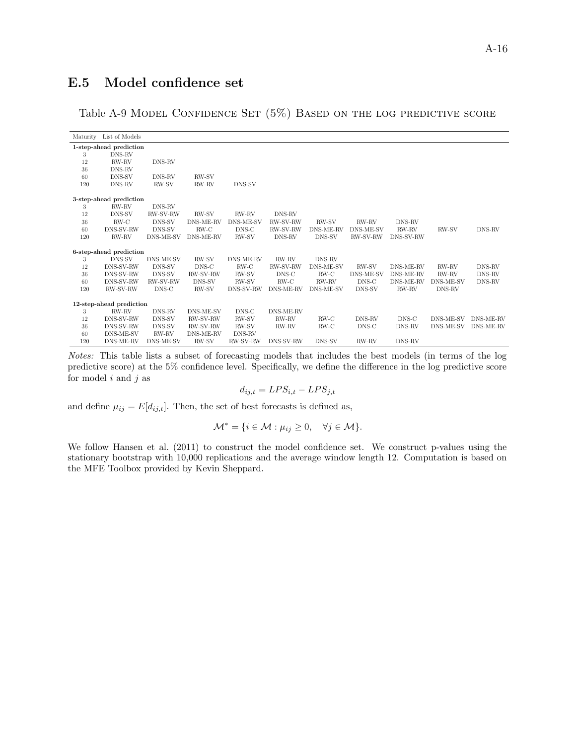## E.5 Model confidence set

Table A-9 Model Confidence Set (5%) Based on the log predictive score

| Maturity | List of Models | | | | | | | | | |
|---|---|---|---|---|---|---|---|---|---|---|
| **1-step-ahead prediction** | | | | | | | | | | |
| 3 | DNS-RV | | | | | | | | | |
| 12 | RW-RV | DNS-RV | | | | | | | | |
| 36 | DNS-RV | | | | | | | | | |
| 60 | DNS-SV | DNS-RV | RW-SV | | | | | | | |
| 120 | DNS-RV | RW-SV | RW-RV | DNS-SV | | | | | | |
| **3-step-ahead prediction** | | | | | | | | | | |
| 3 | RW-RV | DNS-RV | | | | | | | | |
| 12 | DNS-SV | RW-SV-RW | RW-SV | RW-RV | DNS-RV | | | | | |
| 36 | RW-C | DNS-SV | DNS-ME-RV | DNS-ME-SV | RW-SV-RW | RW-SV | RW-RV | DNS-RV | | |
| 60 | DNS-SV-RW | DNS-SV | RW-C | DNS-C | RW-SV-RW | DNS-ME-RV | DNS-ME-SV | RW-RV | RW-SV | DNS-RV |
| 120 | RW-RV | DNS-ME-SV | DNS-ME-RV | RW-SV | DNS-RV | DNS-SV | RW-SV-RW | DNS-SV-RW | | |
| **6-step-ahead prediction** | | | | | | | | | | |
| 3 | DNS-SV | DNS-ME-SV | RW-SV | DNS-ME-RV | RW-RV | DNS-RV | | | | |
| 12 | DNS-SV-RW | DNS-SV | DNS-C | RW-C | RW-SV-RW | DNS-ME-SV | RW-SV | DNS-ME-RV | RW-RV | DNS-RV |
| 36 | DNS-SV-RW | DNS-SV | RW-SV-RW | RW-SV | DNS-C | RW-C | DNS-ME-SV | DNS-ME-RV | RW-RV | DNS-RV |
| 60 | DNS-SV-RW | RW-SV-RW | DNS-SV | RW-SV | RW-C | RW-RV | DNS-C | DNS-ME-RV | DNS-ME-SV | DNS-RV |
| 120 | RW-SV-RW | DNS-C | RW-SV | DNS-SV-RW | DNS-ME-RV | DNS-ME-SV | DNS-SV | RW-RV | DNS-RV | |
| **12-step-ahead prediction** | | | | | | | | | | |
| 3 | RW-RV | DNS-RV | DNS-ME-SV | DNS-C | DNS-ME-RV | | | | | |
| 12 | DNS-SV-RW | DNS-SV | RW-SV-RW | RW-SV | RW-RV | RW-C | DNS-RV | DNS-C | DNS-ME-SV | DNS-ME-RV |
| 36 | DNS-SV-RW | DNS-SV | RW-SV-RW | RW-SV | RW-RV | RW-C | DNS-C | DNS-RV | DNS-ME-SV | DNS-ME-RV |
| 60 | DNS-ME-SV | RW-RV | DNS-ME-RV | DNS-RV | | | | | | |
| 120 | DNS-ME-RV | DNS-ME-SV | RW-SV | RW-SV-RW | DNS-SV-RW | DNS-SV | RW-RV | DNS-RV | | |

*Notes:* This table lists a subset of forecasting models that includes the best models (in terms of the log predictive score) at the 5% confidence level. Specifically, we define the difference in the log predictive score for model $i$ and $j$ as

$$d_{ij,t} = LPS_{i,t} - LPS_{j,t}$$

and define $\mu_{ij} = E[d_{ij,t}]$. Then, the set of best forecasts is defined as,

$$\mathcal{M}^* = \{i \in \mathcal{M} : \mu_{ij} \geq 0, \quad \forall j \in \mathcal{M}\}.$$

We follow Hansen et al. (2011) to construct the model confidence set. We construct p-values using the stationary bootstrap with 10,000 replications and the average window length 12. Computation is based on the MFE Toolbox provided by Kevin Sheppard.